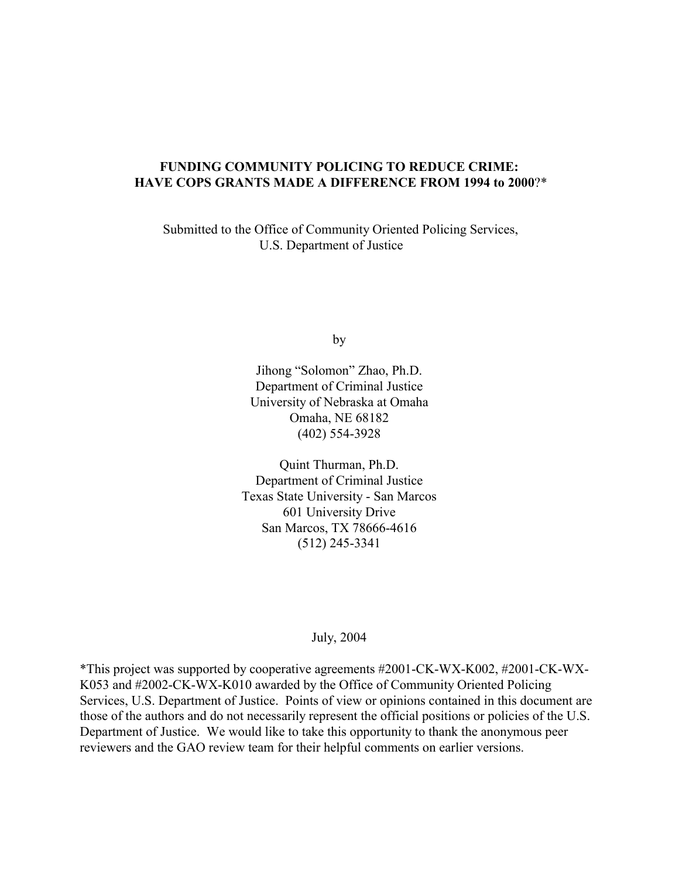# FUNDING COMMUNITY POLICING TO REDUCE CRIME: HAVE COPS GRANTS MADE A DIFFERENCE FROM 1994 to 2000?*

Submitted to the Office of Community Oriented Policing Services,
U.S. Department of Justice

by

Jihong "Solomon" Zhao, Ph.D.
Department of Criminal Justice
University of Nebraska at Omaha
Omaha, NE 68182
(402) 554-3928

Quint Thurman, Ph.D.
Department of Criminal Justice
Texas State University - San Marcos
601 University Drive
San Marcos, TX 78666-4616
(512) 245-3341

July, 2004

*This project was supported by cooperative agreements #2001-CK-WX-K002, #2001-CK-WX-K053 and #2002-CK-WX-K010 awarded by the Office of Community Oriented Policing Services, U.S. Department of Justice. Points of view or opinions contained in this document are those of the authors and do not necessarily represent the official positions or policies of the U.S. Department of Justice. We would like to take this opportunity to thank the anonymous peer reviewers and the GAO review team for their helpful comments on earlier versions.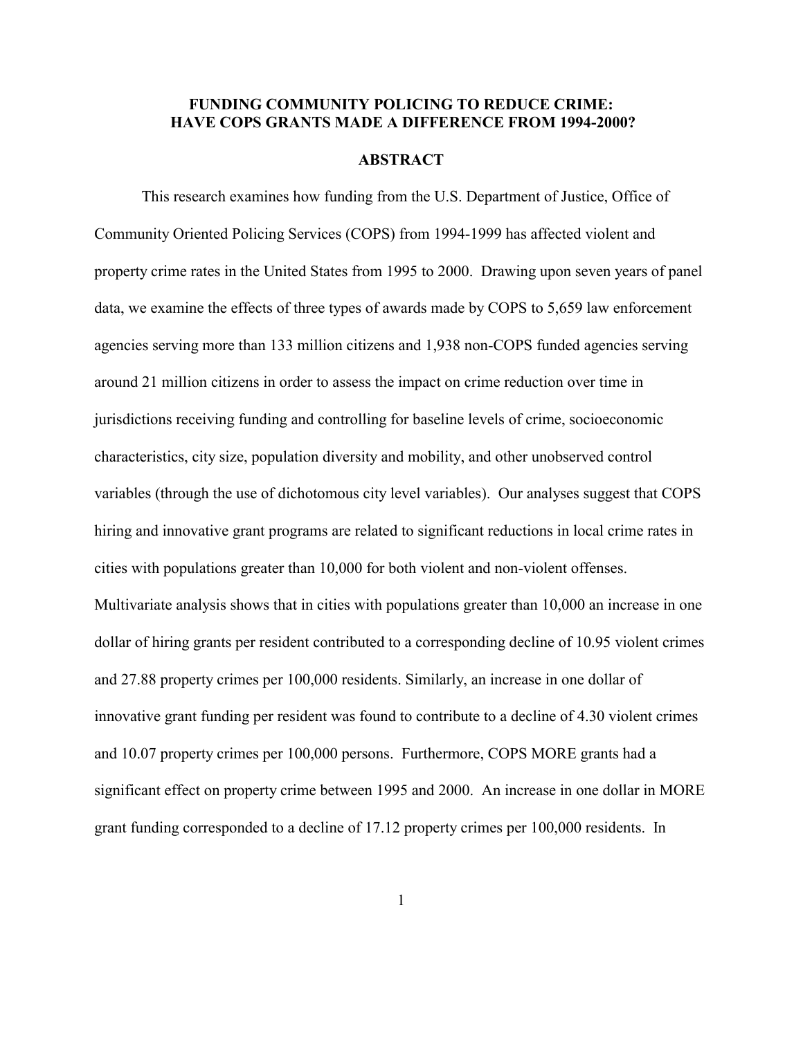# FUNDING COMMUNITY POLICING TO REDUCE CRIME: HAVE COPS GRANTS MADE A DIFFERENCE FROM 1994-2000?

## ABSTRACT

This research examines how funding from the U.S. Department of Justice, Office of Community Oriented Policing Services (COPS) from 1994-1999 has affected violent and property crime rates in the United States from 1995 to 2000. Drawing upon seven years of panel data, we examine the effects of three types of awards made by COPS to 5,659 law enforcement agencies serving more than 133 million citizens and 1,938 non-COPS funded agencies serving around 21 million citizens in order to assess the impact on crime reduction over time in jurisdictions receiving funding and controlling for baseline levels of crime, socioeconomic characteristics, city size, population diversity and mobility, and other unobserved control variables (through the use of dichotomous city level variables). Our analyses suggest that COPS hiring and innovative grant programs are related to significant reductions in local crime rates in cities with populations greater than 10,000 for both violent and non-violent offenses. Multivariate analysis shows that in cities with populations greater than 10,000 an increase in one dollar of hiring grants per resident contributed to a corresponding decline of 10.95 violent crimes and 27.88 property crimes per 100,000 residents. Similarly, an increase in one dollar of innovative grant funding per resident was found to contribute to a decline of 4.30 violent crimes and 10.07 property crimes per 100,000 persons. Furthermore, COPS MORE grants had a significant effect on property crime between 1995 and 2000. An increase in one dollar in MORE grant funding corresponded to a decline of 17.12 property crimes per 100,000 residents. In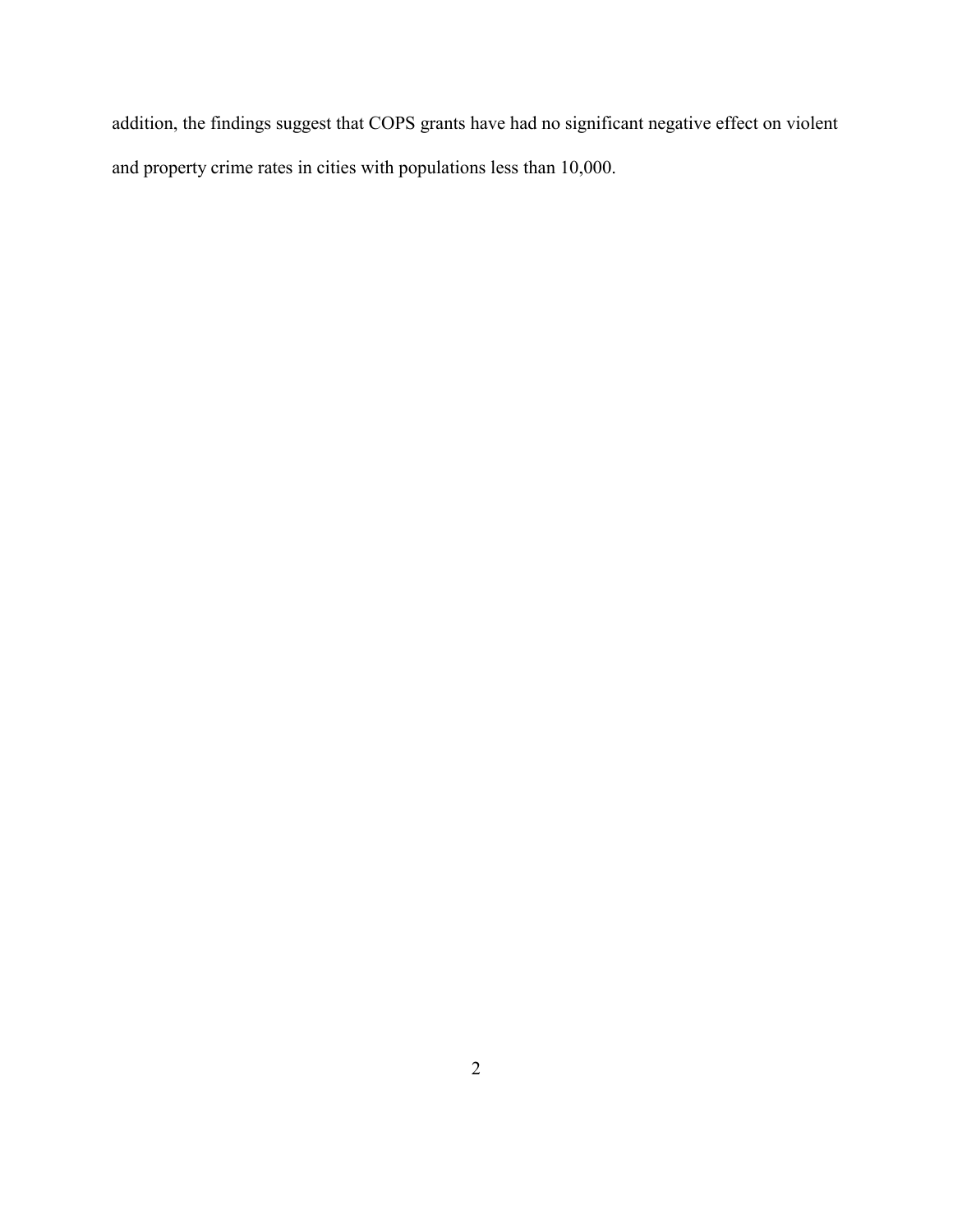addition, the findings suggest that COPS grants have had no significant negative effect on violent and property crime rates in cities with populations less than 10,000.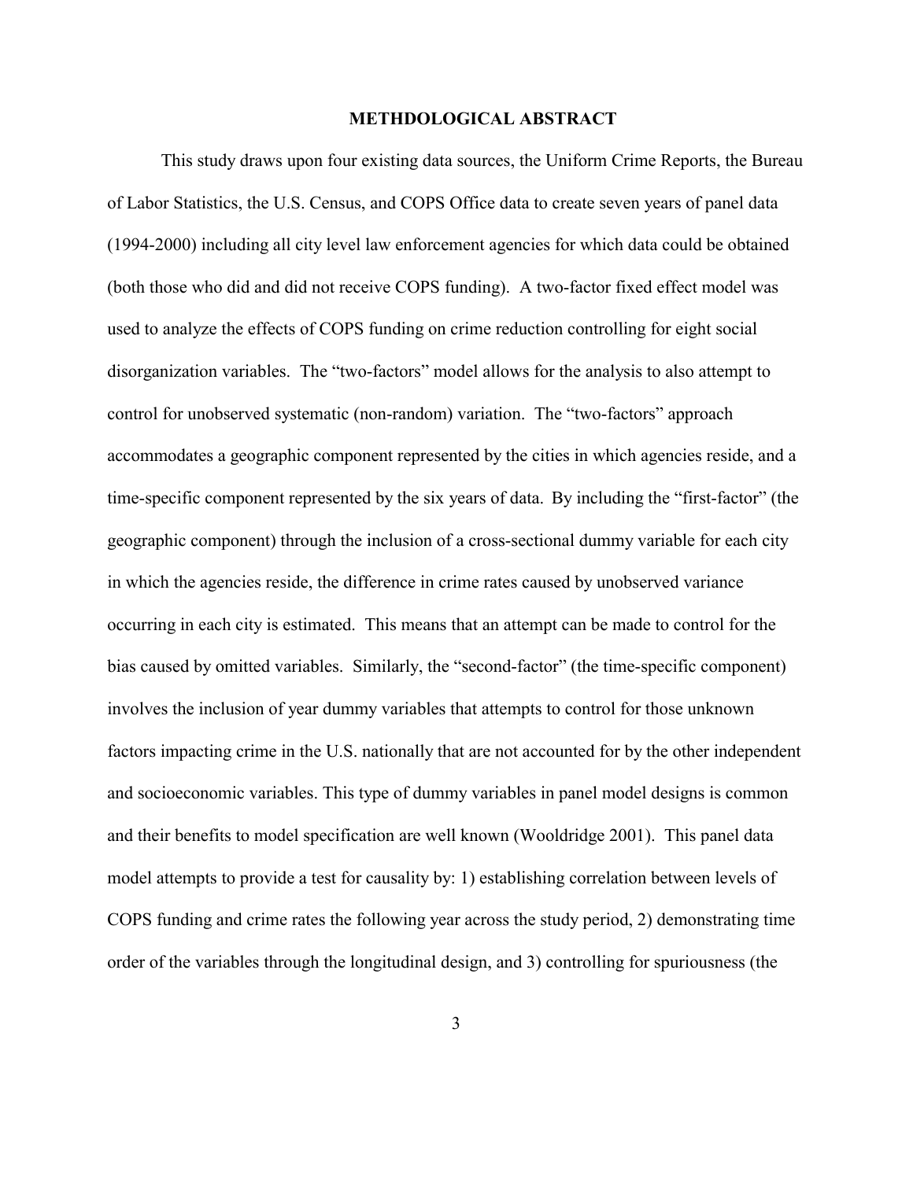## METHDOLOGICAL ABSTRACT

This study draws upon four existing data sources, the Uniform Crime Reports, the Bureau of Labor Statistics, the U.S. Census, and COPS Office data to create seven years of panel data (1994-2000) including all city level law enforcement agencies for which data could be obtained (both those who did and did not receive COPS funding). A two-factor fixed effect model was used to analyze the effects of COPS funding on crime reduction controlling for eight social disorganization variables. The "two-factors" model allows for the analysis to also attempt to control for unobserved systematic (non-random) variation. The "two-factors" approach accommodates a geographic component represented by the cities in which agencies reside, and a time-specific component represented by the six years of data. By including the "first-factor" (the geographic component) through the inclusion of a cross-sectional dummy variable for each city in which the agencies reside, the difference in crime rates caused by unobserved variance occurring in each city is estimated. This means that an attempt can be made to control for the bias caused by omitted variables. Similarly, the "second-factor" (the time-specific component) involves the inclusion of year dummy variables that attempts to control for those unknown factors impacting crime in the U.S. nationally that are not accounted for by the other independent and socioeconomic variables. This type of dummy variables in panel model designs is common and their benefits to model specification are well known (Wooldridge 2001). This panel data model attempts to provide a test for causality by: 1) establishing correlation between levels of COPS funding and crime rates the following year across the study period, 2) demonstrating time order of the variables through the longitudinal design, and 3) controlling for spuriousness (the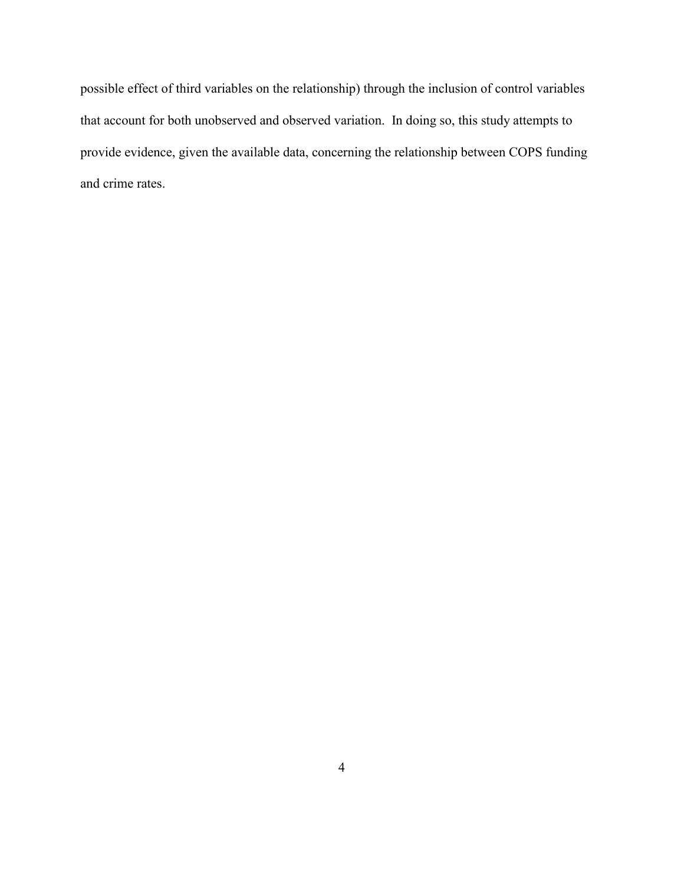possible effect of third variables on the relationship) through the inclusion of control variables that account for both unobserved and observed variation. In doing so, this study attempts to provide evidence, given the available data, concerning the relationship between COPS funding and crime rates.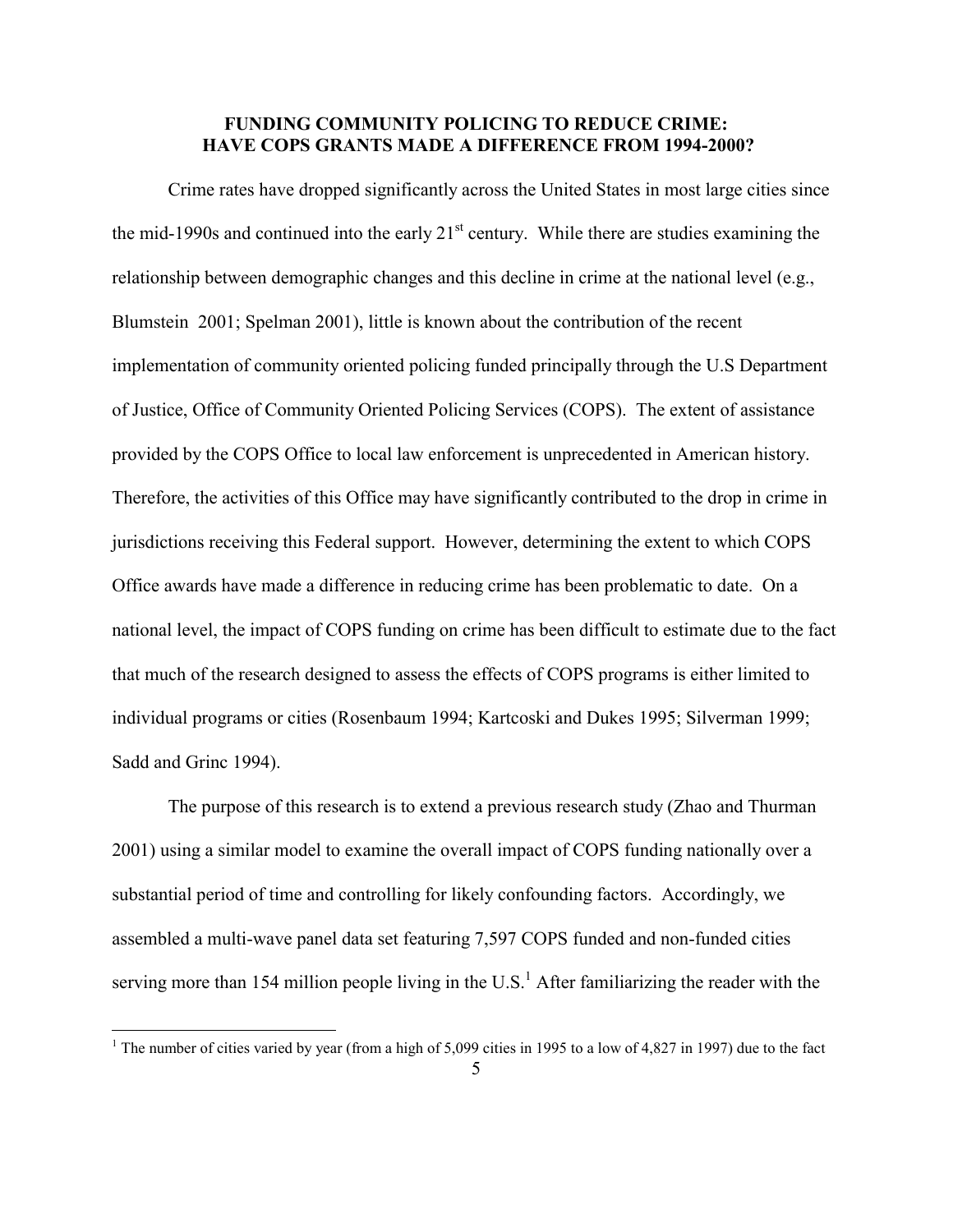## FUNDING COMMUNITY POLICING TO REDUCE CRIME: HAVE COPS GRANTS MADE A DIFFERENCE FROM 1994-2000?

Crime rates have dropped significantly across the United States in most large cities since the mid-1990s and continued into the early 21st century. While there are studies examining the relationship between demographic changes and this decline in crime at the national level (e.g., Blumstein 2001; Spelman 2001), little is known about the contribution of the recent implementation of community oriented policing funded principally through the U.S Department of Justice, Office of Community Oriented Policing Services (COPS). The extent of assistance provided by the COPS Office to local law enforcement is unprecedented in American history. Therefore, the activities of this Office may have significantly contributed to the drop in crime in jurisdictions receiving this Federal support. However, determining the extent to which COPS Office awards have made a difference in reducing crime has been problematic to date. On a national level, the impact of COPS funding on crime has been difficult to estimate due to the fact that much of the research designed to assess the effects of COPS programs is either limited to individual programs or cities (Rosenbaum 1994; Kartcoski and Dukes 1995; Silverman 1999; Sadd and Grinc 1994).

The purpose of this research is to extend a previous research study (Zhao and Thurman 2001) using a similar model to examine the overall impact of COPS funding nationally over a substantial period of time and controlling for likely confounding factors. Accordingly, we assembled a multi-wave panel data set featuring 7,597 COPS funded and non-funded cities serving more than 154 million people living in the U.S.[1] After familiarizing the reader with the

[1] The number of cities varied by year (from a high of 5,099 cities in 1995 to a low of 4,827 in 1997) due to the fact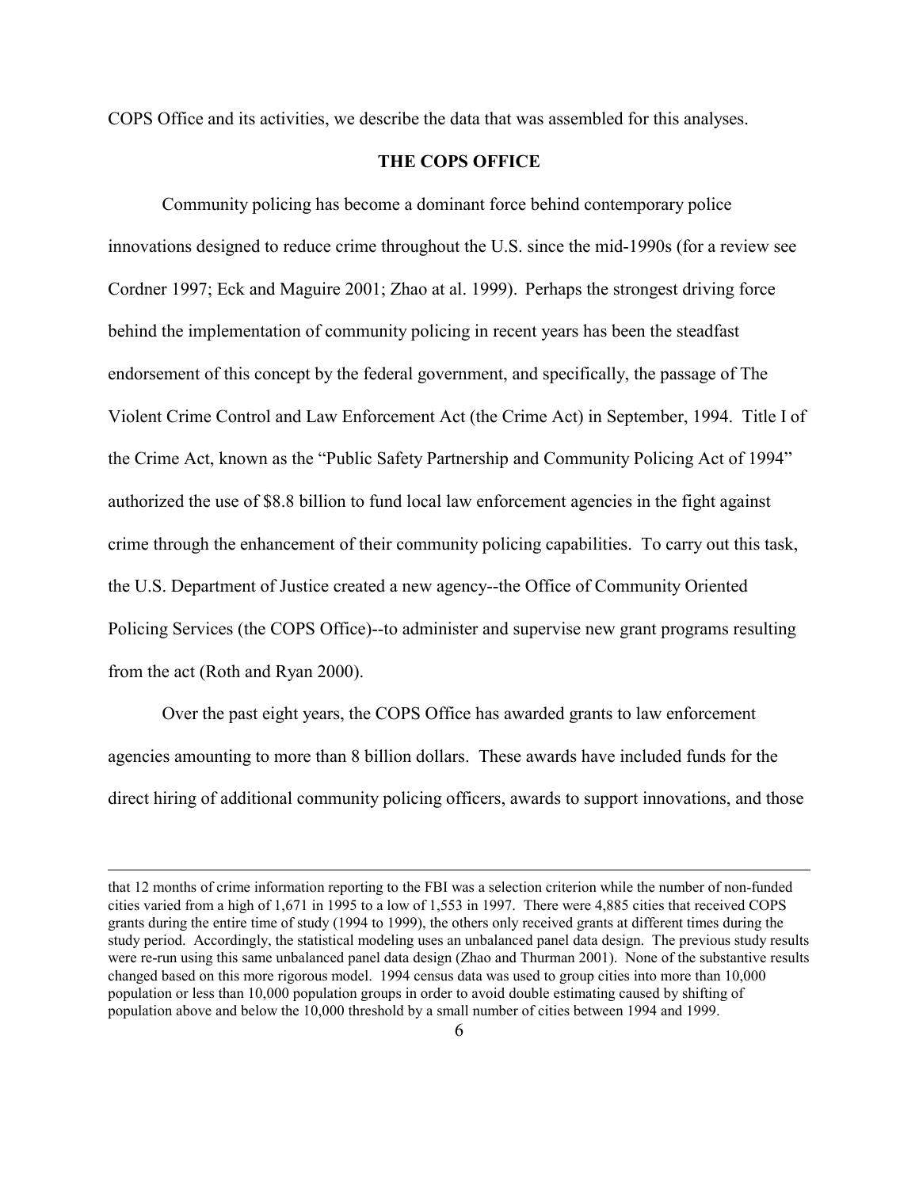COPS Office and its activities, we describe the data that was assembled for this analyses.

## THE COPS OFFICE

Community policing has become a dominant force behind contemporary police innovations designed to reduce crime throughout the U.S. since the mid-1990s (for a review see Cordner 1997; Eck and Maguire 2001; Zhao at al. 1999). Perhaps the strongest driving force behind the implementation of community policing in recent years has been the steadfast endorsement of this concept by the federal government, and specifically, the passage of The Violent Crime Control and Law Enforcement Act (the Crime Act) in September, 1994. Title I of the Crime Act, known as the "Public Safety Partnership and Community Policing Act of 1994" authorized the use of $8.8 billion to fund local law enforcement agencies in the fight against crime through the enhancement of their community policing capabilities. To carry out this task, the U.S. Department of Justice created a new agency--the Office of Community Oriented Policing Services (the COPS Office)--to administer and supervise new grant programs resulting from the act (Roth and Ryan 2000).

Over the past eight years, the COPS Office has awarded grants to law enforcement agencies amounting to more than 8 billion dollars. These awards have included funds for the direct hiring of additional community policing officers, awards to support innovations, and those

---

that 12 months of crime information reporting to the FBI was a selection criterion while the number of non-funded cities varied from a high of 1,671 in 1995 to a low of 1,553 in 1997. There were 4,885 cities that received COPS grants during the entire time of study (1994 to 1999), the others only received grants at different times during the study period. Accordingly, the statistical modeling uses an unbalanced panel data design. The previous study results were re-run using this same unbalanced panel data design (Zhao and Thurman 2001). None of the substantive results changed based on this more rigorous model. 1994 census data was used to group cities into more than 10,000 population or less than 10,000 population groups in order to avoid double estimating caused by shifting of population above and below the 10,000 threshold by a small number of cities between 1994 and 1999.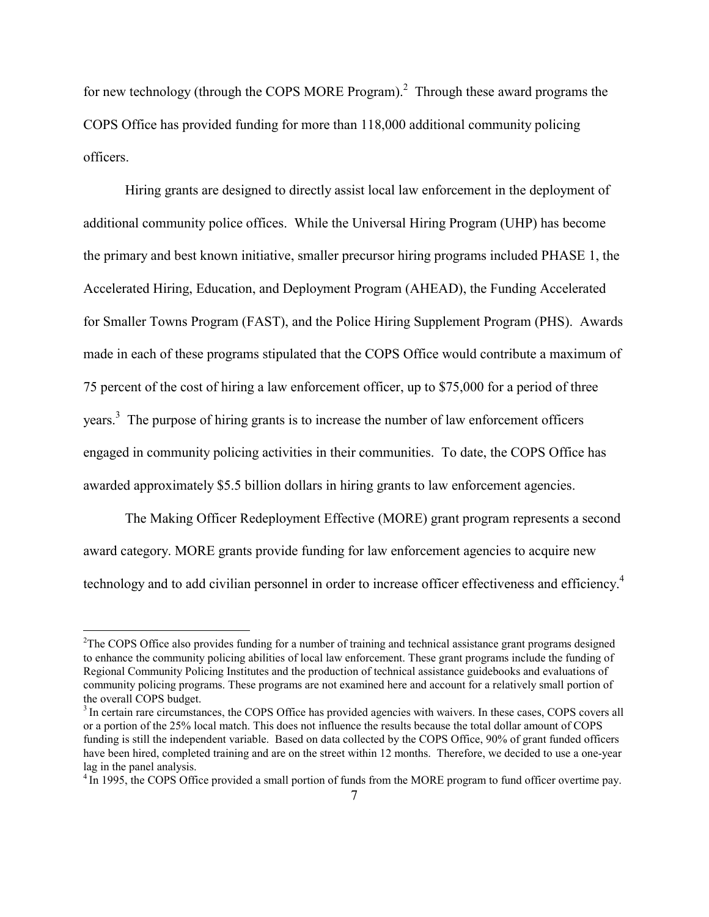for new technology (through the COPS MORE Program).[2] Through these award programs the COPS Office has provided funding for more than 118,000 additional community policing officers.

Hiring grants are designed to directly assist local law enforcement in the deployment of additional community police offices. While the Universal Hiring Program (UHP) has become the primary and best known initiative, smaller precursor hiring programs included PHASE 1, the Accelerated Hiring, Education, and Deployment Program (AHEAD), the Funding Accelerated for Smaller Towns Program (FAST), and the Police Hiring Supplement Program (PHS). Awards made in each of these programs stipulated that the COPS Office would contribute a maximum of 75 percent of the cost of hiring a law enforcement officer, up to $75,000 for a period of three years.[3] The purpose of hiring grants is to increase the number of law enforcement officers engaged in community policing activities in their communities. To date, the COPS Office has awarded approximately $5.5 billion dollars in hiring grants to law enforcement agencies.

The Making Officer Redeployment Effective (MORE) grant program represents a second award category. MORE grants provide funding for law enforcement agencies to acquire new technology and to add civilian personnel in order to increase officer effectiveness and efficiency.[4]

---

[2] The COPS Office also provides funding for a number of training and technical assistance grant programs designed to enhance the community policing abilities of local law enforcement. These grant programs include the funding of Regional Community Policing Institutes and the production of technical assistance guidebooks and evaluations of community policing programs. These programs are not examined here and account for a relatively small portion of the overall COPS budget.

[3] In certain rare circumstances, the COPS Office has provided agencies with waivers. In these cases, COPS covers all or a portion of the 25% local match. This does not influence the results because the total dollar amount of COPS funding is still the independent variable. Based on data collected by the COPS Office, 90% of grant funded officers have been hired, completed training and are on the street within 12 months. Therefore, we decided to use a one-year lag in the panel analysis.

[4] In 1995, the COPS Office provided a small portion of funds from the MORE program to fund officer overtime pay.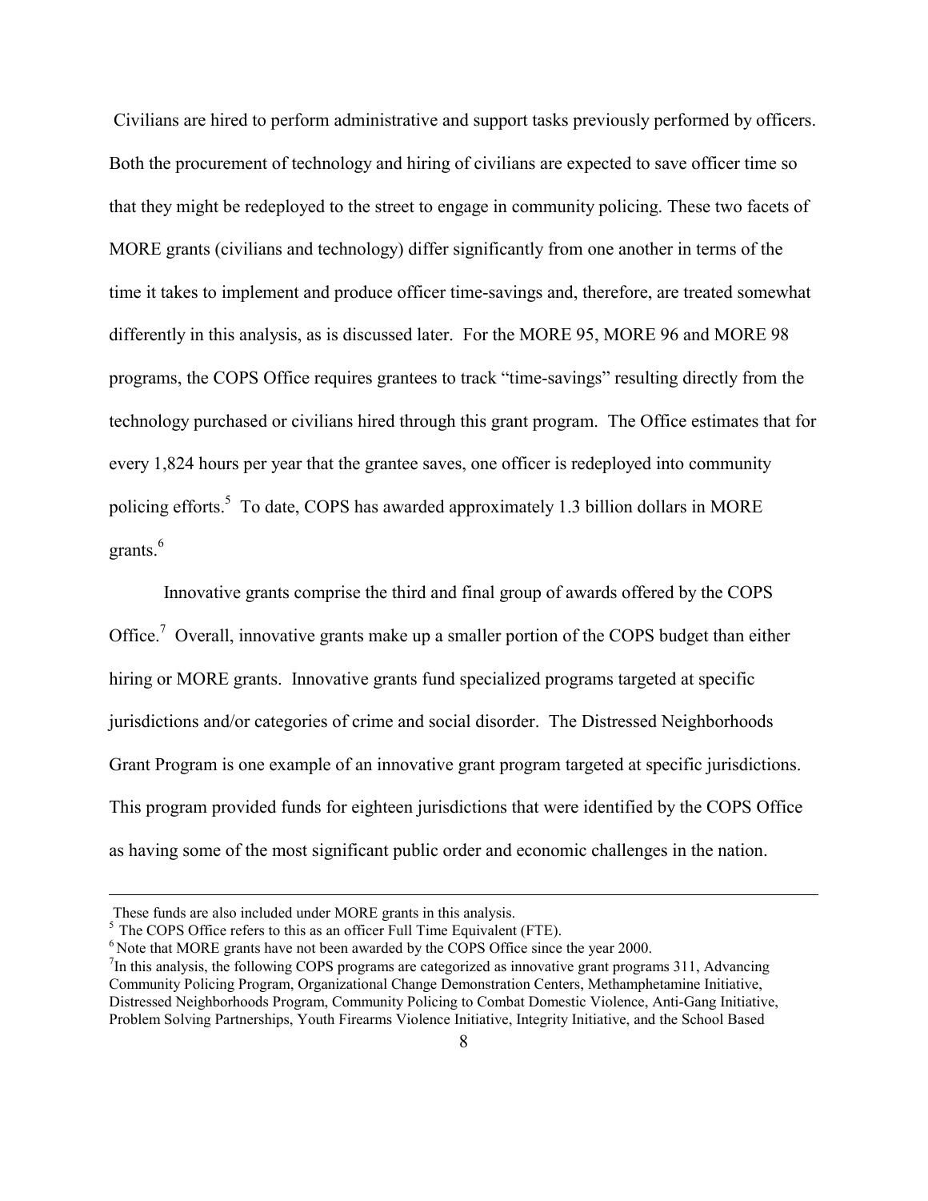Civilians are hired to perform administrative and support tasks previously performed by officers. Both the procurement of technology and hiring of civilians are expected to save officer time so that they might be redeployed to the street to engage in community policing. These two facets of MORE grants (civilians and technology) differ significantly from one another in terms of the time it takes to implement and produce officer time-savings and, therefore, are treated somewhat differently in this analysis, as is discussed later. For the MORE 95, MORE 96 and MORE 98 programs, the COPS Office requires grantees to track "time-savings" resulting directly from the technology purchased or civilians hired through this grant program. The Office estimates that for every 1,824 hours per year that the grantee saves, one officer is redeployed into community policing efforts.[5] To date, COPS has awarded approximately 1.3 billion dollars in MORE grants.[6]

Innovative grants comprise the third and final group of awards offered by the COPS Office.[7] Overall, innovative grants make up a smaller portion of the COPS budget than either hiring or MORE grants. Innovative grants fund specialized programs targeted at specific jurisdictions and/or categories of crime and social disorder. The Distressed Neighborhoods Grant Program is one example of an innovative grant program targeted at specific jurisdictions. This program provided funds for eighteen jurisdictions that were identified by the COPS Office as having some of the most significant public order and economic challenges in the nation.

---

These funds are also included under MORE grants in this analysis.

[5] The COPS Office refers to this as an officer Full Time Equivalent (FTE).

[6] Note that MORE grants have not been awarded by the COPS Office since the year 2000.

[7] In this analysis, the following COPS programs are categorized as innovative grant programs 311, Advancing Community Policing Program, Organizational Change Demonstration Centers, Methamphetamine Initiative, Distressed Neighborhoods Program, Community Policing to Combat Domestic Violence, Anti-Gang Initiative, Problem Solving Partnerships, Youth Firearms Violence Initiative, Integrity Initiative, and the School Based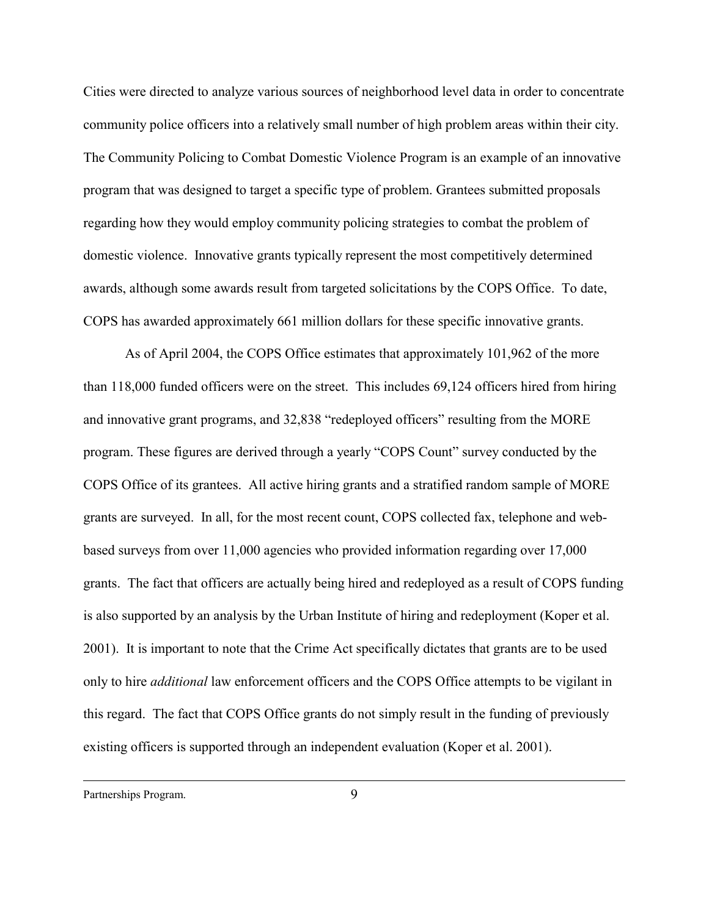Cities were directed to analyze various sources of neighborhood level data in order to concentrate community police officers into a relatively small number of high problem areas within their city. The Community Policing to Combat Domestic Violence Program is an example of an innovative program that was designed to target a specific type of problem. Grantees submitted proposals regarding how they would employ community policing strategies to combat the problem of domestic violence. Innovative grants typically represent the most competitively determined awards, although some awards result from targeted solicitations by the COPS Office. To date, COPS has awarded approximately 661 million dollars for these specific innovative grants.

As of April 2004, the COPS Office estimates that approximately 101,962 of the more than 118,000 funded officers were on the street. This includes 69,124 officers hired from hiring and innovative grant programs, and 32,838 "redeployed officers" resulting from the MORE program. These figures are derived through a yearly "COPS Count" survey conducted by the COPS Office of its grantees. All active hiring grants and a stratified random sample of MORE grants are surveyed. In all, for the most recent count, COPS collected fax, telephone and web-based surveys from over 11,000 agencies who provided information regarding over 17,000 grants. The fact that officers are actually being hired and redeployed as a result of COPS funding is also supported by an analysis by the Urban Institute of hiring and redeployment (Koper et al. 2001). It is important to note that the Crime Act specifically dictates that grants are to be used only to hire *additional* law enforcement officers and the COPS Office attempts to be vigilant in this regard. The fact that COPS Office grants do not simply result in the funding of previously existing officers is supported through an independent evaluation (Koper et al. 2001).

---

Partnerships Program.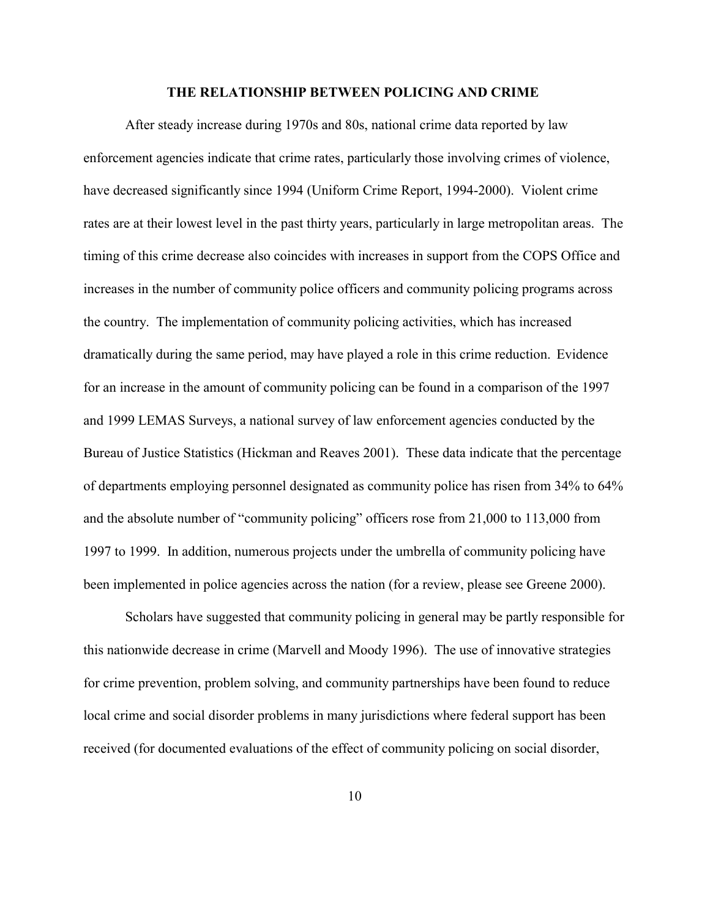## THE RELATIONSHIP BETWEEN POLICING AND CRIME

After steady increase during 1970s and 80s, national crime data reported by law enforcement agencies indicate that crime rates, particularly those involving crimes of violence, have decreased significantly since 1994 (Uniform Crime Report, 1994-2000). Violent crime rates are at their lowest level in the past thirty years, particularly in large metropolitan areas. The timing of this crime decrease also coincides with increases in support from the COPS Office and increases in the number of community police officers and community policing programs across the country. The implementation of community policing activities, which has increased dramatically during the same period, may have played a role in this crime reduction. Evidence for an increase in the amount of community policing can be found in a comparison of the 1997 and 1999 LEMAS Surveys, a national survey of law enforcement agencies conducted by the Bureau of Justice Statistics (Hickman and Reaves 2001). These data indicate that the percentage of departments employing personnel designated as community police has risen from 34% to 64% and the absolute number of "community policing" officers rose from 21,000 to 113,000 from 1997 to 1999. In addition, numerous projects under the umbrella of community policing have been implemented in police agencies across the nation (for a review, please see Greene 2000).

Scholars have suggested that community policing in general may be partly responsible for this nationwide decrease in crime (Marvell and Moody 1996). The use of innovative strategies for crime prevention, problem solving, and community partnerships have been found to reduce local crime and social disorder problems in many jurisdictions where federal support has been received (for documented evaluations of the effect of community policing on social disorder,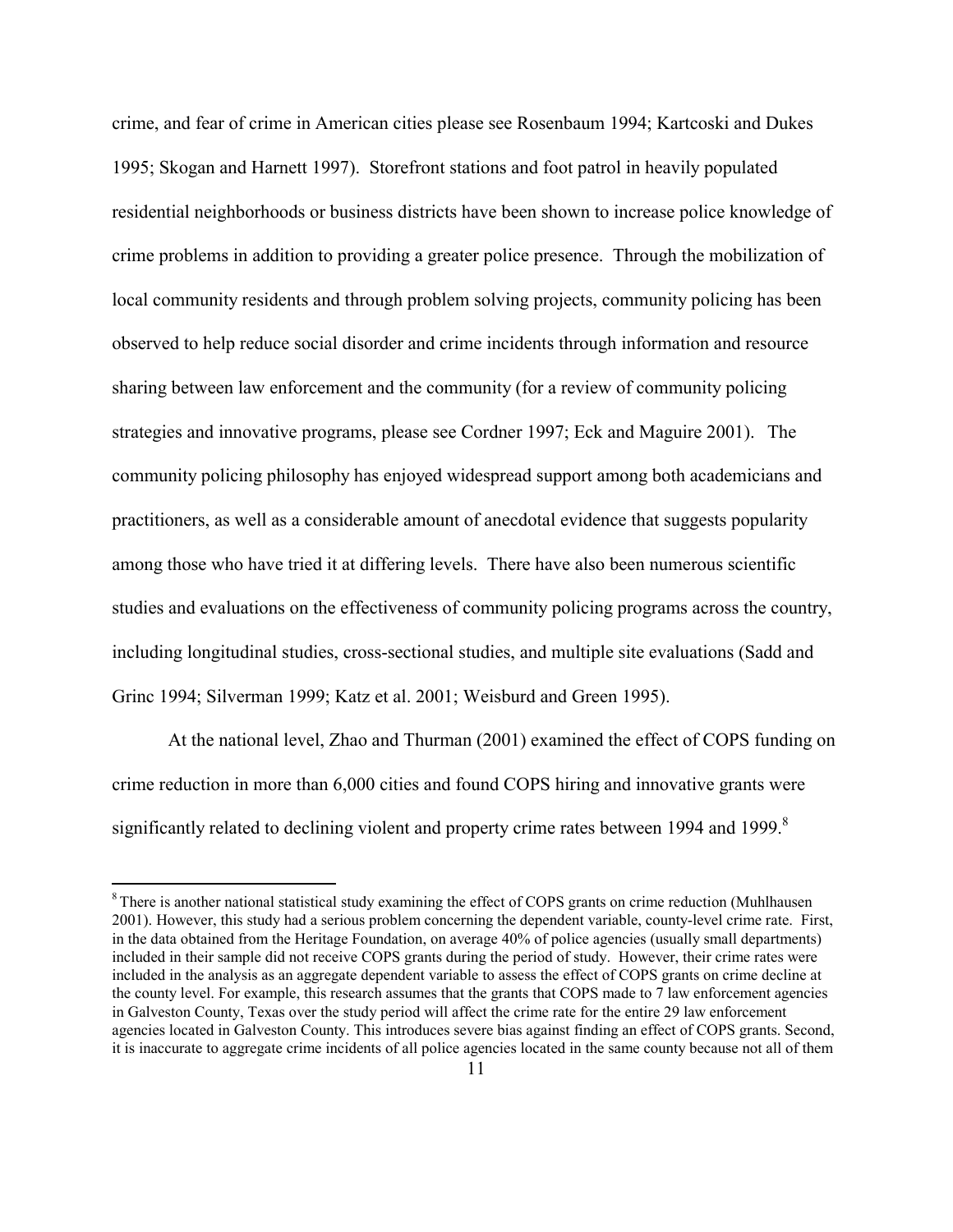crime, and fear of crime in American cities please see Rosenbaum 1994; Kartcoski and Dukes 1995; Skogan and Harnett 1997). Storefront stations and foot patrol in heavily populated residential neighborhoods or business districts have been shown to increase police knowledge of crime problems in addition to providing a greater police presence. Through the mobilization of local community residents and through problem solving projects, community policing has been observed to help reduce social disorder and crime incidents through information and resource sharing between law enforcement and the community (for a review of community policing strategies and innovative programs, please see Cordner 1997; Eck and Maguire 2001). The community policing philosophy has enjoyed widespread support among both academicians and practitioners, as well as a considerable amount of anecdotal evidence that suggests popularity among those who have tried it at differing levels. There have also been numerous scientific studies and evaluations on the effectiveness of community policing programs across the country, including longitudinal studies, cross-sectional studies, and multiple site evaluations (Sadd and Grinc 1994; Silverman 1999; Katz et al. 2001; Weisburd and Green 1995).

At the national level, Zhao and Thurman (2001) examined the effect of COPS funding on crime reduction in more than 6,000 cities and found COPS hiring and innovative grants were significantly related to declining violent and property crime rates between 1994 and 1999.[8]

[8] There is another national statistical study examining the effect of COPS grants on crime reduction (Muhlhausen 2001). However, this study had a serious problem concerning the dependent variable, county-level crime rate. First, in the data obtained from the Heritage Foundation, on average 40% of police agencies (usually small departments) included in their sample did not receive COPS grants during the period of study. However, their crime rates were included in the analysis as an aggregate dependent variable to assess the effect of COPS grants on crime decline at the county level. For example, this research assumes that the grants that COPS made to 7 law enforcement agencies in Galveston County, Texas over the study period will affect the crime rate for the entire 29 law enforcement agencies located in Galveston County. This introduces severe bias against finding an effect of COPS grants. Second, it is inaccurate to aggregate crime incidents of all police agencies located in the same county because not all of them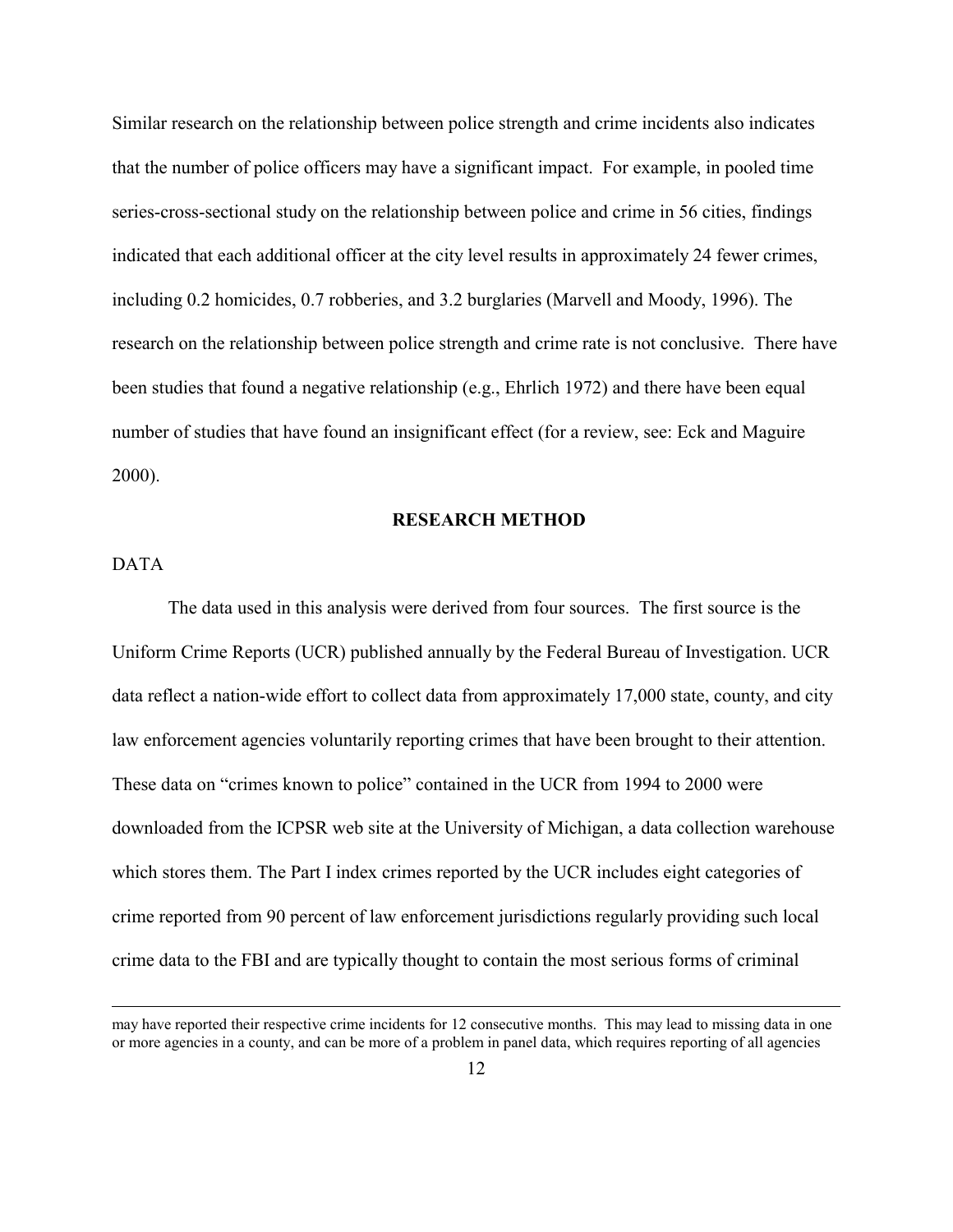Similar research on the relationship between police strength and crime incidents also indicates that the number of police officers may have a significant impact. For example, in pooled time series-cross-sectional study on the relationship between police and crime in 56 cities, findings indicated that each additional officer at the city level results in approximately 24 fewer crimes, including 0.2 homicides, 0.7 robberies, and 3.2 burglaries (Marvell and Moody, 1996). The research on the relationship between police strength and crime rate is not conclusive. There have been studies that found a negative relationship (e.g., Ehrlich 1972) and there have been equal number of studies that have found an insignificant effect (for a review, see: Eck and Maguire 2000).

## RESEARCH METHOD

### DATA

The data used in this analysis were derived from four sources. The first source is the Uniform Crime Reports (UCR) published annually by the Federal Bureau of Investigation. UCR data reflect a nation-wide effort to collect data from approximately 17,000 state, county, and city law enforcement agencies voluntarily reporting crimes that have been brought to their attention. These data on "crimes known to police" contained in the UCR from 1994 to 2000 were downloaded from the ICPSR web site at the University of Michigan, a data collection warehouse which stores them. The Part I index crimes reported by the UCR includes eight categories of crime reported from 90 percent of law enforcement jurisdictions regularly providing such local crime data to the FBI and are typically thought to contain the most serious forms of criminal

---

may have reported their respective crime incidents for 12 consecutive months. This may lead to missing data in one or more agencies in a county, and can be more of a problem in panel data, which requires reporting of all agencies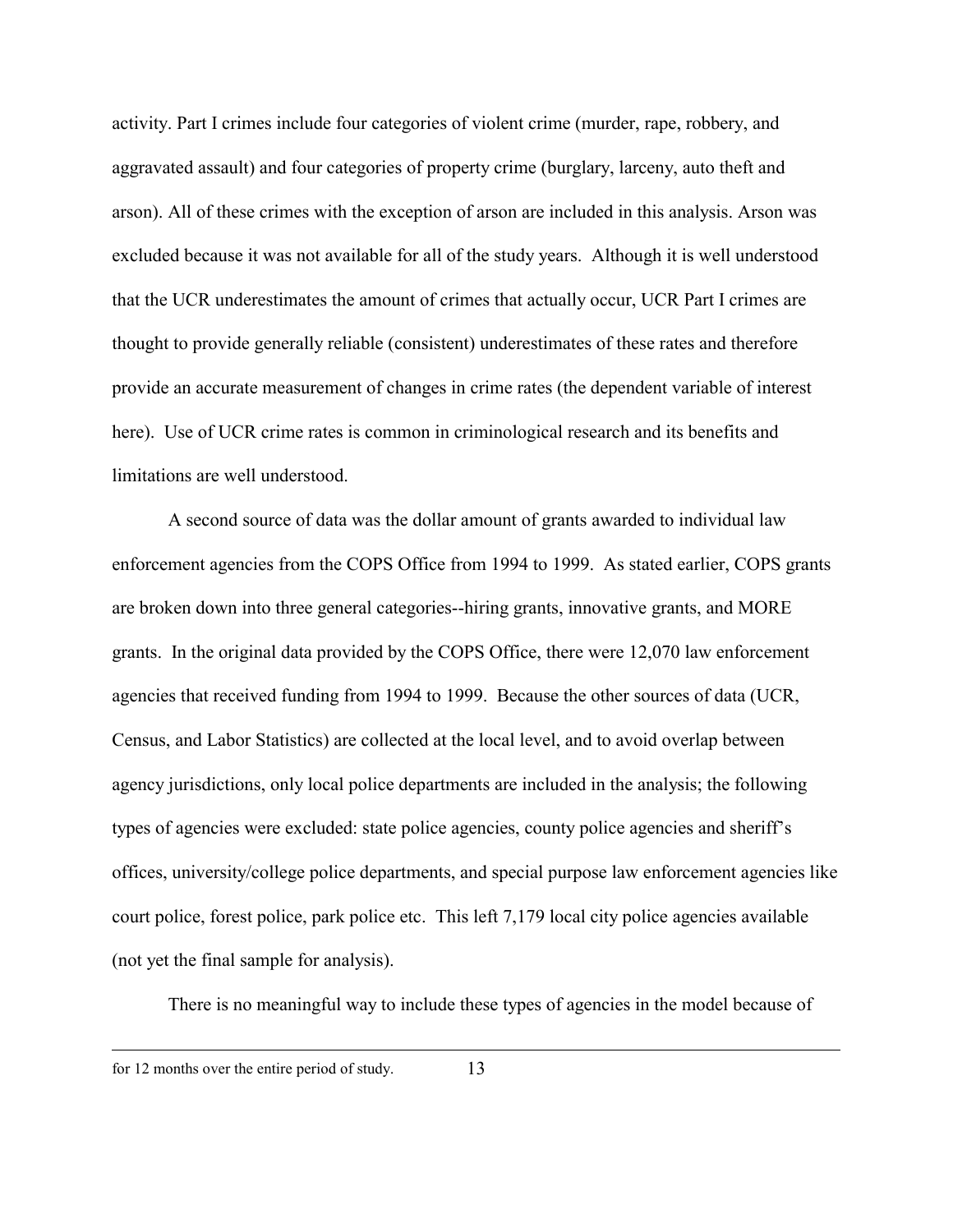activity. Part I crimes include four categories of violent crime (murder, rape, robbery, and aggravated assault) and four categories of property crime (burglary, larceny, auto theft and arson). All of these crimes with the exception of arson are included in this analysis. Arson was excluded because it was not available for all of the study years. Although it is well understood that the UCR underestimates the amount of crimes that actually occur, UCR Part I crimes are thought to provide generally reliable (consistent) underestimates of these rates and therefore provide an accurate measurement of changes in crime rates (the dependent variable of interest here). Use of UCR crime rates is common in criminological research and its benefits and limitations are well understood.

A second source of data was the dollar amount of grants awarded to individual law enforcement agencies from the COPS Office from 1994 to 1999. As stated earlier, COPS grants are broken down into three general categories--hiring grants, innovative grants, and MORE grants. In the original data provided by the COPS Office, there were 12,070 law enforcement agencies that received funding from 1994 to 1999. Because the other sources of data (UCR, Census, and Labor Statistics) are collected at the local level, and to avoid overlap between agency jurisdictions, only local police departments are included in the analysis; the following types of agencies were excluded: state police agencies, county police agencies and sheriff's offices, university/college police departments, and special purpose law enforcement agencies like court police, forest police, park police etc. This left 7,179 local city police agencies available (not yet the final sample for analysis).

There is no meaningful way to include these types of agencies in the model because of

---

for 12 months over the entire period of study.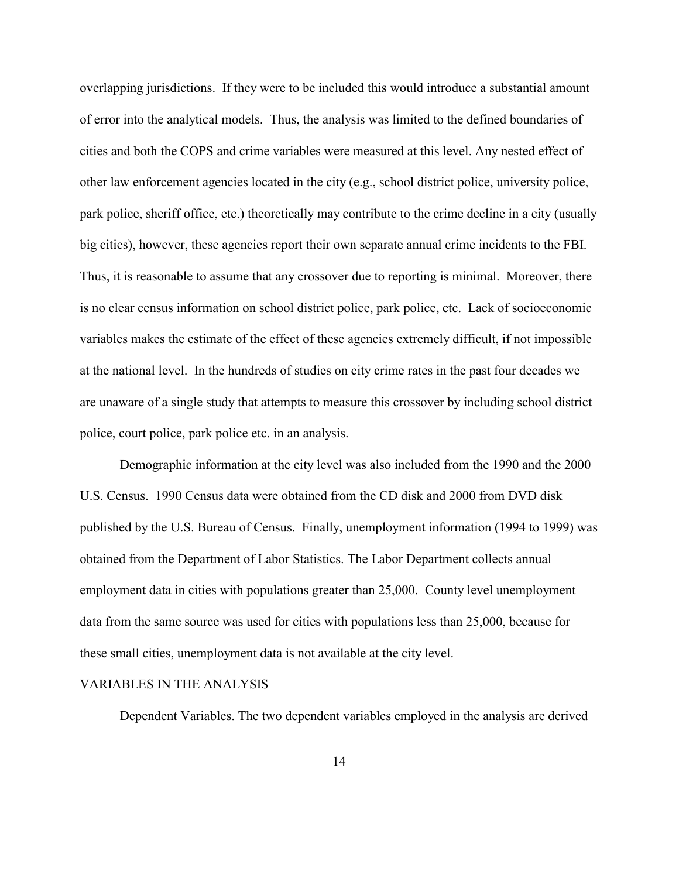overlapping jurisdictions. If they were to be included this would introduce a substantial amount of error into the analytical models. Thus, the analysis was limited to the defined boundaries of cities and both the COPS and crime variables were measured at this level. Any nested effect of other law enforcement agencies located in the city (e.g., school district police, university police, park police, sheriff office, etc.) theoretically may contribute to the crime decline in a city (usually big cities), however, these agencies report their own separate annual crime incidents to the FBI. Thus, it is reasonable to assume that any crossover due to reporting is minimal. Moreover, there is no clear census information on school district police, park police, etc. Lack of socioeconomic variables makes the estimate of the effect of these agencies extremely difficult, if not impossible at the national level. In the hundreds of studies on city crime rates in the past four decades we are unaware of a single study that attempts to measure this crossover by including school district police, court police, park police etc. in an analysis.

Demographic information at the city level was also included from the 1990 and the 2000 U.S. Census. 1990 Census data were obtained from the CD disk and 2000 from DVD disk published by the U.S. Bureau of Census. Finally, unemployment information (1994 to 1999) was obtained from the Department of Labor Statistics. The Labor Department collects annual employment data in cities with populations greater than 25,000. County level unemployment data from the same source was used for cities with populations less than 25,000, because for these small cities, unemployment data is not available at the city level.

## VARIABLES IN THE ANALYSIS

Dependent Variables. The two dependent variables employed in the analysis are derived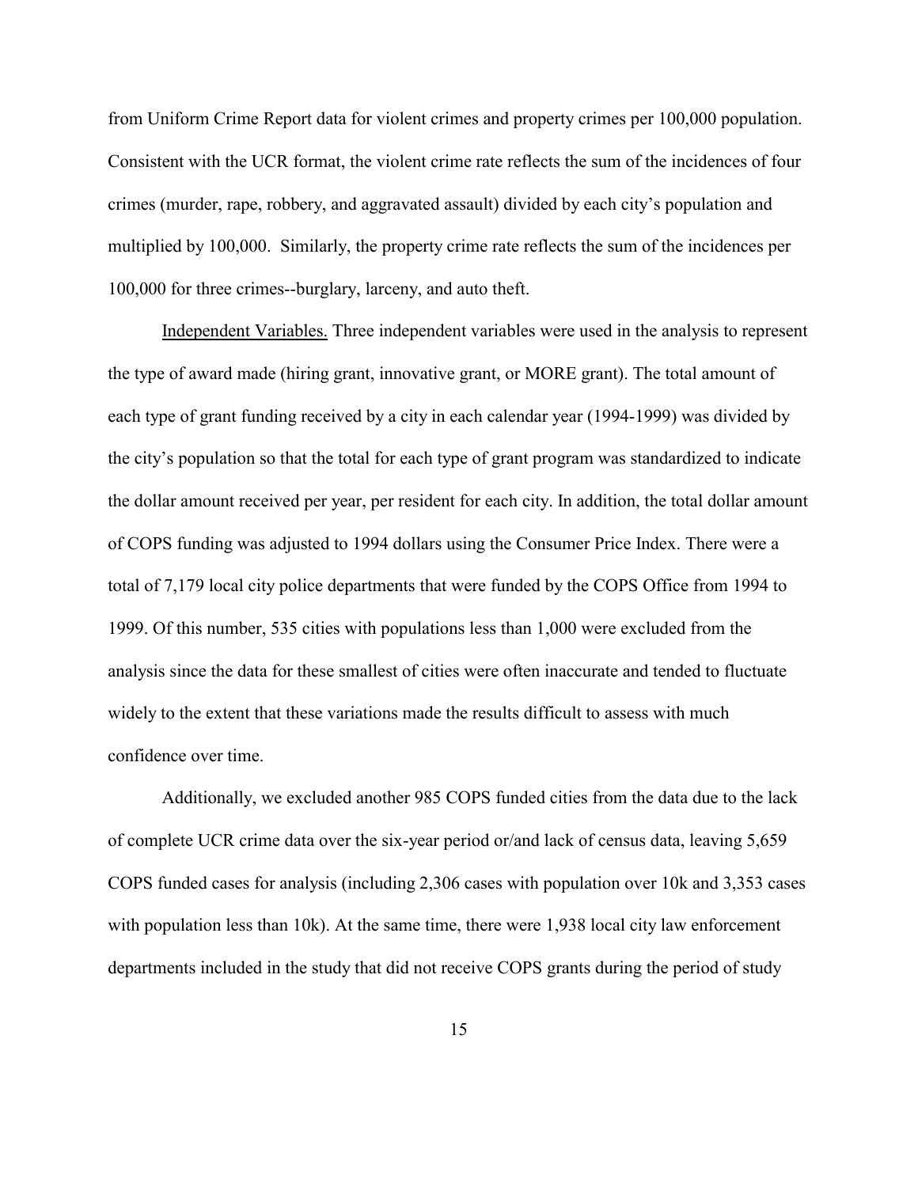from Uniform Crime Report data for violent crimes and property crimes per 100,000 population. Consistent with the UCR format, the violent crime rate reflects the sum of the incidences of four crimes (murder, rape, robbery, and aggravated assault) divided by each city's population and multiplied by 100,000. Similarly, the property crime rate reflects the sum of the incidences per 100,000 for three crimes--burglary, larceny, and auto theft.

Independent Variables. Three independent variables were used in the analysis to represent the type of award made (hiring grant, innovative grant, or MORE grant). The total amount of each type of grant funding received by a city in each calendar year (1994-1999) was divided by the city's population so that the total for each type of grant program was standardized to indicate the dollar amount received per year, per resident for each city. In addition, the total dollar amount of COPS funding was adjusted to 1994 dollars using the Consumer Price Index. There were a total of 7,179 local city police departments that were funded by the COPS Office from 1994 to 1999. Of this number, 535 cities with populations less than 1,000 were excluded from the analysis since the data for these smallest of cities were often inaccurate and tended to fluctuate widely to the extent that these variations made the results difficult to assess with much confidence over time.

Additionally, we excluded another 985 COPS funded cities from the data due to the lack of complete UCR crime data over the six-year period or/and lack of census data, leaving 5,659 COPS funded cases for analysis (including 2,306 cases with population over 10k and 3,353 cases with population less than 10k). At the same time, there were 1,938 local city law enforcement departments included in the study that did not receive COPS grants during the period of study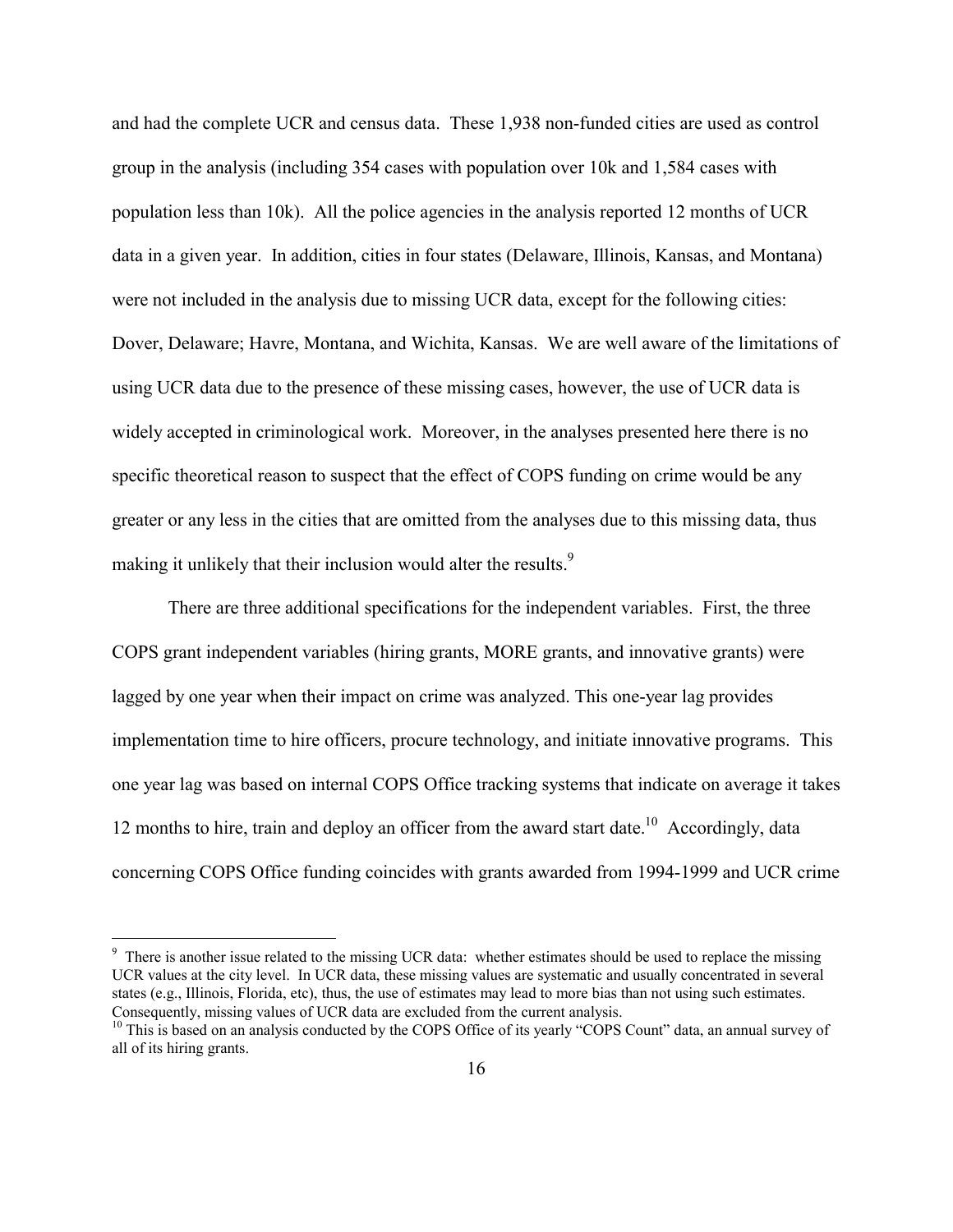and had the complete UCR and census data. These 1,938 non-funded cities are used as control group in the analysis (including 354 cases with population over 10k and 1,584 cases with population less than 10k). All the police agencies in the analysis reported 12 months of UCR data in a given year. In addition, cities in four states (Delaware, Illinois, Kansas, and Montana) were not included in the analysis due to missing UCR data, except for the following cities: Dover, Delaware; Havre, Montana, and Wichita, Kansas. We are well aware of the limitations of using UCR data due to the presence of these missing cases, however, the use of UCR data is widely accepted in criminological work. Moreover, in the analyses presented here there is no specific theoretical reason to suspect that the effect of COPS funding on crime would be any greater or any less in the cities that are omitted from the analyses due to this missing data, thus making it unlikely that their inclusion would alter the results.[9]

There are three additional specifications for the independent variables. First, the three COPS grant independent variables (hiring grants, MORE grants, and innovative grants) were lagged by one year when their impact on crime was analyzed. This one-year lag provides implementation time to hire officers, procure technology, and initiate innovative programs. This one year lag was based on internal COPS Office tracking systems that indicate on average it takes 12 months to hire, train and deploy an officer from the award start date.[10] Accordingly, data concerning COPS Office funding coincides with grants awarded from 1994-1999 and UCR crime

---

[9] There is another issue related to the missing UCR data: whether estimates should be used to replace the missing UCR values at the city level. In UCR data, these missing values are systematic and usually concentrated in several states (e.g., Illinois, Florida, etc), thus, the use of estimates may lead to more bias than not using such estimates. Consequently, missing values of UCR data are excluded from the current analysis.

[10] This is based on an analysis conducted by the COPS Office of its yearly "COPS Count" data, an annual survey of all of its hiring grants.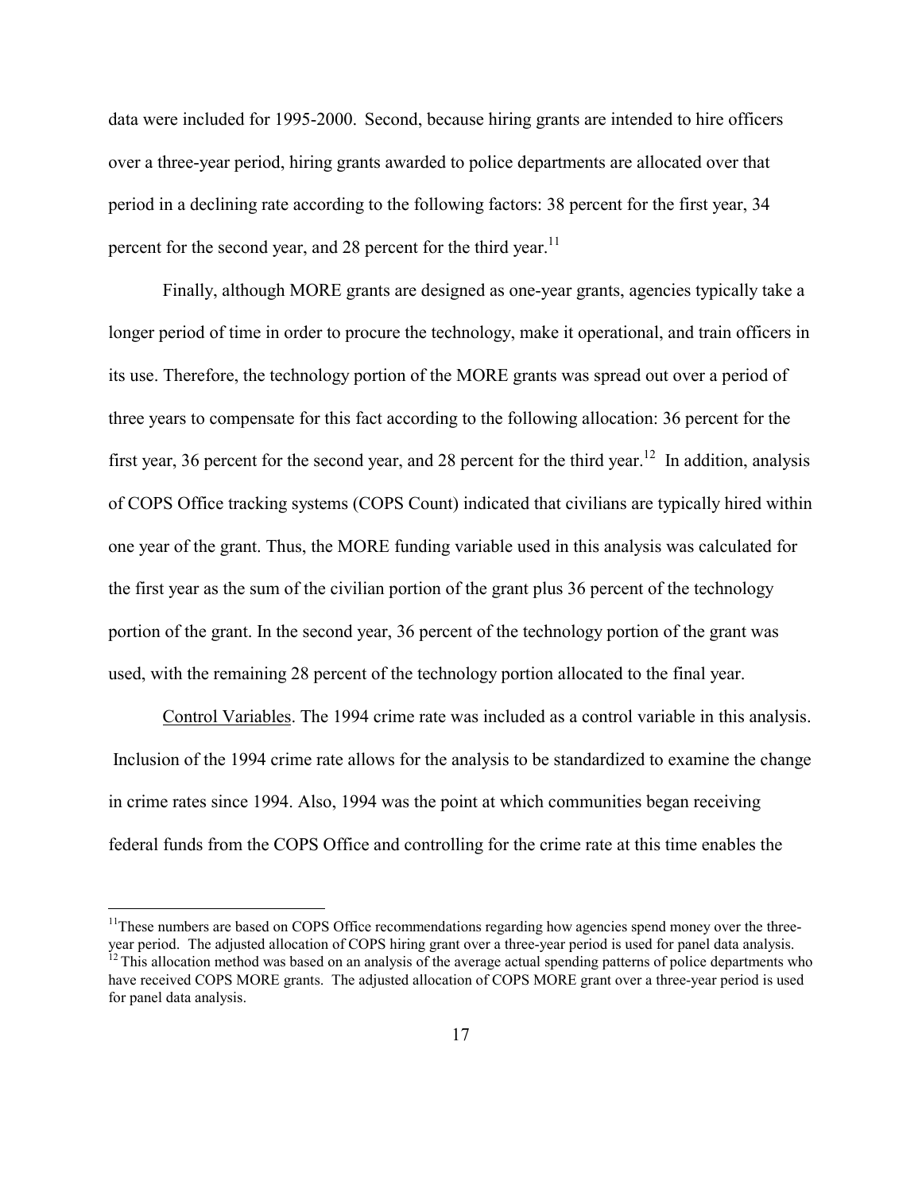data were included for 1995-2000. Second, because hiring grants are intended to hire officers over a three-year period, hiring grants awarded to police departments are allocated over that period in a declining rate according to the following factors: 38 percent for the first year, 34 percent for the second year, and 28 percent for the third year.[11]

Finally, although MORE grants are designed as one-year grants, agencies typically take a longer period of time in order to procure the technology, make it operational, and train officers in its use. Therefore, the technology portion of the MORE grants was spread out over a period of three years to compensate for this fact according to the following allocation: 36 percent for the first year, 36 percent for the second year, and 28 percent for the third year.[12] In addition, analysis of COPS Office tracking systems (COPS Count) indicated that civilians are typically hired within one year of the grant. Thus, the MORE funding variable used in this analysis was calculated for the first year as the sum of the civilian portion of the grant plus 36 percent of the technology portion of the grant. In the second year, 36 percent of the technology portion of the grant was used, with the remaining 28 percent of the technology portion allocated to the final year.

Control Variables. The 1994 crime rate was included as a control variable in this analysis. Inclusion of the 1994 crime rate allows for the analysis to be standardized to examine the change in crime rates since 1994. Also, 1994 was the point at which communities began receiving federal funds from the COPS Office and controlling for the crime rate at this time enables the

---

[11] These numbers are based on COPS Office recommendations regarding how agencies spend money over the three-year period. The adjusted allocation of COPS hiring grant over a three-year period is used for panel data analysis.

[12] This allocation method was based on an analysis of the average actual spending patterns of police departments who have received COPS MORE grants. The adjusted allocation of COPS MORE grant over a three-year period is used for panel data analysis.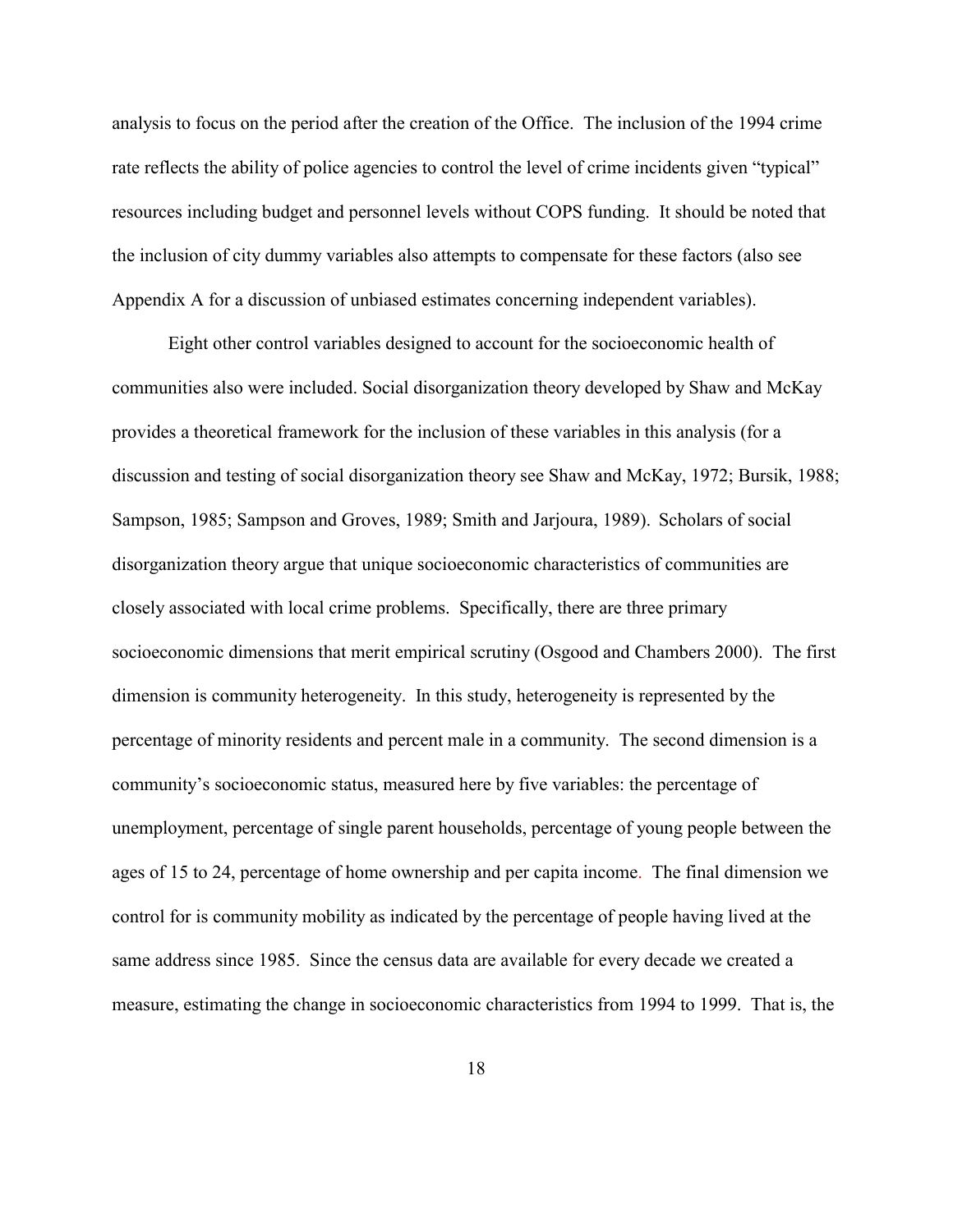analysis to focus on the period after the creation of the Office. The inclusion of the 1994 crime rate reflects the ability of police agencies to control the level of crime incidents given "typical" resources including budget and personnel levels without COPS funding. It should be noted that the inclusion of city dummy variables also attempts to compensate for these factors (also see Appendix A for a discussion of unbiased estimates concerning independent variables).

Eight other control variables designed to account for the socioeconomic health of communities also were included. Social disorganization theory developed by Shaw and McKay provides a theoretical framework for the inclusion of these variables in this analysis (for a discussion and testing of social disorganization theory see Shaw and McKay, 1972; Bursik, 1988; Sampson, 1985; Sampson and Groves, 1989; Smith and Jarjoura, 1989). Scholars of social disorganization theory argue that unique socioeconomic characteristics of communities are closely associated with local crime problems. Specifically, there are three primary socioeconomic dimensions that merit empirical scrutiny (Osgood and Chambers 2000). The first dimension is community heterogeneity. In this study, heterogeneity is represented by the percentage of minority residents and percent male in a community. The second dimension is a community's socioeconomic status, measured here by five variables: the percentage of unemployment, percentage of single parent households, percentage of young people between the ages of 15 to 24, percentage of home ownership and per capita income. The final dimension we control for is community mobility as indicated by the percentage of people having lived at the same address since 1985. Since the census data are available for every decade we created a measure, estimating the change in socioeconomic characteristics from 1994 to 1999. That is, the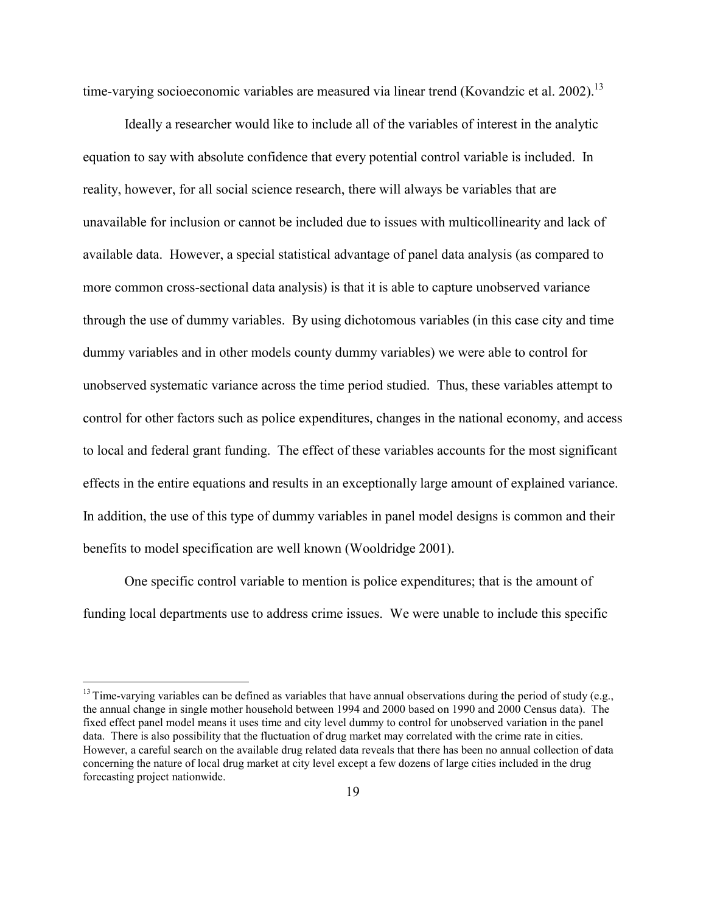time-varying socioeconomic variables are measured via linear trend (Kovandzic et al. 2002).[13]

Ideally a researcher would like to include all of the variables of interest in the analytic equation to say with absolute confidence that every potential control variable is included. In reality, however, for all social science research, there will always be variables that are unavailable for inclusion or cannot be included due to issues with multicollinearity and lack of available data. However, a special statistical advantage of panel data analysis (as compared to more common cross-sectional data analysis) is that it is able to capture unobserved variance through the use of dummy variables. By using dichotomous variables (in this case city and time dummy variables and in other models county dummy variables) we were able to control for unobserved systematic variance across the time period studied. Thus, these variables attempt to control for other factors such as police expenditures, changes in the national economy, and access to local and federal grant funding. The effect of these variables accounts for the most significant effects in the entire equations and results in an exceptionally large amount of explained variance. In addition, the use of this type of dummy variables in panel model designs is common and their benefits to model specification are well known (Wooldridge 2001).

One specific control variable to mention is police expenditures; that is the amount of funding local departments use to address crime issues. We were unable to include this specific

---

[13] Time-varying variables can be defined as variables that have annual observations during the period of study (e.g., the annual change in single mother household between 1994 and 2000 based on 1990 and 2000 Census data). The fixed effect panel model means it uses time and city level dummy to control for unobserved variation in the panel data. There is also possibility that the fluctuation of drug market may correlated with the crime rate in cities. However, a careful search on the available drug related data reveals that there has been no annual collection of data concerning the nature of local drug market at city level except a few dozens of large cities included in the drug forecasting project nationwide.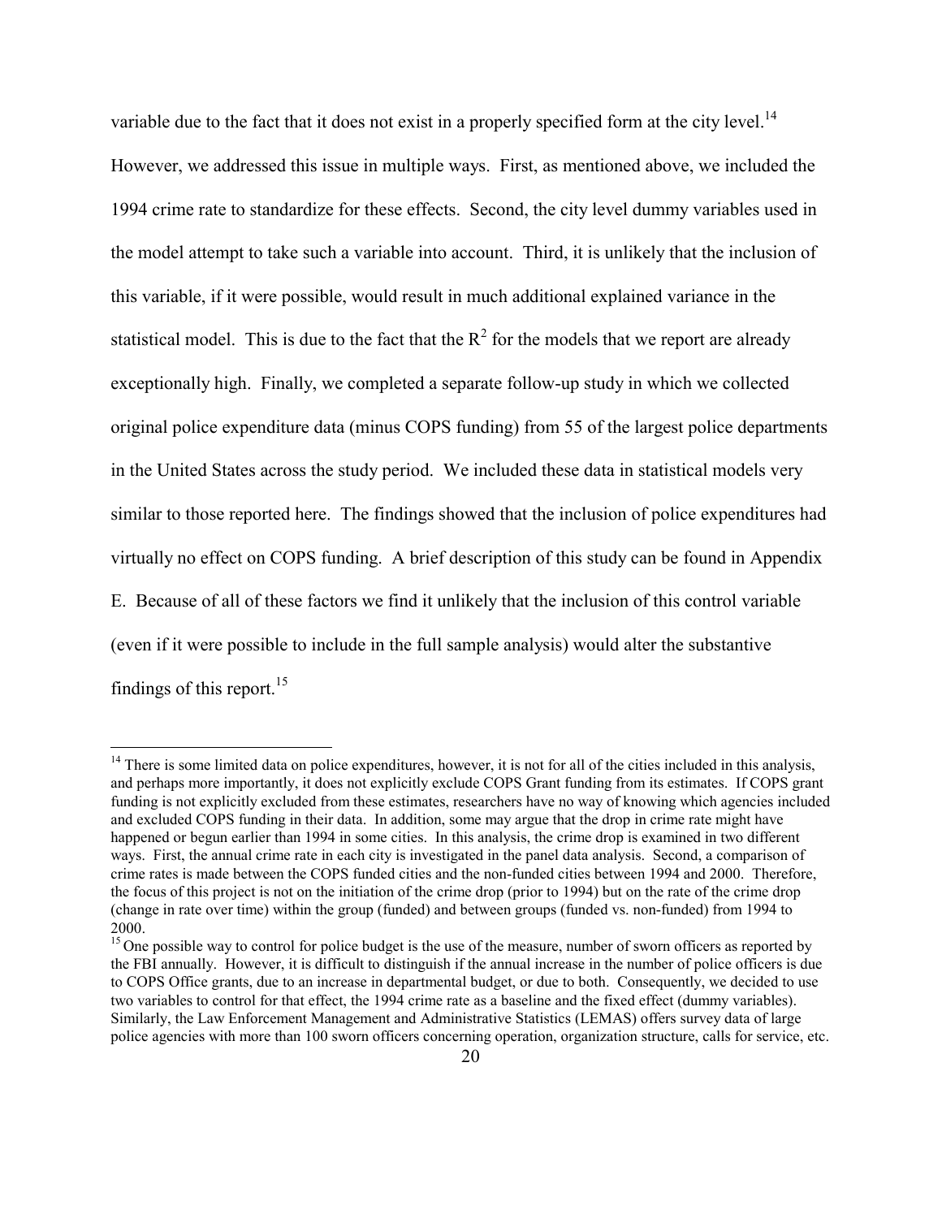variable due to the fact that it does not exist in a properly specified form at the city level.[14] However, we addressed this issue in multiple ways. First, as mentioned above, we included the 1994 crime rate to standardize for these effects. Second, the city level dummy variables used in the model attempt to take such a variable into account. Third, it is unlikely that the inclusion of this variable, if it were possible, would result in much additional explained variance in the statistical model. This is due to the fact that the $R^2$ for the models that we report are already exceptionally high. Finally, we completed a separate follow-up study in which we collected original police expenditure data (minus COPS funding) from 55 of the largest police departments in the United States across the study period. We included these data in statistical models very similar to those reported here. The findings showed that the inclusion of police expenditures had virtually no effect on COPS funding. A brief description of this study can be found in Appendix E. Because of all of these factors we find it unlikely that the inclusion of this control variable (even if it were possible to include in the full sample analysis) would alter the substantive findings of this report.[15]

---

[14] There is some limited data on police expenditures, however, it is not for all of the cities included in this analysis, and perhaps more importantly, it does not explicitly exclude COPS Grant funding from its estimates. If COPS grant funding is not explicitly excluded from these estimates, researchers have no way of knowing which agencies included and excluded COPS funding in their data. In addition, some may argue that the drop in crime rate might have happened or begun earlier than 1994 in some cities. In this analysis, the crime drop is examined in two different ways. First, the annual crime rate in each city is investigated in the panel data analysis. Second, a comparison of crime rates is made between the COPS funded cities and the non-funded cities between 1994 and 2000. Therefore, the focus of this project is not on the initiation of the crime drop (prior to 1994) but on the rate of the crime drop (change in rate over time) within the group (funded) and between groups (funded vs. non-funded) from 1994 to 2000.

[15] One possible way to control for police budget is the use of the measure, number of sworn officers as reported by the FBI annually. However, it is difficult to distinguish if the annual increase in the number of police officers is due to COPS Office grants, due to an increase in departmental budget, or due to both. Consequently, we decided to use two variables to control for that effect, the 1994 crime rate as a baseline and the fixed effect (dummy variables). Similarly, the Law Enforcement Management and Administrative Statistics (LEMAS) offers survey data of large police agencies with more than 100 sworn officers concerning operation, organization structure, calls for service, etc.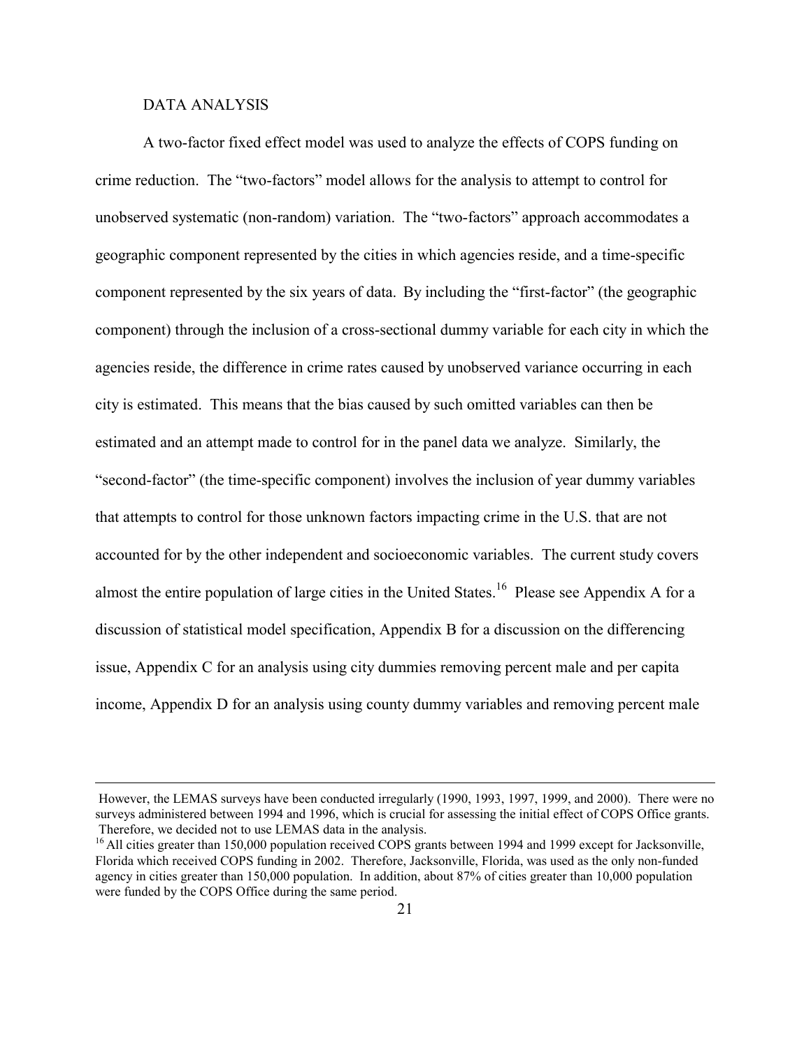DATA ANALYSIS

A two-factor fixed effect model was used to analyze the effects of COPS funding on crime reduction. The "two-factors" model allows for the analysis to attempt to control for unobserved systematic (non-random) variation. The "two-factors" approach accommodates a geographic component represented by the cities in which agencies reside, and a time-specific component represented by the six years of data. By including the "first-factor" (the geographic component) through the inclusion of a cross-sectional dummy variable for each city in which the agencies reside, the difference in crime rates caused by unobserved variance occurring in each city is estimated. This means that the bias caused by such omitted variables can then be estimated and an attempt made to control for in the panel data we analyze. Similarly, the "second-factor" (the time-specific component) involves the inclusion of year dummy variables that attempts to control for those unknown factors impacting crime in the U.S. that are not accounted for by the other independent and socioeconomic variables. The current study covers almost the entire population of large cities in the United States.[16] Please see Appendix A for a discussion of statistical model specification, Appendix B for a discussion on the differencing issue, Appendix C for an analysis using city dummies removing percent male and per capita income, Appendix D for an analysis using county dummy variables and removing percent male

---

However, the LEMAS surveys have been conducted irregularly (1990, 1993, 1997, 1999, and 2000). There were no surveys administered between 1994 and 1996, which is crucial for assessing the initial effect of COPS Office grants. Therefore, we decided not to use LEMAS data in the analysis.

[16] All cities greater than 150,000 population received COPS grants between 1994 and 1999 except for Jacksonville, Florida which received COPS funding in 2002. Therefore, Jacksonville, Florida, was used as the only non-funded agency in cities greater than 150,000 population. In addition, about 87% of cities greater than 10,000 population were funded by the COPS Office during the same period.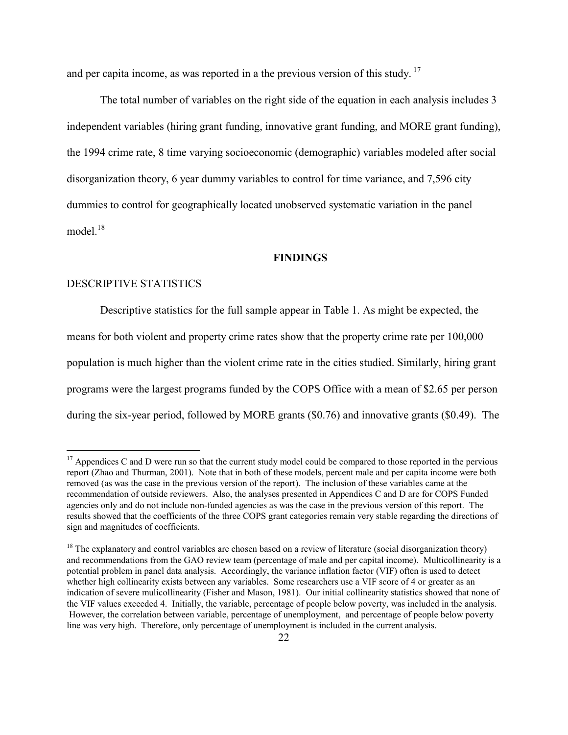and per capita income, as was reported in a the previous version of this study. [17]

The total number of variables on the right side of the equation in each analysis includes 3 independent variables (hiring grant funding, innovative grant funding, and MORE grant funding), the 1994 crime rate, 8 time varying socioeconomic (demographic) variables modeled after social disorganization theory, 6 year dummy variables to control for time variance, and 7,596 city dummies to control for geographically located unobserved systematic variation in the panel model.[18]

## FINDINGS

### DESCRIPTIVE STATISTICS

Descriptive statistics for the full sample appear in Table 1. As might be expected, the means for both violent and property crime rates show that the property crime rate per 100,000 population is much higher than the violent crime rate in the cities studied. Similarly, hiring grant programs were the largest programs funded by the COPS Office with a mean of \$2.65 per person during the six-year period, followed by MORE grants (\$0.76) and innovative grants (\$0.49). The

---

[17] Appendices C and D were run so that the current study model could be compared to those reported in the pervious report (Zhao and Thurman, 2001). Note that in both of these models, percent male and per capita income were both removed (as was the case in the previous version of the report). The inclusion of these variables came at the recommendation of outside reviewers. Also, the analyses presented in Appendices C and D are for COPS Funded agencies only and do not include non-funded agencies as was the case in the previous version of this report. The results showed that the coefficients of the three COPS grant categories remain very stable regarding the directions of sign and magnitudes of coefficients.

[18] The explanatory and control variables are chosen based on a review of literature (social disorganization theory) and recommendations from the GAO review team (percentage of male and per capital income). Multicollinearity is a potential problem in panel data analysis. Accordingly, the variance inflation factor (VIF) often is used to detect whether high collinearity exists between any variables. Some researchers use a VIF score of 4 or greater as an indication of severe mulicollinearity (Fisher and Mason, 1981). Our initial collinearity statistics showed that none of the VIF values exceeded 4. Initially, the variable, percentage of people below poverty, was included in the analysis. However, the correlation between variable, percentage of unemployment, and percentage of people below poverty line was very high. Therefore, only percentage of unemployment is included in the current analysis.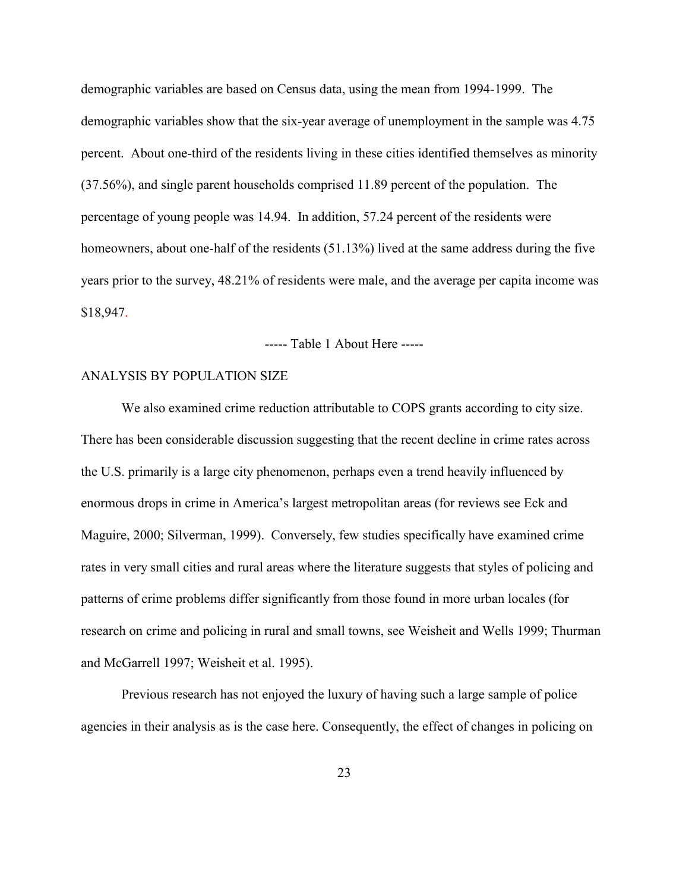demographic variables are based on Census data, using the mean from 1994-1999. The demographic variables show that the six-year average of unemployment in the sample was 4.75 percent. About one-third of the residents living in these cities identified themselves as minority (37.56%), and single parent households comprised 11.89 percent of the population. The percentage of young people was 14.94. In addition, 57.24 percent of the residents were homeowners, about one-half of the residents (51.13%) lived at the same address during the five years prior to the survey, 48.21% of residents were male, and the average per capita income was $18,947.

----- Table 1 About Here -----

## ANALYSIS BY POPULATION SIZE

We also examined crime reduction attributable to COPS grants according to city size. There has been considerable discussion suggesting that the recent decline in crime rates across the U.S. primarily is a large city phenomenon, perhaps even a trend heavily influenced by enormous drops in crime in America's largest metropolitan areas (for reviews see Eck and Maguire, 2000; Silverman, 1999). Conversely, few studies specifically have examined crime rates in very small cities and rural areas where the literature suggests that styles of policing and patterns of crime problems differ significantly from those found in more urban locales (for research on crime and policing in rural and small towns, see Weisheit and Wells 1999; Thurman and McGarrell 1997; Weisheit et al. 1995).

Previous research has not enjoyed the luxury of having such a large sample of police agencies in their analysis as is the case here. Consequently, the effect of changes in policing on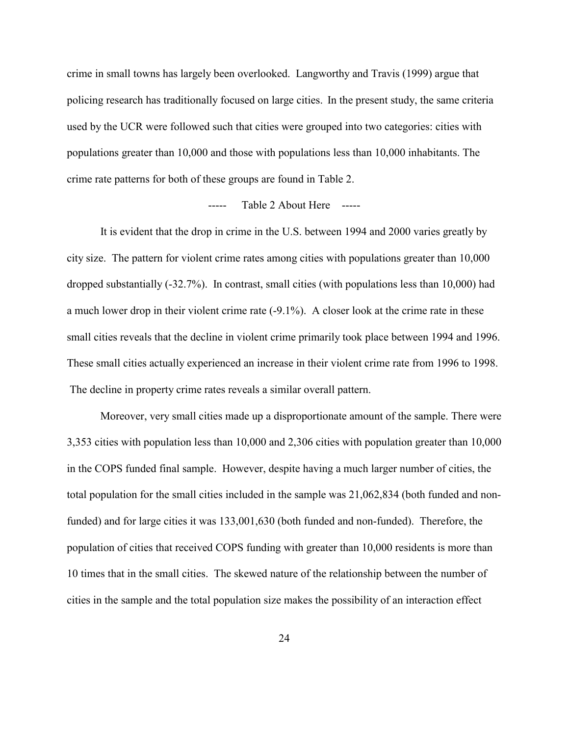crime in small towns has largely been overlooked. Langworthy and Travis (1999) argue that policing research has traditionally focused on large cities. In the present study, the same criteria used by the UCR were followed such that cities were grouped into two categories: cities with populations greater than 10,000 and those with populations less than 10,000 inhabitants. The crime rate patterns for both of these groups are found in Table 2.

----- Table 2 About Here -----

It is evident that the drop in crime in the U.S. between 1994 and 2000 varies greatly by city size. The pattern for violent crime rates among cities with populations greater than 10,000 dropped substantially (-32.7%). In contrast, small cities (with populations less than 10,000) had a much lower drop in their violent crime rate (-9.1%). A closer look at the crime rate in these small cities reveals that the decline in violent crime primarily took place between 1994 and 1996. These small cities actually experienced an increase in their violent crime rate from 1996 to 1998. The decline in property crime rates reveals a similar overall pattern.

Moreover, very small cities made up a disproportionate amount of the sample. There were 3,353 cities with population less than 10,000 and 2,306 cities with population greater than 10,000 in the COPS funded final sample. However, despite having a much larger number of cities, the total population for the small cities included in the sample was 21,062,834 (both funded and non-funded) and for large cities it was 133,001,630 (both funded and non-funded). Therefore, the population of cities that received COPS funding with greater than 10,000 residents is more than 10 times that in the small cities. The skewed nature of the relationship between the number of cities in the sample and the total population size makes the possibility of an interaction effect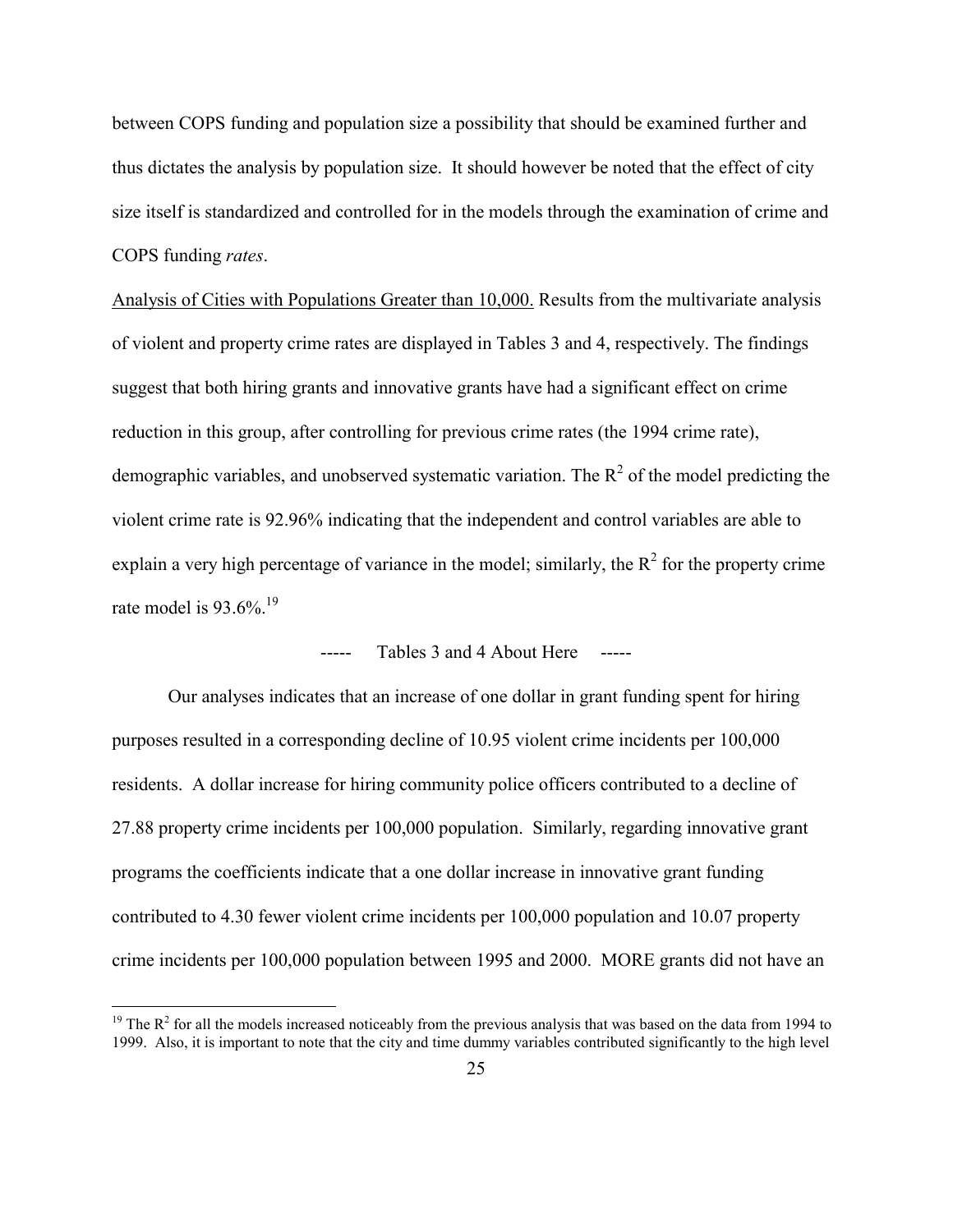between COPS funding and population size a possibility that should be examined further and thus dictates the analysis by population size. It should however be noted that the effect of city size itself is standardized and controlled for in the models through the examination of crime and COPS funding *rates*.

Analysis of Cities with Populations Greater than 10,000. Results from the multivariate analysis of violent and property crime rates are displayed in Tables 3 and 4, respectively. The findings suggest that both hiring grants and innovative grants have had a significant effect on crime reduction in this group, after controlling for previous crime rates (the 1994 crime rate), demographic variables, and unobserved systematic variation. The $R^2$ of the model predicting the violent crime rate is 92.96% indicating that the independent and control variables are able to explain a very high percentage of variance in the model; similarly, the $R^2$ for the property crime rate model is 93.6%.[19]

----- Tables 3 and 4 About Here -----

Our analyses indicates that an increase of one dollar in grant funding spent for hiring purposes resulted in a corresponding decline of 10.95 violent crime incidents per 100,000 residents. A dollar increase for hiring community police officers contributed to a decline of 27.88 property crime incidents per 100,000 population. Similarly, regarding innovative grant programs the coefficients indicate that a one dollar increase in innovative grant funding contributed to 4.30 fewer violent crime incidents per 100,000 population and 10.07 property crime incidents per 100,000 population between 1995 and 2000. MORE grants did not have an

[19] The $R^2$ for all the models increased noticeably from the previous analysis that was based on the data from 1994 to 1999. Also, it is important to note that the city and time dummy variables contributed significantly to the high level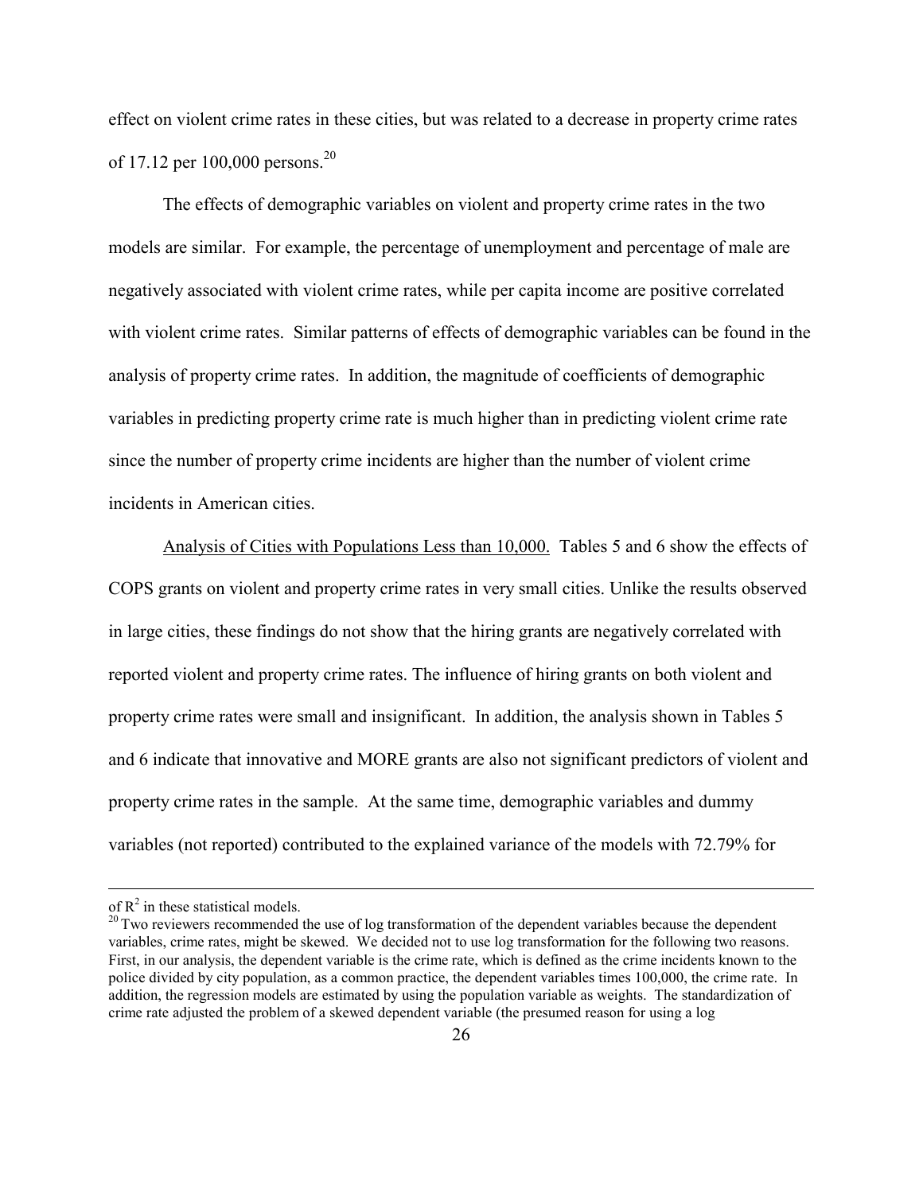effect on violent crime rates in these cities, but was related to a decrease in property crime rates of 17.12 per 100,000 persons.[20]

The effects of demographic variables on violent and property crime rates in the two models are similar. For example, the percentage of unemployment and percentage of male are negatively associated with violent crime rates, while per capita income are positive correlated with violent crime rates. Similar patterns of effects of demographic variables can be found in the analysis of property crime rates. In addition, the magnitude of coefficients of demographic variables in predicting property crime rate is much higher than in predicting violent crime rate since the number of property crime incidents are higher than the number of violent crime incidents in American cities.

Analysis of Cities with Populations Less than 10,000. Tables 5 and 6 show the effects of COPS grants on violent and property crime rates in very small cities. Unlike the results observed in large cities, these findings do not show that the hiring grants are negatively correlated with reported violent and property crime rates. The influence of hiring grants on both violent and property crime rates were small and insignificant. In addition, the analysis shown in Tables 5 and 6 indicate that innovative and MORE grants are also not significant predictors of violent and property crime rates in the sample. At the same time, demographic variables and dummy variables (not reported) contributed to the explained variance of the models with 72.79% for

---

of $R^2$ in these statistical models.

[20] Two reviewers recommended the use of log transformation of the dependent variables because the dependent variables, crime rates, might be skewed. We decided not to use log transformation for the following two reasons. First, in our analysis, the dependent variable is the crime rate, which is defined as the crime incidents known to the police divided by city population, as a common practice, the dependent variables times 100,000, the crime rate. In addition, the regression models are estimated by using the population variable as weights. The standardization of crime rate adjusted the problem of a skewed dependent variable (the presumed reason for using a log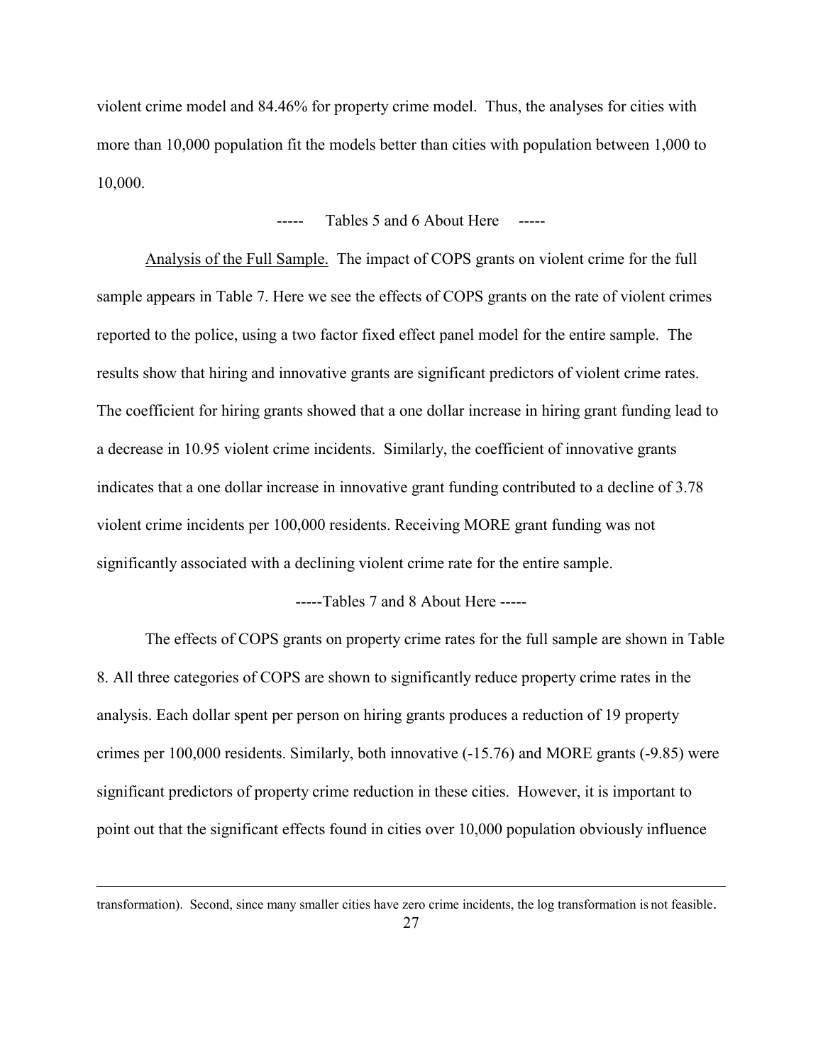violent crime model and 84.46% for property crime model. Thus, the analyses for cities with more than 10,000 population fit the models better than cities with population between 1,000 to 10,000.

----- Tables 5 and 6 About Here -----

Analysis of the Full Sample. The impact of COPS grants on violent crime for the full sample appears in Table 7. Here we see the effects of COPS grants on the rate of violent crimes reported to the police, using a two factor fixed effect panel model for the entire sample. The results show that hiring and innovative grants are significant predictors of violent crime rates. The coefficient for hiring grants showed that a one dollar increase in hiring grant funding lead to a decrease in 10.95 violent crime incidents. Similarly, the coefficient of innovative grants indicates that a one dollar increase in innovative grant funding contributed to a decline of 3.78 violent crime incidents per 100,000 residents. Receiving MORE grant funding was not significantly associated with a declining violent crime rate for the entire sample.

-----Tables 7 and 8 About Here -----

The effects of COPS grants on property crime rates for the full sample are shown in Table 8. All three categories of COPS are shown to significantly reduce property crime rates in the analysis. Each dollar spent per person on hiring grants produces a reduction of 19 property crimes per 100,000 residents. Similarly, both innovative (-15.76) and MORE grants (-9.85) were significant predictors of property crime reduction in these cities. However, it is important to point out that the significant effects found in cities over 10,000 population obviously influence

---

transformation). Second, since many smaller cities have zero crime incidents, the log transformation is not feasible.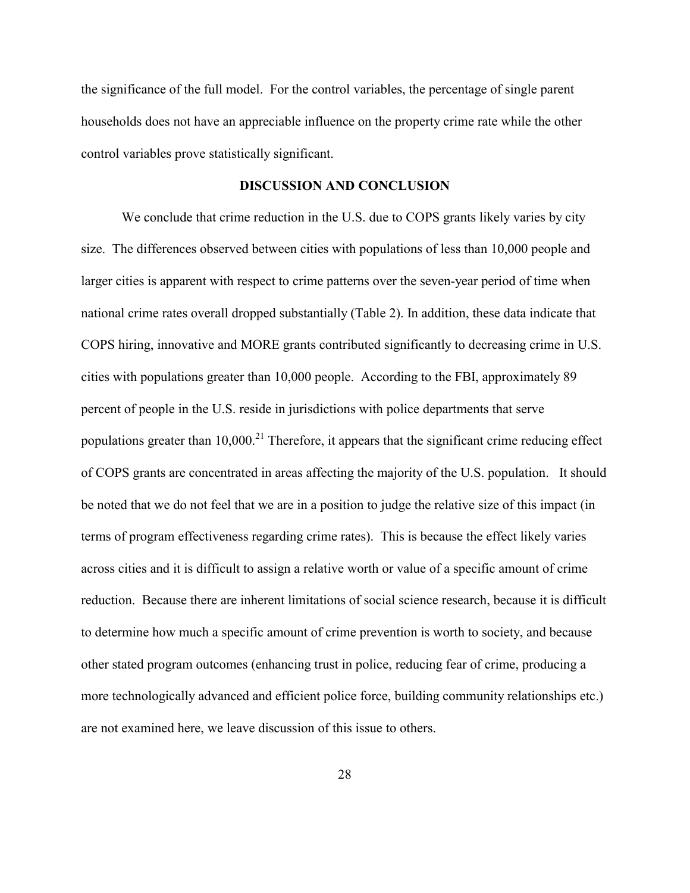the significance of the full model. For the control variables, the percentage of single parent households does not have an appreciable influence on the property crime rate while the other control variables prove statistically significant.

## DISCUSSION AND CONCLUSION

We conclude that crime reduction in the U.S. due to COPS grants likely varies by city size. The differences observed between cities with populations of less than 10,000 people and larger cities is apparent with respect to crime patterns over the seven-year period of time when national crime rates overall dropped substantially (Table 2). In addition, these data indicate that COPS hiring, innovative and MORE grants contributed significantly to decreasing crime in U.S. cities with populations greater than 10,000 people. According to the FBI, approximately 89 percent of people in the U.S. reside in jurisdictions with police departments that serve populations greater than 10,000.[21] Therefore, it appears that the significant crime reducing effect of COPS grants are concentrated in areas affecting the majority of the U.S. population. It should be noted that we do not feel that we are in a position to judge the relative size of this impact (in terms of program effectiveness regarding crime rates). This is because the effect likely varies across cities and it is difficult to assign a relative worth or value of a specific amount of crime reduction. Because there are inherent limitations of social science research, because it is difficult to determine how much a specific amount of crime prevention is worth to society, and because other stated program outcomes (enhancing trust in police, reducing fear of crime, producing a more technologically advanced and efficient police force, building community relationships etc.) are not examined here, we leave discussion of this issue to others.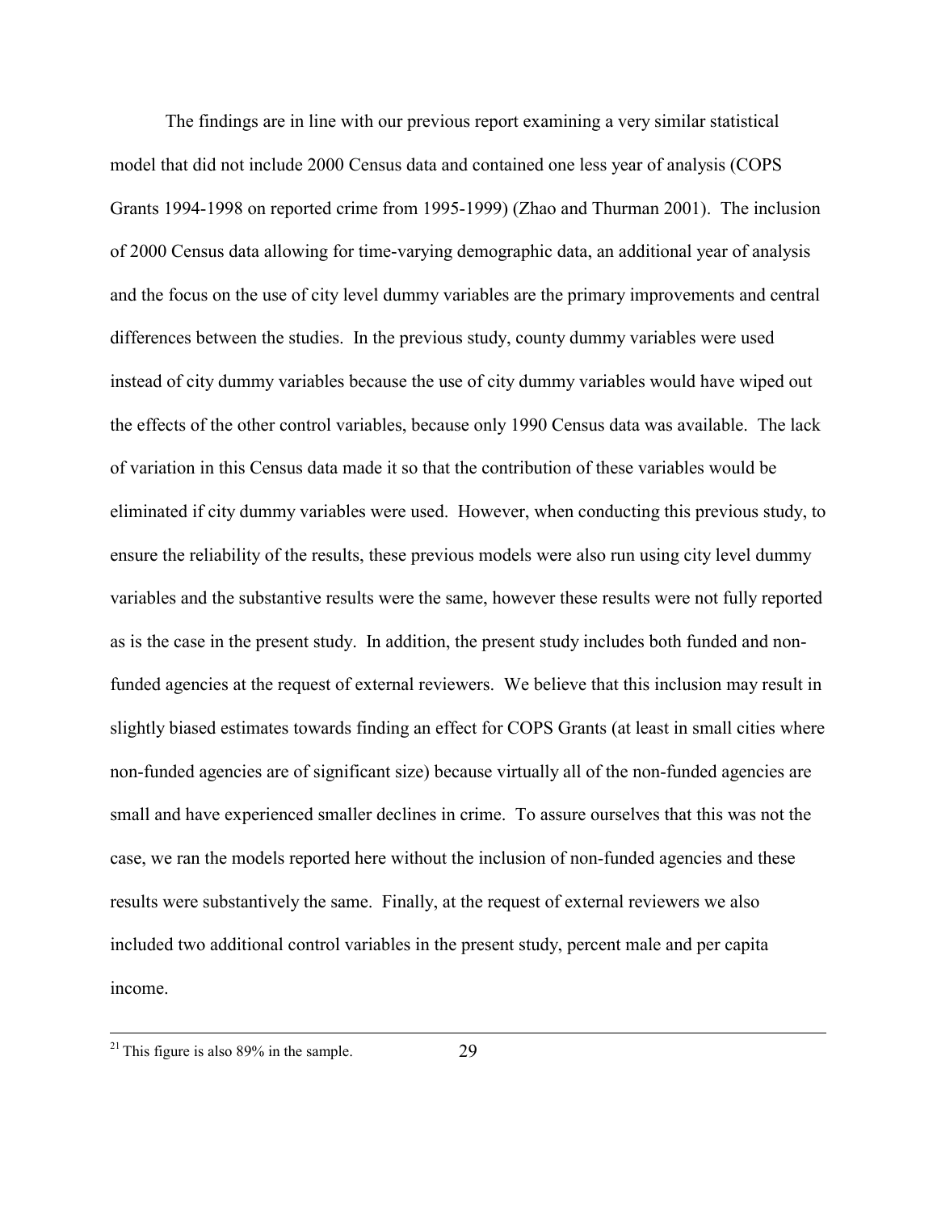The findings are in line with our previous report examining a very similar statistical model that did not include 2000 Census data and contained one less year of analysis (COPS Grants 1994-1998 on reported crime from 1995-1999) (Zhao and Thurman 2001). The inclusion of 2000 Census data allowing for time-varying demographic data, an additional year of analysis and the focus on the use of city level dummy variables are the primary improvements and central differences between the studies. In the previous study, county dummy variables were used instead of city dummy variables because the use of city dummy variables would have wiped out the effects of the other control variables, because only 1990 Census data was available. The lack of variation in this Census data made it so that the contribution of these variables would be eliminated if city dummy variables were used. However, when conducting this previous study, to ensure the reliability of the results, these previous models were also run using city level dummy variables and the substantive results were the same, however these results were not fully reported as is the case in the present study. In addition, the present study includes both funded and non-funded agencies at the request of external reviewers. We believe that this inclusion may result in slightly biased estimates towards finding an effect for COPS Grants (at least in small cities where non-funded agencies are of significant size) because virtually all of the non-funded agencies are small and have experienced smaller declines in crime. To assure ourselves that this was not the case, we ran the models reported here without the inclusion of non-funded agencies and these results were substantively the same. Finally, at the request of external reviewers we also included two additional control variables in the present study, percent male and per capita income.

---

[21] This figure is also 89% in the sample.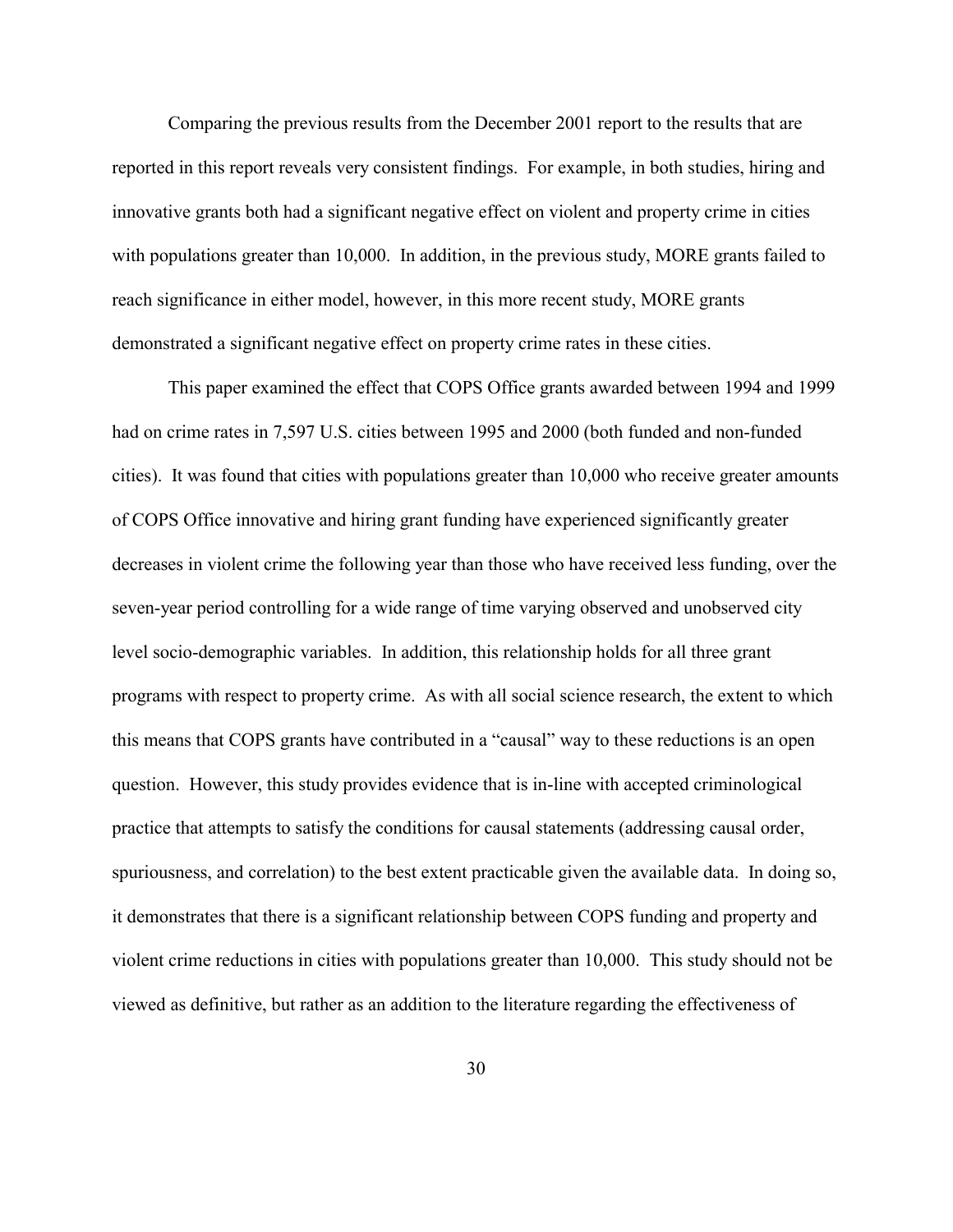Comparing the previous results from the December 2001 report to the results that are reported in this report reveals very consistent findings. For example, in both studies, hiring and innovative grants both had a significant negative effect on violent and property crime in cities with populations greater than 10,000. In addition, in the previous study, MORE grants failed to reach significance in either model, however, in this more recent study, MORE grants demonstrated a significant negative effect on property crime rates in these cities.

This paper examined the effect that COPS Office grants awarded between 1994 and 1999 had on crime rates in 7,597 U.S. cities between 1995 and 2000 (both funded and non-funded cities). It was found that cities with populations greater than 10,000 who receive greater amounts of COPS Office innovative and hiring grant funding have experienced significantly greater decreases in violent crime the following year than those who have received less funding, over the seven-year period controlling for a wide range of time varying observed and unobserved city level socio-demographic variables. In addition, this relationship holds for all three grant programs with respect to property crime. As with all social science research, the extent to which this means that COPS grants have contributed in a "causal" way to these reductions is an open question. However, this study provides evidence that is in-line with accepted criminological practice that attempts to satisfy the conditions for causal statements (addressing causal order, spuriousness, and correlation) to the best extent practicable given the available data. In doing so, it demonstrates that there is a significant relationship between COPS funding and property and violent crime reductions in cities with populations greater than 10,000. This study should not be viewed as definitive, but rather as an addition to the literature regarding the effectiveness of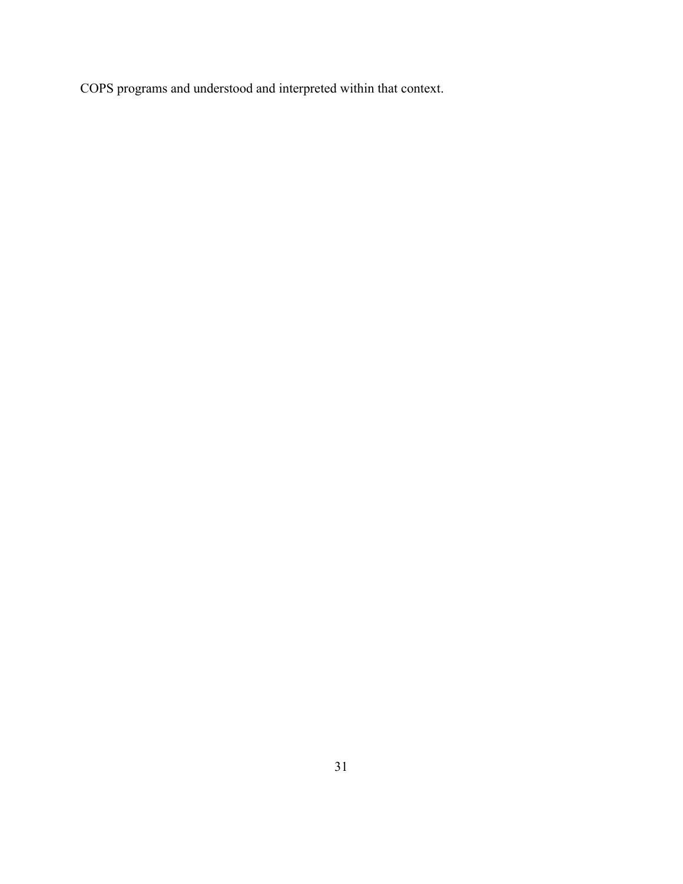COPS programs and understood and interpreted within that context.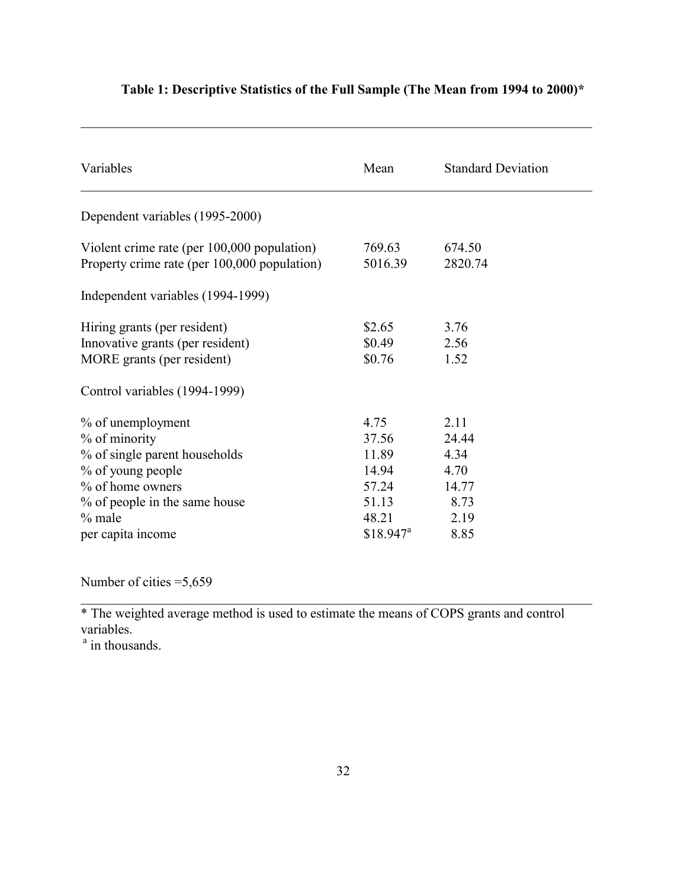**Table 1: Descriptive Statistics of the Full Sample (The Mean from 1994 to 2000)***

| Variables | Mean | Standard Deviation |
|---|---|---|
| Dependent variables (1995-2000) | | |
| Violent crime rate (per 100,000 population) | 769.63 | 674.50 |
| Property crime rate (per 100,000 population) | 5016.39 | 2820.74 |
| Independent variables (1994-1999) | | |
| Hiring grants (per resident) | $2.65 | 3.76 |
| Innovative grants (per resident) | $0.49 | 2.56 |
| MORE grants (per resident) | $0.76 | 1.52 |
| Control variables (1994-1999) | | |
| % of unemployment | 4.75 | 2.11 |
| % of minority | 37.56 | 24.44 |
| % of single parent households | 11.89 | 4.34 |
| % of young people | 14.94 | 4.70 |
| % of home owners | 57.24 | 14.77 |
| % of people in the same house | 51.13 | 8.73 |
| % male | 48.21 | 2.19 |
| per capita income | $18.947[a] | 8.85 |

Number of cities =5,659

* The weighted average method is used to estimate the means of COPS grants and control variables.

[a] in thousands.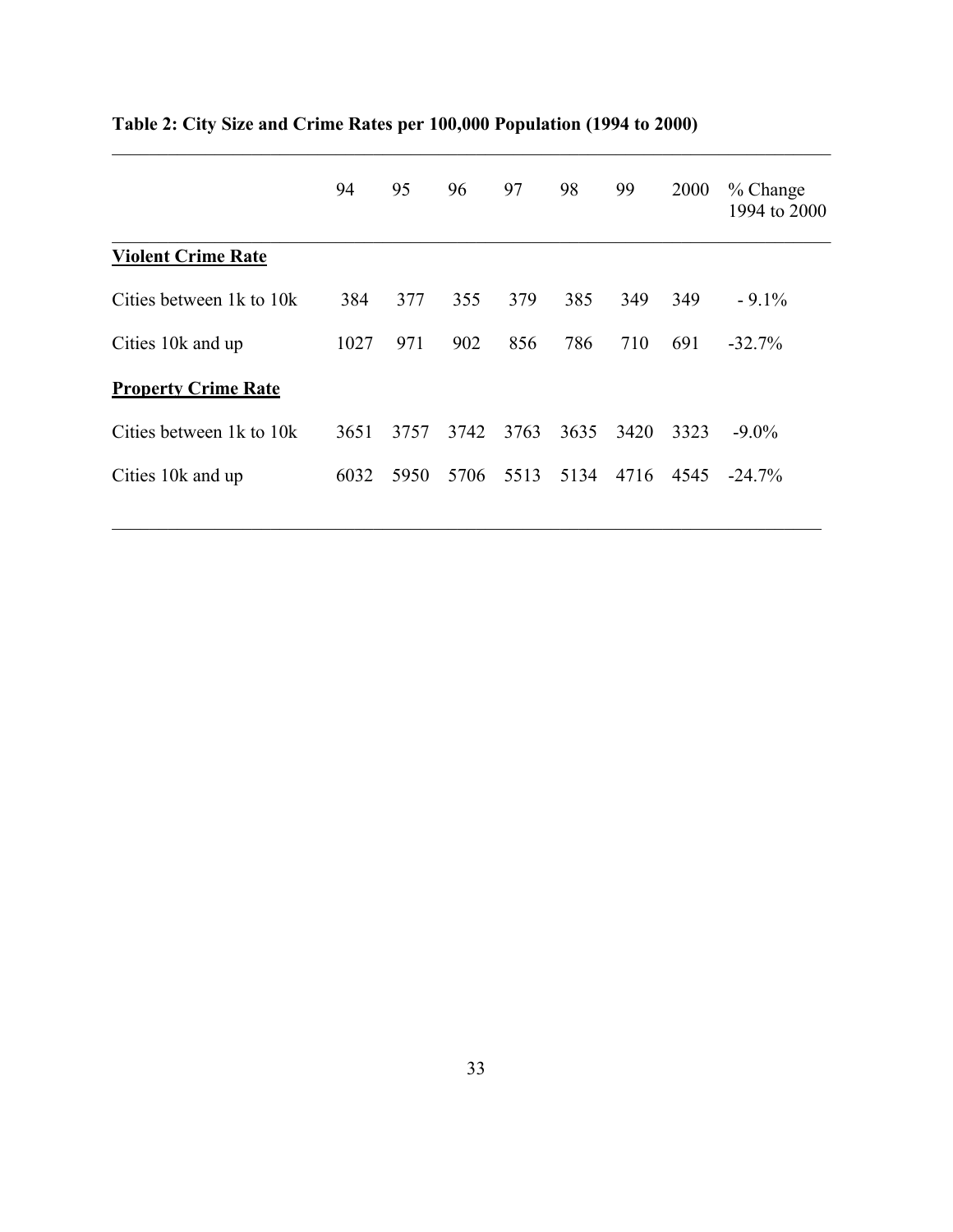**Table 2: City Size and Crime Rates per 100,000 Population (1994 to 2000)**

| | 94 | 95 | 96 | 97 | 98 | 99 | 2000 | % Change 1994 to 2000 |
|---|---|---|---|---|---|---|---|---|
| **<u>Violent Crime Rate</u>** | | | | | | | | |
| Cities between 1k to 10k | 384 | 377 | 355 | 379 | 385 | 349 | 349 | - 9.1% |
| Cities 10k and up | 1027 | 971 | 902 | 856 | 786 | 710 | 691 | -32.7% |
| **<u>Property Crime Rate</u>** | | | | | | | | |
| Cities between 1k to 10k | 3651 | 3757 | 3742 | 3763 | 3635 | 3420 | 3323 | -9.0% |
| Cities 10k and up | 6032 | 5950 | 5706 | 5513 | 5134 | 4716 | 4545 | -24.7% |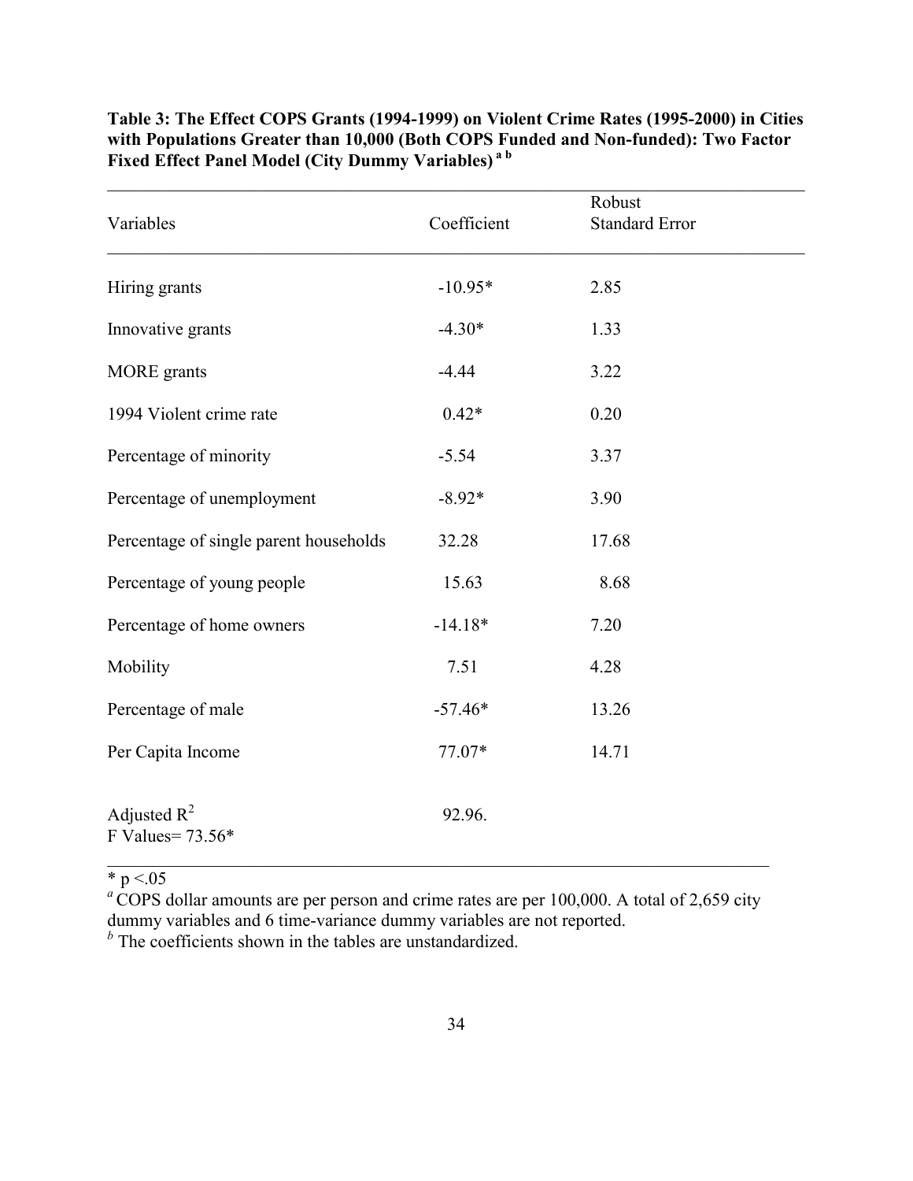**Table 3: The Effect COPS Grants (1994-1999) on Violent Crime Rates (1995-2000) in Cities with Populations Greater than 10,000 (Both COPS Funded and Non-funded): Two Factor Fixed Effect Panel Model (City Dummy Variables) [a b]**

| Variables | Coefficient | Robust Standard Error |
|---|---|---|
| Hiring grants | -10.95* | 2.85 |
| Innovative grants | -4.30* | 1.33 |
| MORE grants | -4.44 | 3.22 |
| 1994 Violent crime rate | 0.42* | 0.20 |
| Percentage of minority | -5.54 | 3.37 |
| Percentage of unemployment | -8.92* | 3.90 |
| Percentage of single parent households | 32.28 | 17.68 |
| Percentage of young people | 15.63 | 8.68 |
| Percentage of home owners | -14.18* | 7.20 |
| Mobility | 7.51 | 4.28 |
| Percentage of male | -57.46* | 13.26 |
| Per Capita Income | 77.07* | 14.71 |
| Adjusted $R^2$ | 92.96. | |
| F Values= 73.56* | | |

\* $p < .05$

[a] COPS dollar amounts are per person and crime rates are per 100,000. A total of 2,659 city dummy variables and 6 time-variance dummy variables are not reported.

[b] The coefficients shown in the tables are unstandardized.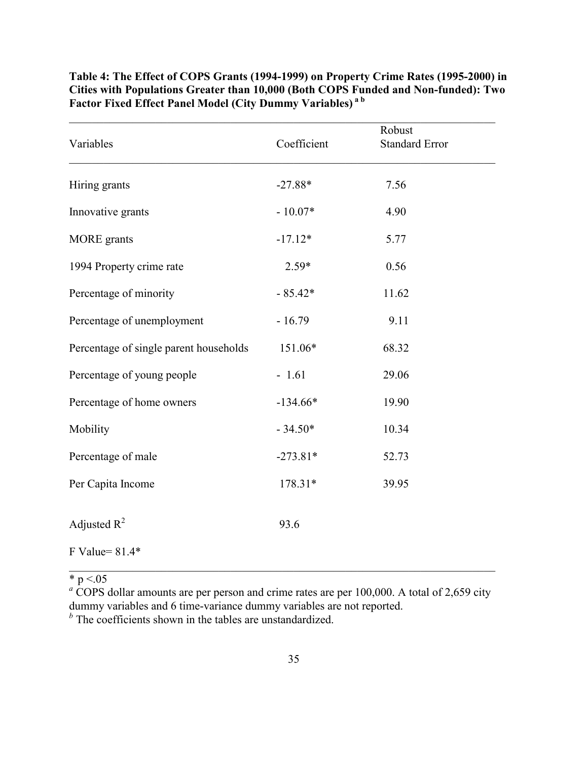**Table 4: The Effect of COPS Grants (1994-1999) on Property Crime Rates (1995-2000) in Cities with Populations Greater than 10,000 (Both COPS Funded and Non-funded): Two Factor Fixed Effect Panel Model (City Dummy Variables) [a b]**

| Variables | Coefficient | Robust Standard Error |
|---|---|---|
| Hiring grants | -27.88* | 7.56 |
| Innovative grants | - 10.07* | 4.90 |
| MORE grants | -17.12* | 5.77 |
| 1994 Property crime rate | 2.59* | 0.56 |
| Percentage of minority | - 85.42* | 11.62 |
| Percentage of unemployment | - 16.79 | 9.11 |
| Percentage of single parent households | 151.06* | 68.32 |
| Percentage of young people | - 1.61 | 29.06 |
| Percentage of home owners | -134.66* | 19.90 |
| Mobility | - 34.50* | 10.34 |
| Percentage of male | -273.81* | 52.73 |
| Per Capita Income | 178.31* | 39.95 |
| Adjusted $R^2$ | 93.6 | |
| F Value= 81.4* | | |

* $p < .05$

[a] COPS dollar amounts are per person and crime rates are per 100,000. A total of 2,659 city dummy variables and 6 time-variance dummy variables are not reported.

[b] The coefficients shown in the tables are unstandardized.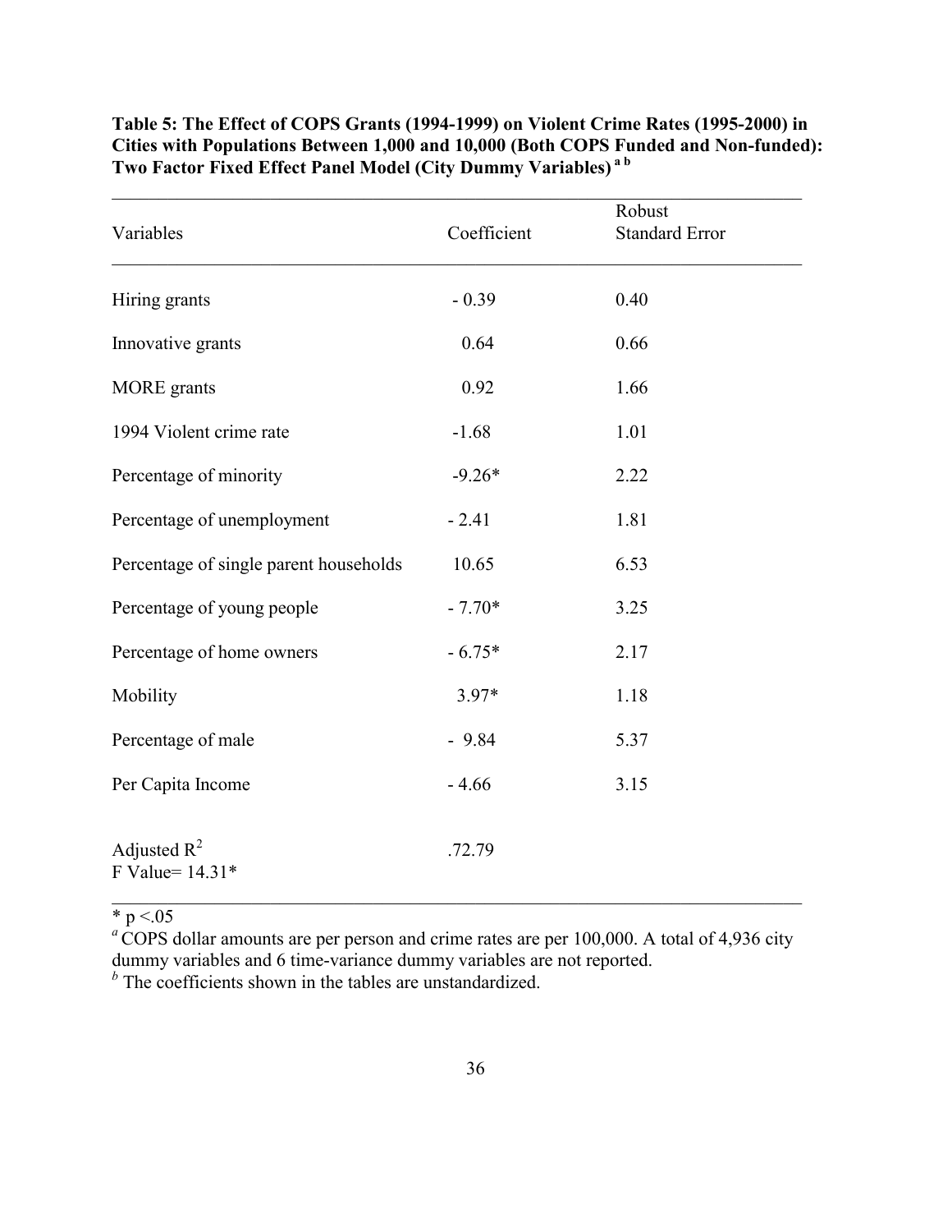**Table 5: The Effect of COPS Grants (1994-1999) on Violent Crime Rates (1995-2000) in Cities with Populations Between 1,000 and 10,000 (Both COPS Funded and Non-funded): Two Factor Fixed Effect Panel Model (City Dummy Variables) [a b]**

| Variables | Coefficient | Robust Standard Error |
|---|---|---|
| Hiring grants | - 0.39 | 0.40 |
| Innovative grants | 0.64 | 0.66 |
| MORE grants | 0.92 | 1.66 |
| 1994 Violent crime rate | -1.68 | 1.01 |
| Percentage of minority | -9.26* | 2.22 |
| Percentage of unemployment | - 2.41 | 1.81 |
| Percentage of single parent households | 10.65 | 6.53 |
| Percentage of young people | - 7.70* | 3.25 |
| Percentage of home owners | - 6.75* | 2.17 |
| Mobility | 3.97* | 1.18 |
| Percentage of male | - 9.84 | 5.37 |
| Per Capita Income | - 4.66 | 3.15 |
| Adjusted $R^2$ | .72.79 | |
| F Value= 14.31* | | |

\* $p < .05$

[a] COPS dollar amounts are per person and crime rates are per 100,000. A total of 4,936 city dummy variables and 6 time-variance dummy variables are not reported.

[b] The coefficients shown in the tables are unstandardized.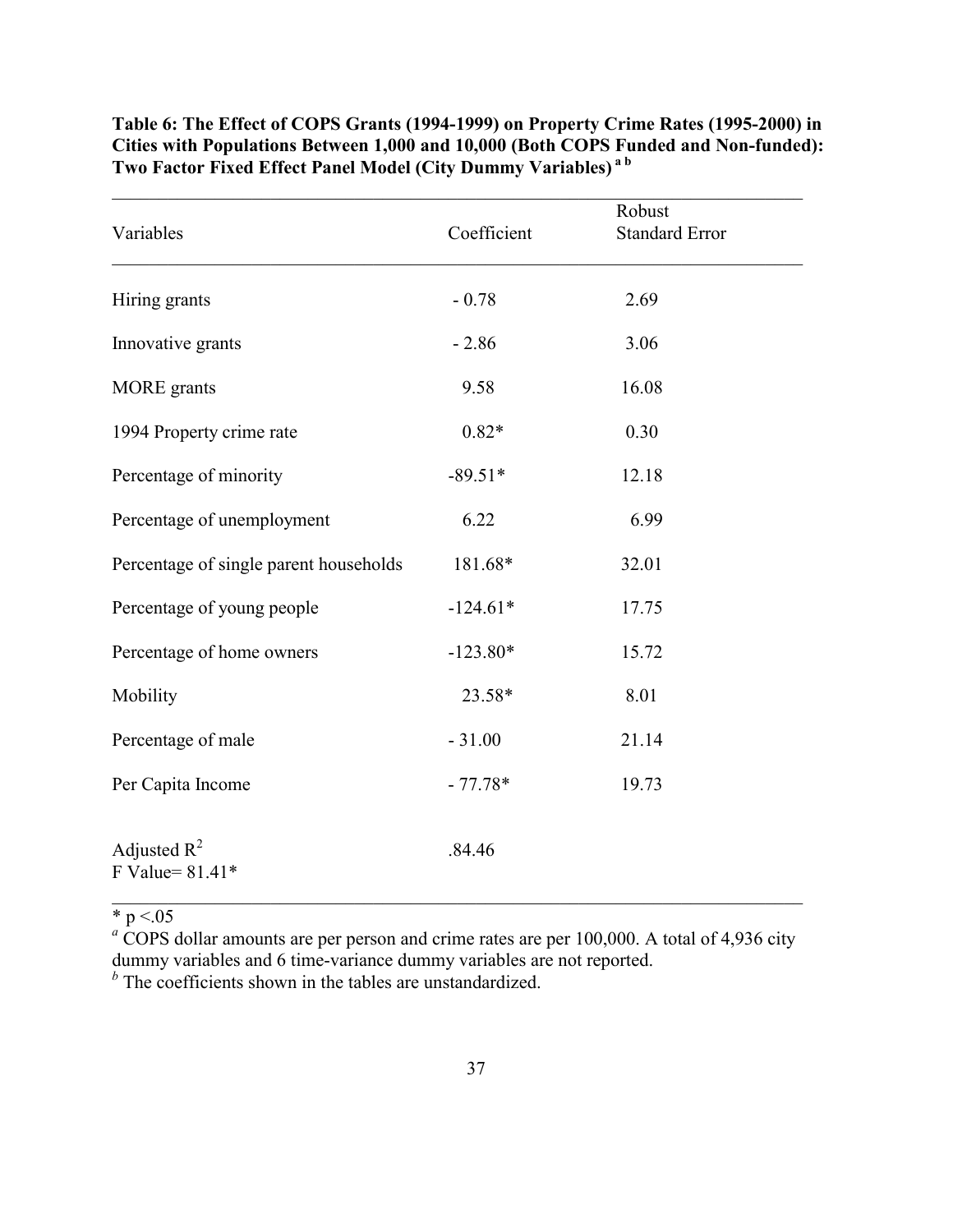**Table 6: The Effect of COPS Grants (1994-1999) on Property Crime Rates (1995-2000) in Cities with Populations Between 1,000 and 10,000 (Both COPS Funded and Non-funded): Two Factor Fixed Effect Panel Model (City Dummy Variables)** [a b]

| Variables | Coefficient | Robust Standard Error |
|---|---|---|
| Hiring grants | - 0.78 | 2.69 |
| Innovative grants | - 2.86 | 3.06 |
| MORE grants | 9.58 | 16.08 |
| 1994 Property crime rate | 0.82* | 0.30 |
| Percentage of minority | -89.51* | 12.18 |
| Percentage of unemployment | 6.22 | 6.99 |
| Percentage of single parent households | 181.68* | 32.01 |
| Percentage of young people | -124.61* | 17.75 |
| Percentage of home owners | -123.80* | 15.72 |
| Mobility | 23.58* | 8.01 |
| Percentage of male | - 31.00 | 21.14 |
| Per Capita Income | - 77.78* | 19.73 |
| Adjusted $R^2$ | .84.46 | |
| F Value= 81.41* | | |

* $p < .05$

[a] COPS dollar amounts are per person and crime rates are per 100,000. A total of 4,936 city dummy variables and 6 time-variance dummy variables are not reported.

[b] The coefficients shown in the tables are unstandardized.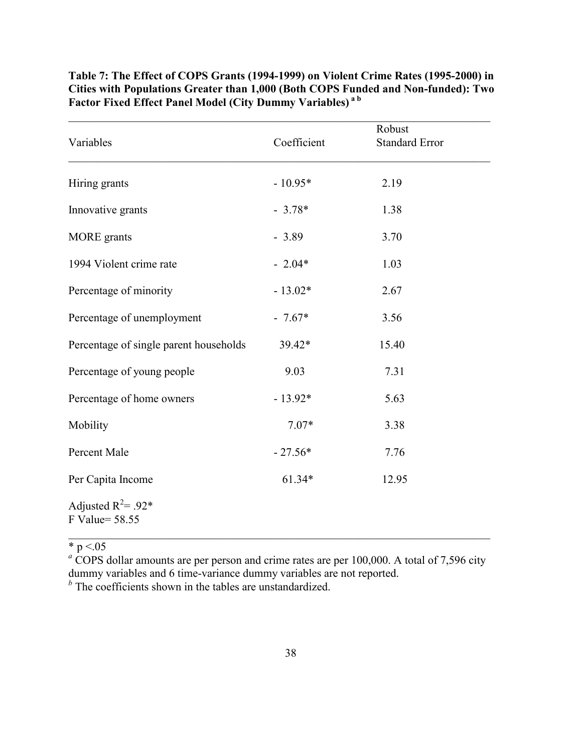**Table 7: The Effect of COPS Grants (1994-1999) on Violent Crime Rates (1995-2000) in Cities with Populations Greater than 1,000 (Both COPS Funded and Non-funded): Two Factor Fixed Effect Panel Model (City Dummy Variables) [a b]**

| Variables | Coefficient | Robust Standard Error |
|---|---|---|
| Hiring grants | - 10.95* | 2.19 |
| Innovative grants | - 3.78* | 1.38 |
| MORE grants | - 3.89 | 3.70 |
| 1994 Violent crime rate | - 2.04* | 1.03 |
| Percentage of minority | - 13.02* | 2.67 |
| Percentage of unemployment | - 7.67* | 3.56 |
| Percentage of single parent households | 39.42* | 15.40 |
| Percentage of young people | 9.03 | 7.31 |
| Percentage of home owners | - 13.92* | 5.63 |
| Mobility | 7.07* | 3.38 |
| Percent Male | - 27.56* | 7.76 |
| Per Capita Income | 61.34* | 12.95 |
| Adjusted $R^2$= .92* | | |
| F Value= 58.55 | | |

* $p < .05$

[a] COPS dollar amounts are per person and crime rates are per 100,000. A total of 7,596 city dummy variables and 6 time-variance dummy variables are not reported.

[b] The coefficients shown in the tables are unstandardized.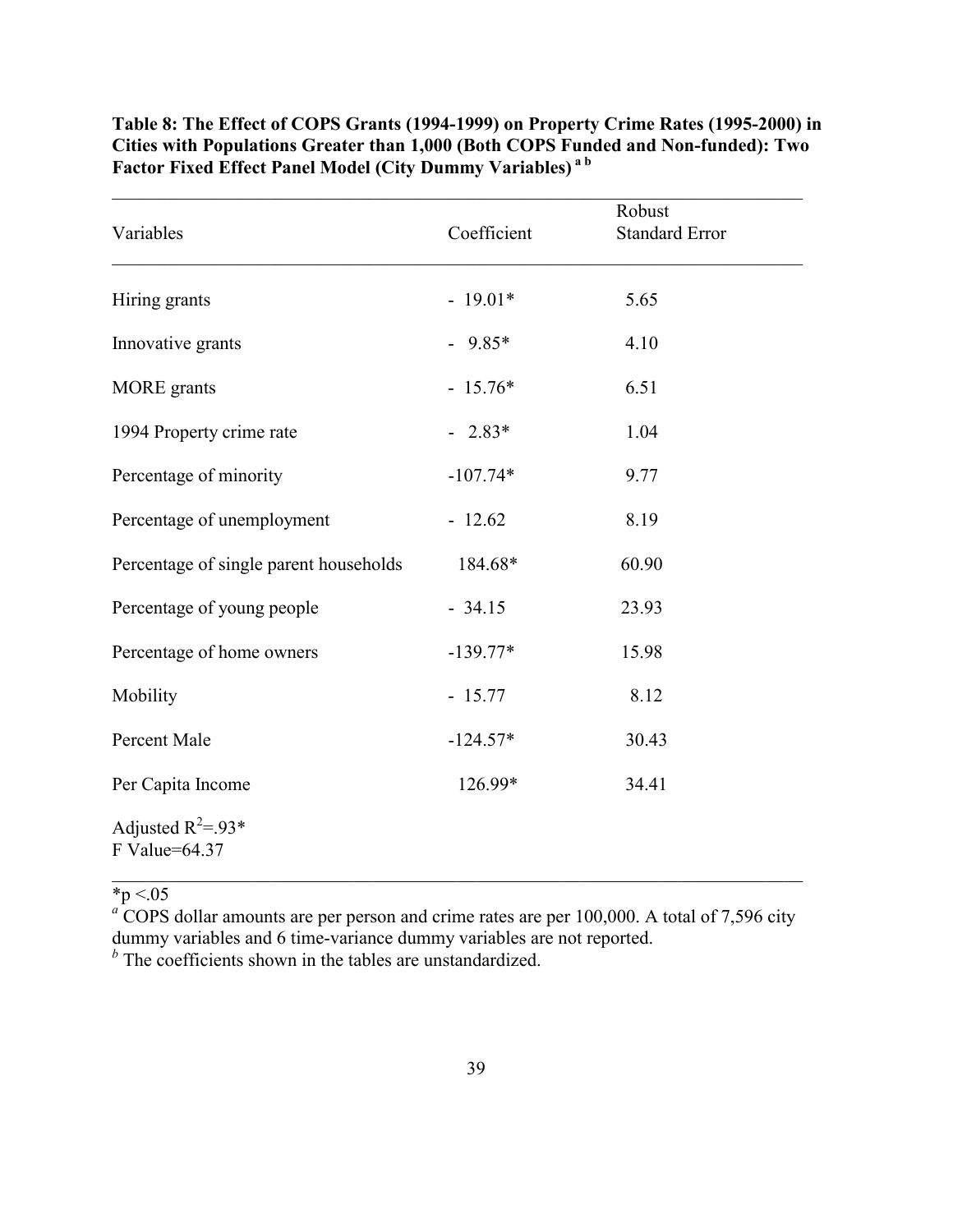**Table 8: The Effect of COPS Grants (1994-1999) on Property Crime Rates (1995-2000) in Cities with Populations Greater than 1,000 (Both COPS Funded and Non-funded): Two Factor Fixed Effect Panel Model (City Dummy Variables) [a b]**

| Variables | Coefficient | Robust Standard Error |
|---|---|---|
| Hiring grants | - 19.01* | 5.65 |
| Innovative grants | - 9.85* | 4.10 |
| MORE grants | - 15.76* | 6.51 |
| 1994 Property crime rate | - 2.83* | 1.04 |
| Percentage of minority | -107.74* | 9.77 |
| Percentage of unemployment | - 12.62 | 8.19 |
| Percentage of single parent households | 184.68* | 60.90 |
| Percentage of young people | - 34.15 | 23.93 |
| Percentage of home owners | -139.77* | 15.98 |
| Mobility | - 15.77 | 8.12 |
| Percent Male | -124.57* | 30.43 |
| Per Capita Income | 126.99* | 34.41 |
| Adjusted $R^2$=.93* | | |
| F Value=64.37 | | |

*p <.05

[a] COPS dollar amounts are per person and crime rates are per 100,000. A total of 7,596 city dummy variables and 6 time-variance dummy variables are not reported.

[b] The coefficients shown in the tables are unstandardized.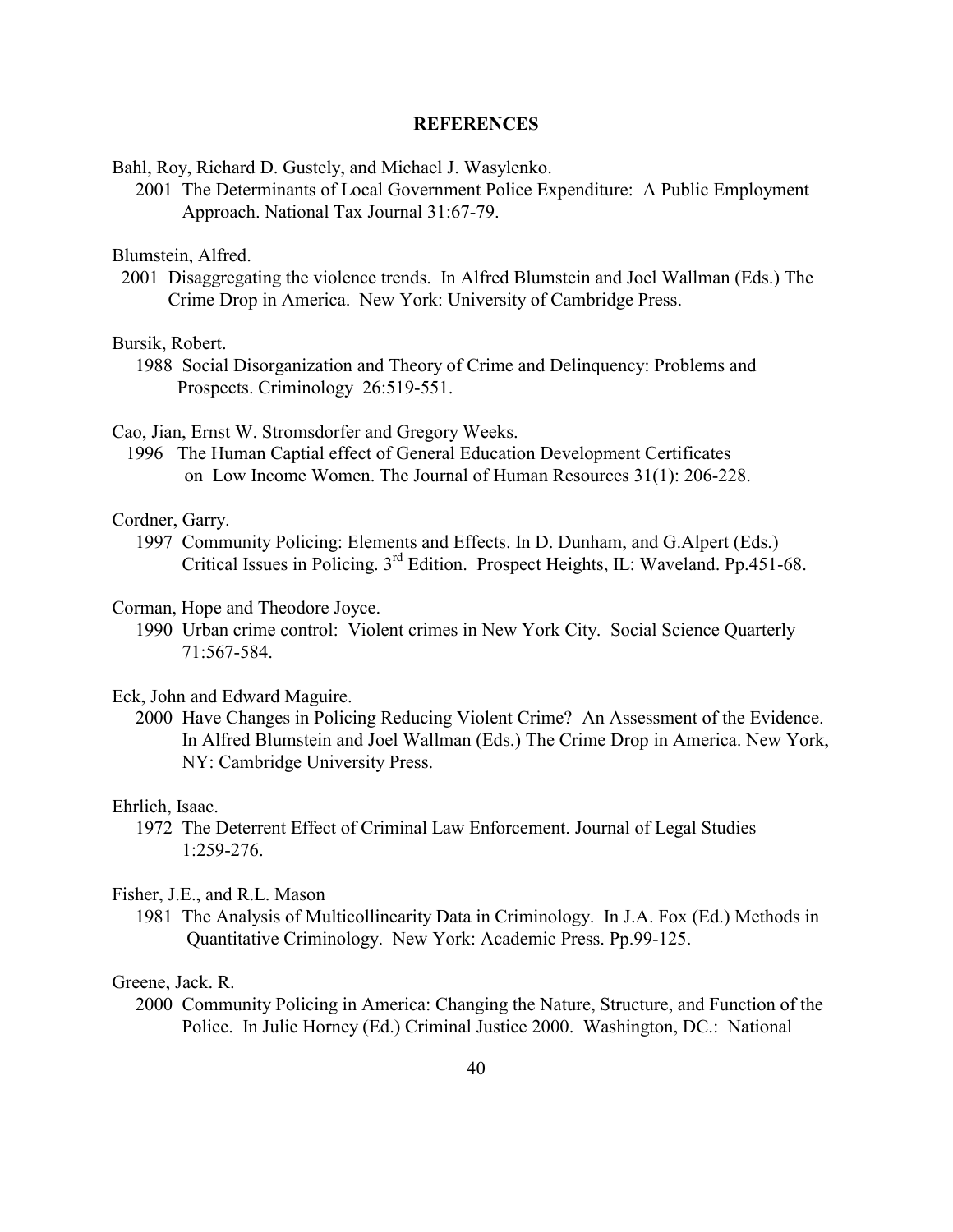## REFERENCES

Bahl, Roy, Richard D. Gustely, and Michael J. Wasylenko.
2001 The Determinants of Local Government Police Expenditure: A Public Employment Approach. National Tax Journal 31:67-79.

Blumstein, Alfred.
2001 Disaggregating the violence trends. In Alfred Blumstein and Joel Wallman (Eds.) The Crime Drop in America. New York: University of Cambridge Press.

Bursik, Robert.
1988 Social Disorganization and Theory of Crime and Delinquency: Problems and Prospects. Criminology 26:519-551.

Cao, Jian, Ernst W. Stromsdorfer and Gregory Weeks.
1996 The Human Captial effect of General Education Development Certificates on Low Income Women. The Journal of Human Resources 31(1): 206-228.

Cordner, Garry.
1997 Community Policing: Elements and Effects. In D. Dunham, and G.Alpert (Eds.) Critical Issues in Policing. 3rd Edition. Prospect Heights, IL: Waveland. Pp.451-68.

Corman, Hope and Theodore Joyce.
1990 Urban crime control: Violent crimes in New York City. Social Science Quarterly 71:567-584.

Eck, John and Edward Maguire.
2000 Have Changes in Policing Reducing Violent Crime? An Assessment of the Evidence. In Alfred Blumstein and Joel Wallman (Eds.) The Crime Drop in America. New York, NY: Cambridge University Press.

Ehrlich, Isaac.
1972 The Deterrent Effect of Criminal Law Enforcement. Journal of Legal Studies 1:259-276.

Fisher, J.E., and R.L. Mason
1981 The Analysis of Multicollinearity Data in Criminology. In J.A. Fox (Ed.) Methods in Quantitative Criminology. New York: Academic Press. Pp.99-125.

Greene, Jack. R.
2000 Community Policing in America: Changing the Nature, Structure, and Function of the Police. In Julie Horney (Ed.) Criminal Justice 2000. Washington, DC.: National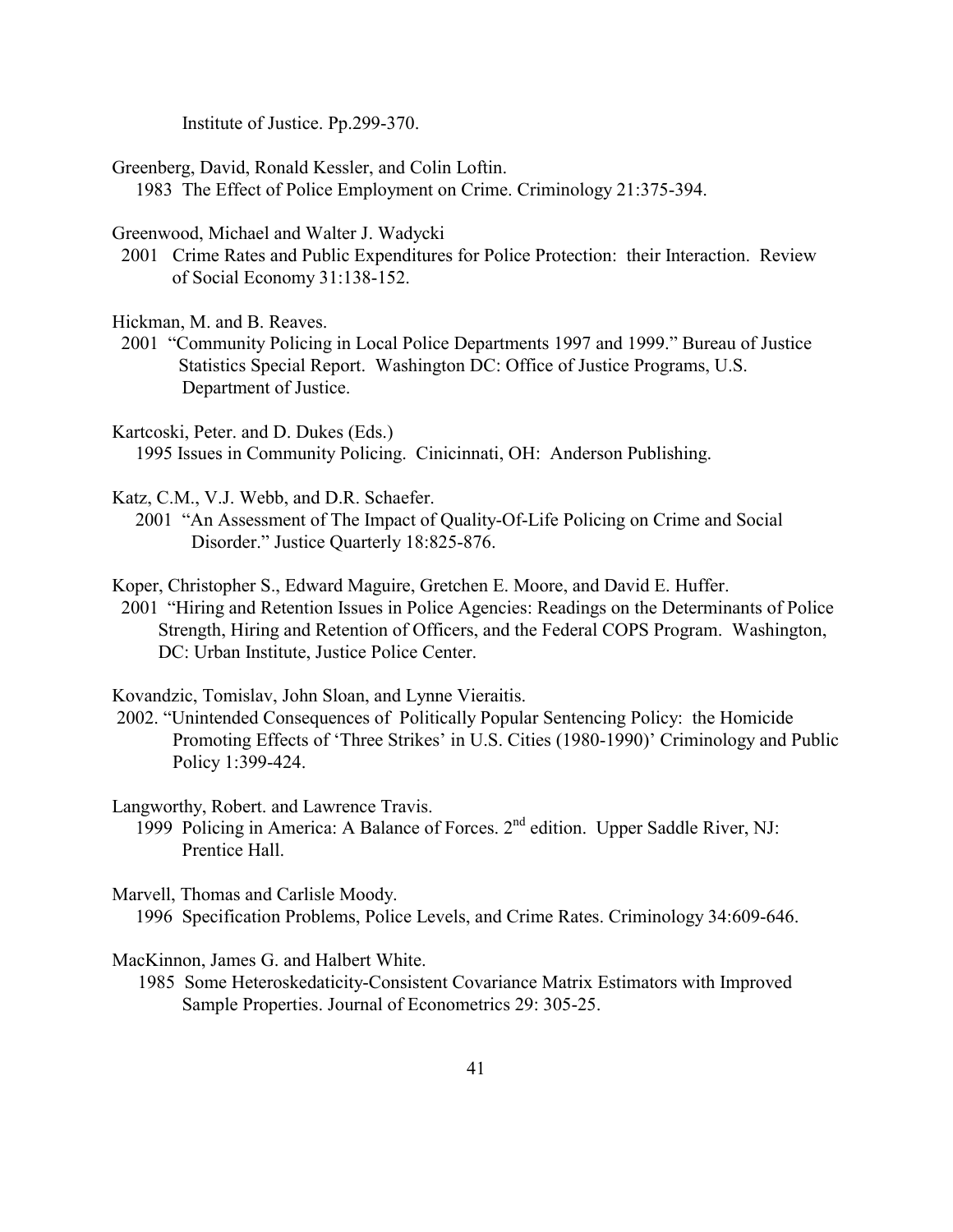Institute of Justice. Pp.299-370.

Greenberg, David, Ronald Kessler, and Colin Loftin.
1983 The Effect of Police Employment on Crime. Criminology 21:375-394.

Greenwood, Michael and Walter J. Wadycki
2001 Crime Rates and Public Expenditures for Police Protection: their Interaction. Review of Social Economy 31:138-152.

Hickman, M. and B. Reaves.
2001 "Community Policing in Local Police Departments 1997 and 1999." Bureau of Justice Statistics Special Report. Washington DC: Office of Justice Programs, U.S. Department of Justice.

Kartcoski, Peter. and D. Dukes (Eds.)
1995 Issues in Community Policing. Cinicinnati, OH: Anderson Publishing.

Katz, C.M., V.J. Webb, and D.R. Schaefer.
2001 "An Assessment of The Impact of Quality-Of-Life Policing on Crime and Social Disorder." Justice Quarterly 18:825-876.

Koper, Christopher S., Edward Maguire, Gretchen E. Moore, and David E. Huffer.
2001 "Hiring and Retention Issues in Police Agencies: Readings on the Determinants of Police Strength, Hiring and Retention of Officers, and the Federal COPS Program. Washington, DC: Urban Institute, Justice Police Center.

Kovandzic, Tomislav, John Sloan, and Lynne Vieraitis.
2002. "Unintended Consequences of Politically Popular Sentencing Policy: the Homicide Promoting Effects of 'Three Strikes' in U.S. Cities (1980-1990)' Criminology and Public Policy 1:399-424.

Langworthy, Robert. and Lawrence Travis.
1999 Policing in America: A Balance of Forces. 2nd edition. Upper Saddle River, NJ: Prentice Hall.

Marvell, Thomas and Carlisle Moody.
1996 Specification Problems, Police Levels, and Crime Rates. Criminology 34:609-646.

MacKinnon, James G. and Halbert White.
1985 Some Heteroskedaticity-Consistent Covariance Matrix Estimators with Improved Sample Properties. Journal of Econometrics 29: 305-25.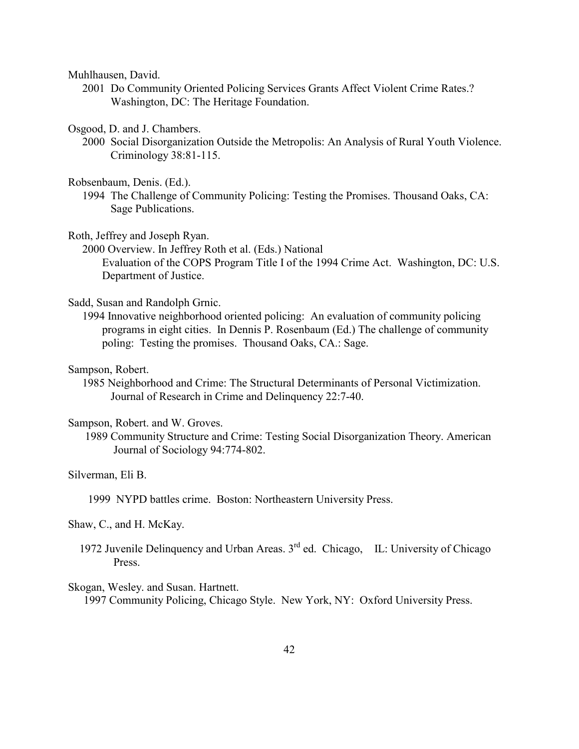Muhlhausen, David.

2001 Do Community Oriented Policing Services Grants Affect Violent Crime Rates.? Washington, DC: The Heritage Foundation.

Osgood, D. and J. Chambers.

2000 Social Disorganization Outside the Metropolis: An Analysis of Rural Youth Violence. Criminology 38:81-115.

Robsenbaum, Denis. (Ed.).

1994 The Challenge of Community Policing: Testing the Promises. Thousand Oaks, CA: Sage Publications.

Roth, Jeffrey and Joseph Ryan.

2000 Overview. In Jeffrey Roth et al. (Eds.) National Evaluation of the COPS Program Title I of the 1994 Crime Act. Washington, DC: U.S. Department of Justice.

Sadd, Susan and Randolph Grnic.

1994 Innovative neighborhood oriented policing: An evaluation of community policing programs in eight cities. In Dennis P. Rosenbaum (Ed.) The challenge of community poling: Testing the promises. Thousand Oaks, CA.: Sage.

Sampson, Robert.

1985 Neighborhood and Crime: The Structural Determinants of Personal Victimization. Journal of Research in Crime and Delinquency 22:7-40.

Sampson, Robert. and W. Groves.

1989 Community Structure and Crime: Testing Social Disorganization Theory. American Journal of Sociology 94:774-802.

Silverman, Eli B.

1999 NYPD battles crime. Boston: Northeastern University Press.

Shaw, C., and H. McKay.

1972 Juvenile Delinquency and Urban Areas. 3rd ed. Chicago, IL: University of Chicago Press.

Skogan, Wesley. and Susan. Hartnett.

1997 Community Policing, Chicago Style. New York, NY: Oxford University Press.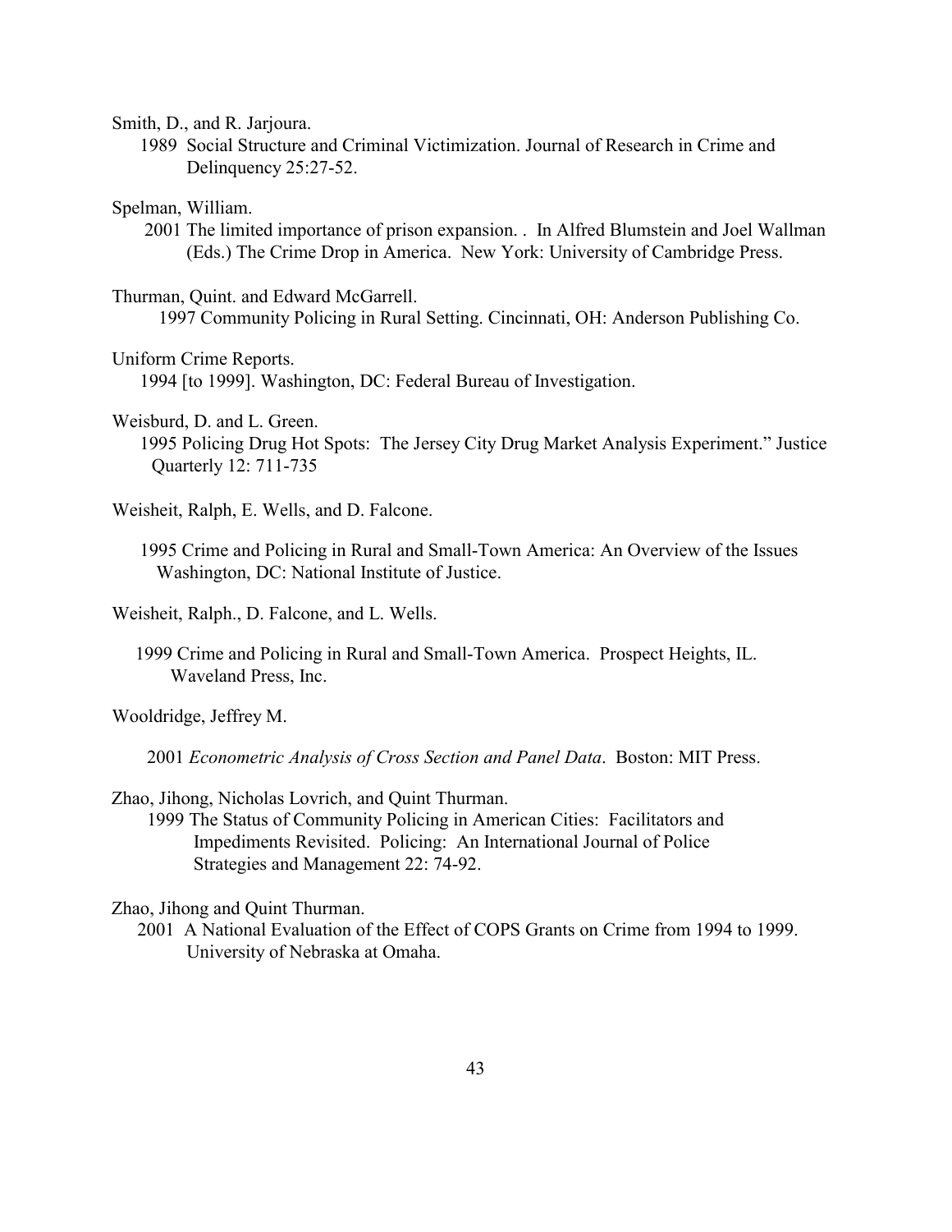Smith, D., and R. Jarjoura.

1989 Social Structure and Criminal Victimization. Journal of Research in Crime and Delinquency 25:27-52.

Spelman, William.

2001 The limited importance of prison expansion. . In Alfred Blumstein and Joel Wallman (Eds.) The Crime Drop in America. New York: University of Cambridge Press.

Thurman, Quint. and Edward McGarrell.

1997 Community Policing in Rural Setting. Cincinnati, OH: Anderson Publishing Co.

Uniform Crime Reports.

1994 [to 1999]. Washington, DC: Federal Bureau of Investigation.

Weisburd, D. and L. Green.

1995 Policing Drug Hot Spots: The Jersey City Drug Market Analysis Experiment." Justice Quarterly 12: 711-735

Weisheit, Ralph, E. Wells, and D. Falcone.

1995 Crime and Policing in Rural and Small-Town America: An Overview of the Issues Washington, DC: National Institute of Justice.

Weisheit, Ralph., D. Falcone, and L. Wells.

1999 Crime and Policing in Rural and Small-Town America. Prospect Heights, IL. Waveland Press, Inc.

Wooldridge, Jeffrey M.

2001 *Econometric Analysis of Cross Section and Panel Data*. Boston: MIT Press.

Zhao, Jihong, Nicholas Lovrich, and Quint Thurman.

1999 The Status of Community Policing in American Cities: Facilitators and Impediments Revisited. Policing: An International Journal of Police Strategies and Management 22: 74-92.

Zhao, Jihong and Quint Thurman.

2001 A National Evaluation of the Effect of COPS Grants on Crime from 1994 to 1999. University of Nebraska at Omaha.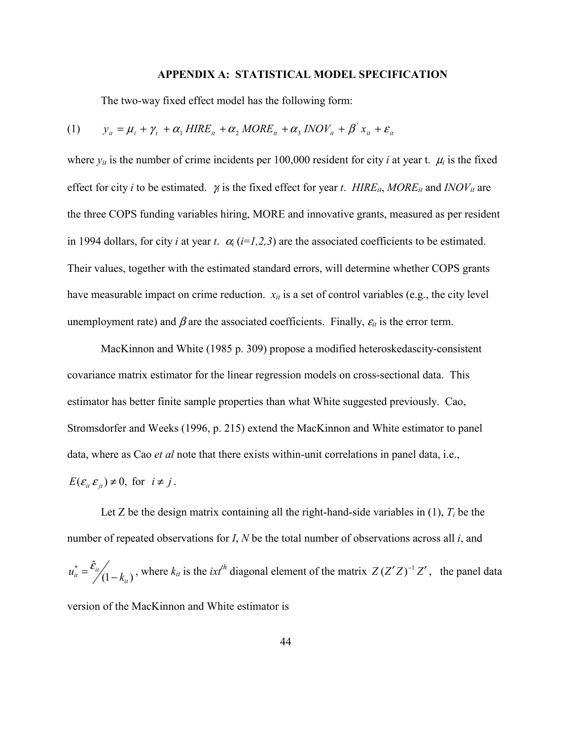## APPENDIX A: STATISTICAL MODEL SPECIFICATION

The two-way fixed effect model has the following form:

$$(1) \qquad y_{it} = \mu_i + \gamma_t + \alpha_1\, HIRE_{it} + \alpha_2\, MORE_{it} + \alpha_3\, INOV_{it} + \beta'\, x_{it} + \varepsilon_{it}$$

where $y_{it}$ is the number of crime incidents per 100,000 resident for city *i* at year t. $\mu_i$ is the fixed effect for city *i* to be estimated. $\gamma_t$ is the fixed effect for year *t*. $HIRE_{it}$, $MORE_{it}$ and $INOV_{it}$ are the three COPS funding variables hiring, MORE and innovative grants, measured as per resident in 1994 dollars, for city *i* at year *t*. $\alpha_i$ ($i=1,2,3$) are the associated coefficients to be estimated. Their values, together with the estimated standard errors, will determine whether COPS grants have measurable impact on crime reduction. $x_{it}$ is a set of control variables (e.g., the city level unemployment rate) and $\beta$ are the associated coefficients. Finally, $\varepsilon_{it}$ is the error term.

MacKinnon and White (1985 p. 309) propose a modified heteroskedascity-consistent covariance matrix estimator for the linear regression models on cross-sectional data. This estimator has better finite sample properties than what White suggested previously. Cao, Stromsdorfer and Weeks (1996, p. 215) extend the MacKinnon and White estimator to panel data, where as Cao *et al* note that there exists within-unit correlations in panel data, i.e., $E(\varepsilon_{it}\, \varepsilon_{jt}) \neq 0, \text{ for } i \neq j$.

Let Z be the design matrix containing all the right-hand-side variables in (1), $T_i$ be the number of repeated observations for *I*, *N* be the total number of observations across all *i*, and $u^*_{it} = \hat{\varepsilon}_{it} / (1 - k_{it})$, where $k_{it}$ is the $ixt^{th}$ diagonal element of the matrix $Z\,(Z'Z)^{-1}\,Z'$, the panel data version of the MacKinnon and White estimator is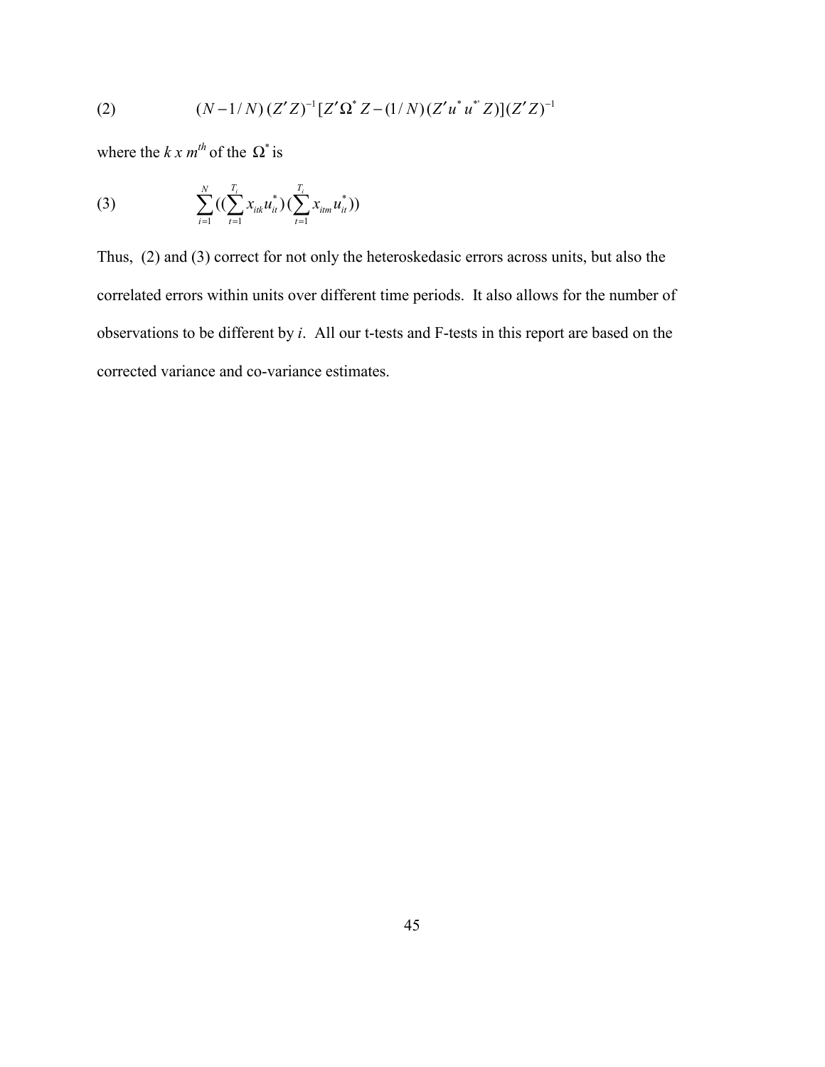$$(2) \qquad (N-1/N)\,(Z'Z)^{-1}[Z'\Omega^* Z-(1/N)(Z'u^* u^{*'} Z)](Z'Z)^{-1}$$

where the *k x m<sup>th</sup>* of the $\Omega^*$ is

$$(3) \qquad \sum_{i=1}^{N}((\sum_{t=1}^{T_i} x_{itk}u_{it}^*)(\sum_{t=1}^{T_i} x_{itm}u_{it}^*))$$

Thus, (2) and (3) correct for not only the heteroskedasic errors across units, but also the correlated errors within units over different time periods. It also allows for the number of observations to be different by *i*. All our t-tests and F-tests in this report are based on the corrected variance and co-variance estimates.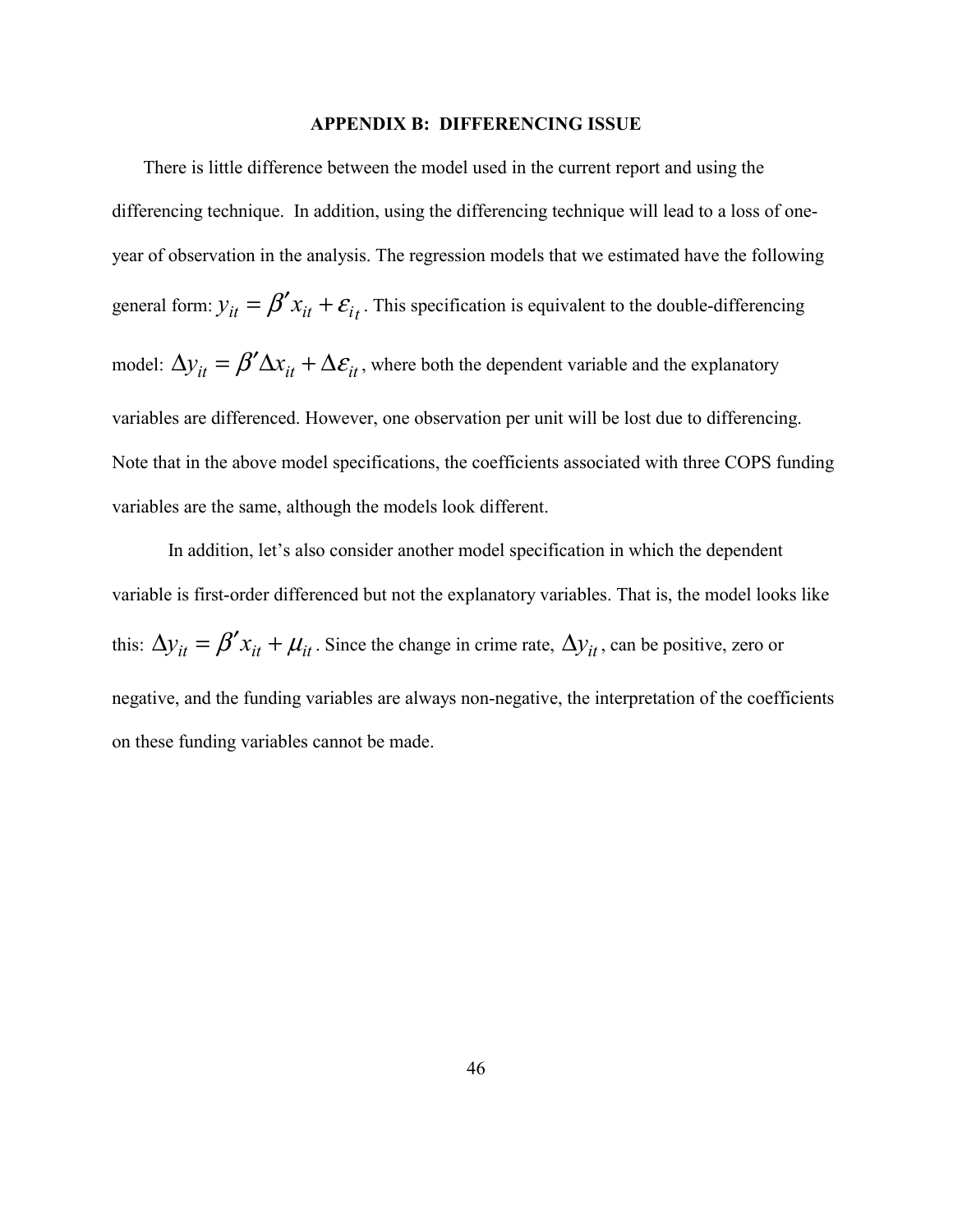## APPENDIX B: DIFFERENCING ISSUE

There is little difference between the model used in the current report and using the differencing technique. In addition, using the differencing technique will lead to a loss of one-year of observation in the analysis. The regression models that we estimated have the following general form: $y_{it} = \beta' x_{it} + \varepsilon_{it}$. This specification is equivalent to the double-differencing model: $\Delta y_{it} = \beta' \Delta x_{it} + \Delta \varepsilon_{it}$, where both the dependent variable and the explanatory variables are differenced. However, one observation per unit will be lost due to differencing. Note that in the above model specifications, the coefficients associated with three COPS funding variables are the same, although the models look different.

In addition, let's also consider another model specification in which the dependent variable is first-order differenced but not the explanatory variables. That is, the model looks like this: $\Delta y_{it} = \beta' x_{it} + \mu_{it}$. Since the change in crime rate, $\Delta y_{it}$, can be positive, zero or negative, and the funding variables are always non-negative, the interpretation of the coefficients on these funding variables cannot be made.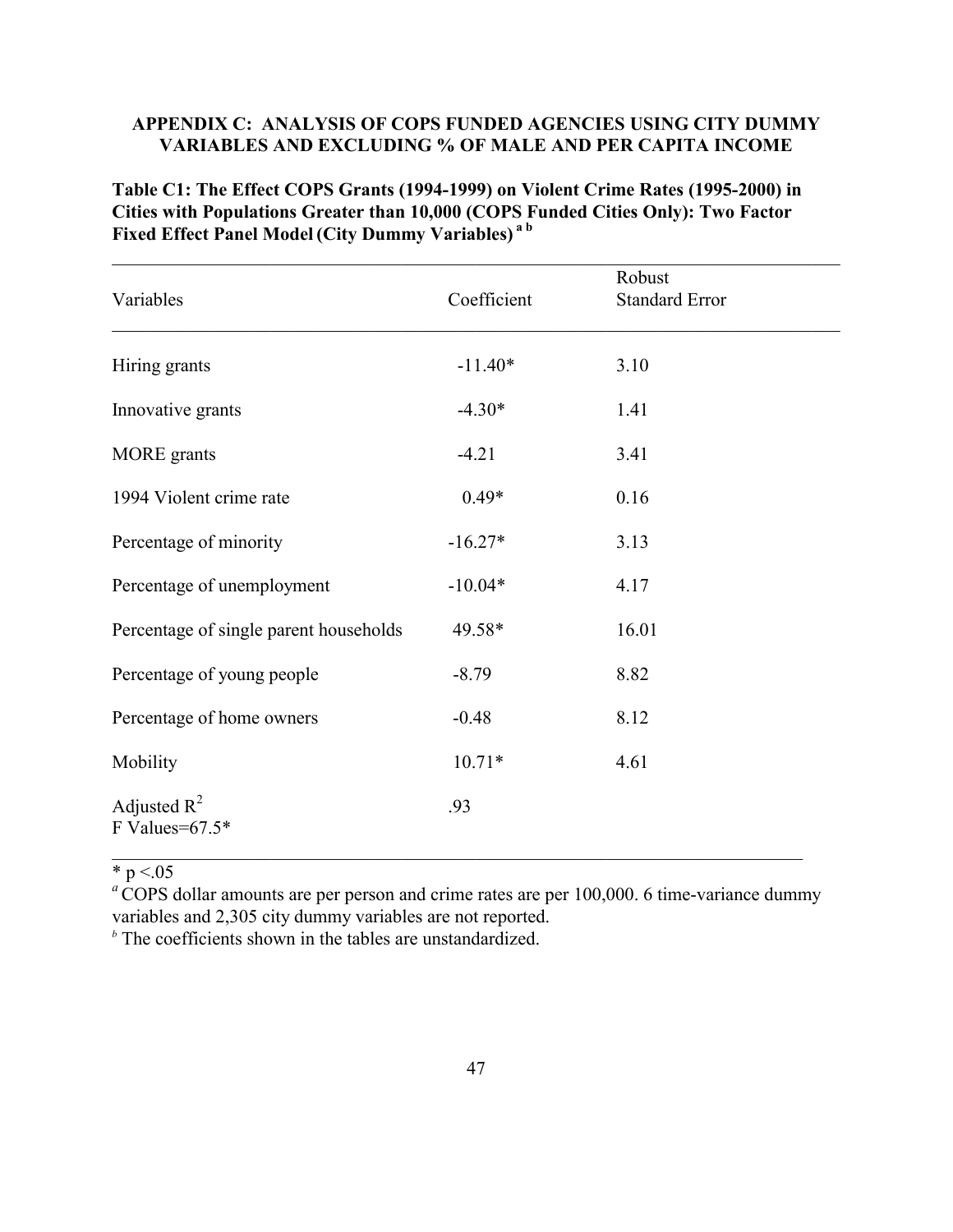## APPENDIX C: ANALYSIS OF COPS FUNDED AGENCIES USING CITY DUMMY VARIABLES AND EXCLUDING % OF MALE AND PER CAPITA INCOME

**Table C1: The Effect COPS Grants (1994-1999) on Violent Crime Rates (1995-2000) in Cities with Populations Greater than 10,000 (COPS Funded Cities Only): Two Factor Fixed Effect Panel Model (City Dummy Variables) [a b]**

| Variables | Coefficient | Robust Standard Error |
|---|---|---|
| Hiring grants | -11.40* | 3.10 |
| Innovative grants | -4.30* | 1.41 |
| MORE grants | -4.21 | 3.41 |
| 1994 Violent crime rate | 0.49* | 0.16 |
| Percentage of minority | -16.27* | 3.13 |
| Percentage of unemployment | -10.04* | 4.17 |
| Percentage of single parent households | 49.58* | 16.01 |
| Percentage of young people | -8.79 | 8.82 |
| Percentage of home owners | -0.48 | 8.12 |
| Mobility | 10.71* | 4.61 |
| Adjusted $R^2$ | .93 | |
| F Values=67.5* | | |

* $p < .05$

[a] COPS dollar amounts are per person and crime rates are per 100,000. 6 time-variance dummy variables and 2,305 city dummy variables are not reported.

[b] The coefficients shown in the tables are unstandardized.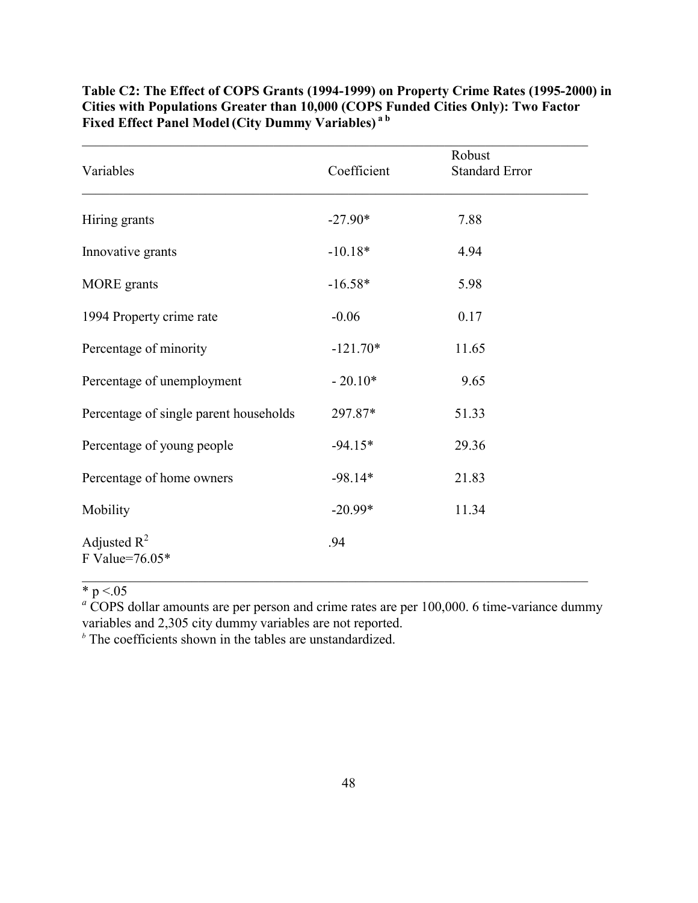**Table C2: The Effect of COPS Grants (1994-1999) on Property Crime Rates (1995-2000) in Cities with Populations Greater than 10,000 (COPS Funded Cities Only): Two Factor Fixed Effect Panel Model (City Dummy Variables)** [a b]

| Variables | Coefficient | Robust Standard Error |
|---|---|---|
| Hiring grants | -27.90* | 7.88 |
| Innovative grants | -10.18* | 4.94 |
| MORE grants | -16.58* | 5.98 |
| 1994 Property crime rate | -0.06 | 0.17 |
| Percentage of minority | -121.70* | 11.65 |
| Percentage of unemployment | - 20.10* | 9.65 |
| Percentage of single parent households | 297.87* | 51.33 |
| Percentage of young people | -94.15* | 29.36 |
| Percentage of home owners | -98.14* | 21.83 |
| Mobility | -20.99* | 11.34 |
| Adjusted $R^2$<br>F Value=76.05* | .94 | |

\* $p < .05$

[a] COPS dollar amounts are per person and crime rates are per 100,000. 6 time-variance dummy variables and 2,305 city dummy variables are not reported.

[b] The coefficients shown in the tables are unstandardized.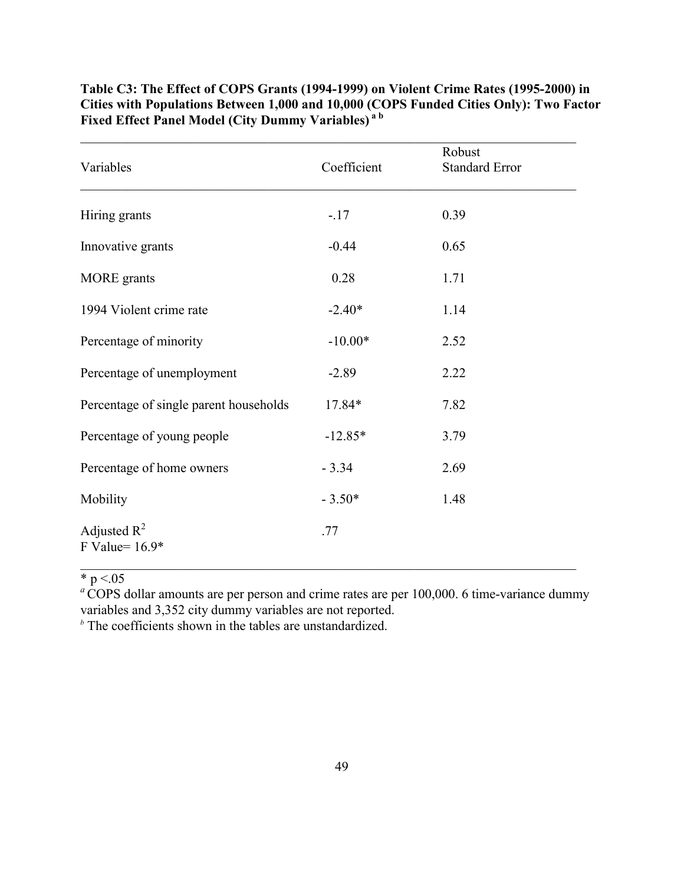**Table C3: The Effect of COPS Grants (1994-1999) on Violent Crime Rates (1995-2000) in Cities with Populations Between 1,000 and 10,000 (COPS Funded Cities Only): Two Factor Fixed Effect Panel Model (City Dummy Variables)** [a b]

| Variables | Coefficient | Robust Standard Error |
|---|---|---|
| Hiring grants | -.17 | 0.39 |
| Innovative grants | -0.44 | 0.65 |
| MORE grants | 0.28 | 1.71 |
| 1994 Violent crime rate | -2.40* | 1.14 |
| Percentage of minority | -10.00* | 2.52 |
| Percentage of unemployment | -2.89 | 2.22 |
| Percentage of single parent households | 17.84* | 7.82 |
| Percentage of young people | -12.85* | 3.79 |
| Percentage of home owners | - 3.34 | 2.69 |
| Mobility | - 3.50* | 1.48 |
| Adjusted $R^2$<br>F Value= 16.9* | .77 | |

* $p < .05$

[a] COPS dollar amounts are per person and crime rates are per 100,000. 6 time-variance dummy variables and 3,352 city dummy variables are not reported.

[b] The coefficients shown in the tables are unstandardized.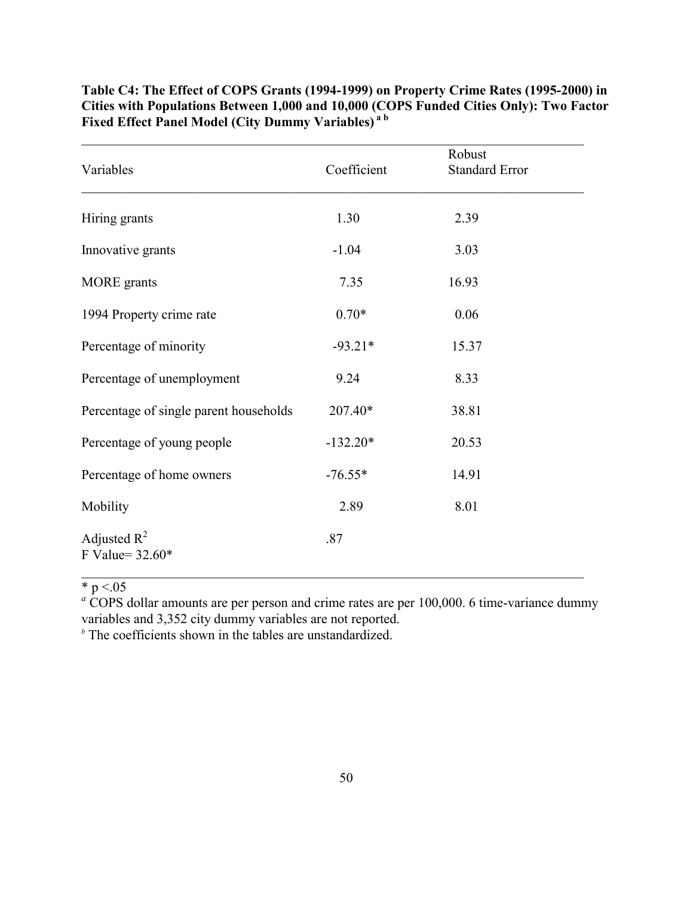**Table C4: The Effect of COPS Grants (1994-1999) on Property Crime Rates (1995-2000) in Cities with Populations Between 1,000 and 10,000 (COPS Funded Cities Only): Two Factor Fixed Effect Panel Model (City Dummy Variables)** [a b]

| Variables | Coefficient | Robust Standard Error |
|---|---|---|
| Hiring grants | 1.30 | 2.39 |
| Innovative grants | -1.04 | 3.03 |
| MORE grants | 7.35 | 16.93 |
| 1994 Property crime rate | 0.70* | 0.06 |
| Percentage of minority | -93.21* | 15.37 |
| Percentage of unemployment | 9.24 | 8.33 |
| Percentage of single parent households | 207.40* | 38.81 |
| Percentage of young people | -132.20* | 20.53 |
| Percentage of home owners | -76.55* | 14.91 |
| Mobility | 2.89 | 8.01 |
| Adjusted $R^2$ | .87 | |
| F Value= 32.60* | | |

* $p < .05$

[a] COPS dollar amounts are per person and crime rates are per 100,000. 6 time-variance dummy variables and 3,352 city dummy variables are not reported.

[b] The coefficients shown in the tables are unstandardized.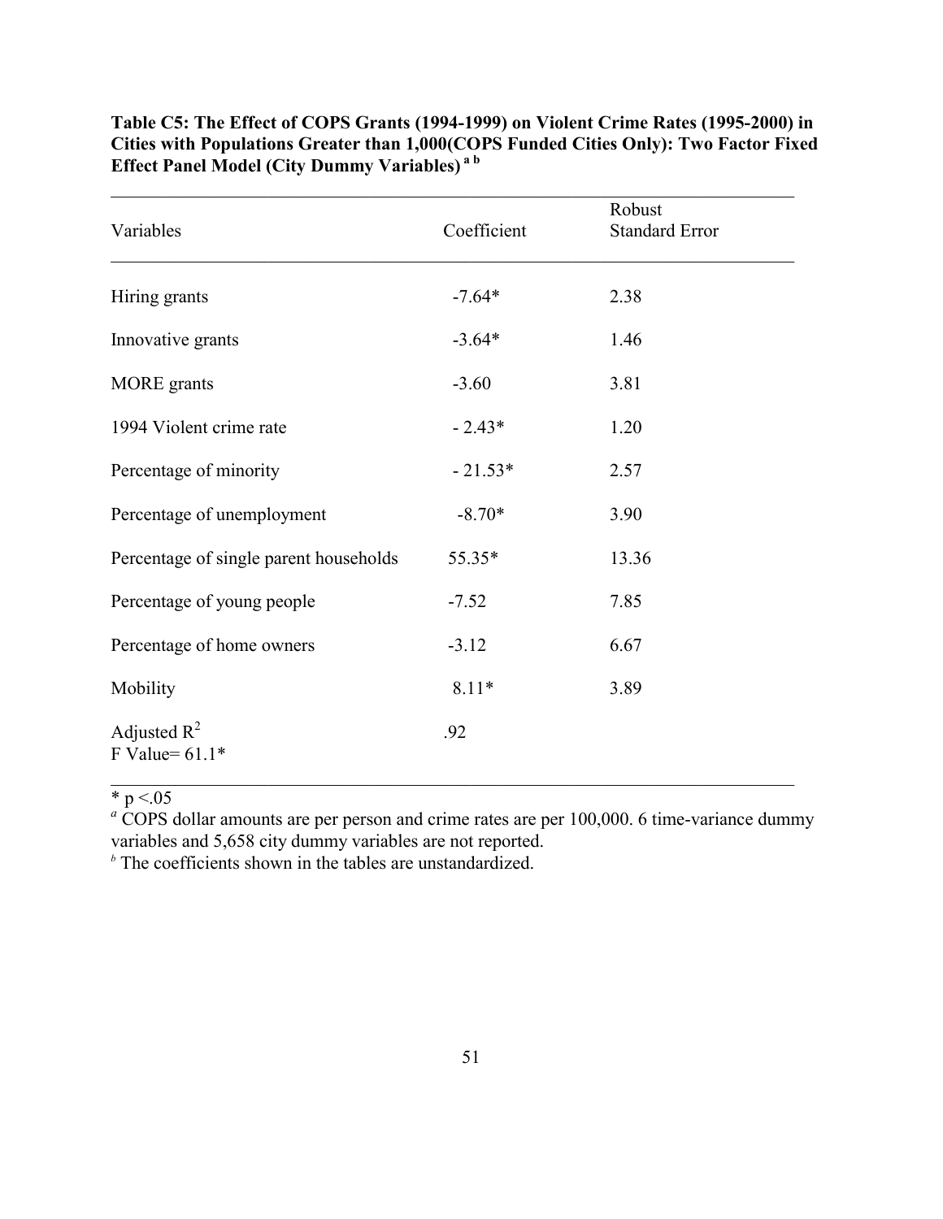**Table C5: The Effect of COPS Grants (1994-1999) on Violent Crime Rates (1995-2000) in Cities with Populations Greater than 1,000(COPS Funded Cities Only): Two Factor Fixed Effect Panel Model (City Dummy Variables) [a b]**

| Variables | Coefficient | Robust Standard Error |
|---|---|---|
| Hiring grants | -7.64* | 2.38 |
| Innovative grants | -3.64* | 1.46 |
| MORE grants | -3.60 | 3.81 |
| 1994 Violent crime rate | - 2.43* | 1.20 |
| Percentage of minority | - 21.53* | 2.57 |
| Percentage of unemployment | -8.70* | 3.90 |
| Percentage of single parent households | 55.35* | 13.36 |
| Percentage of young people | -7.52 | 7.85 |
| Percentage of home owners | -3.12 | 6.67 |
| Mobility | 8.11* | 3.89 |
| Adjusted $R^2$<br>F Value= 61.1* | .92 | |

* $p < .05$

[a] COPS dollar amounts are per person and crime rates are per 100,000. 6 time-variance dummy variables and 5,658 city dummy variables are not reported.

[b] The coefficients shown in the tables are unstandardized.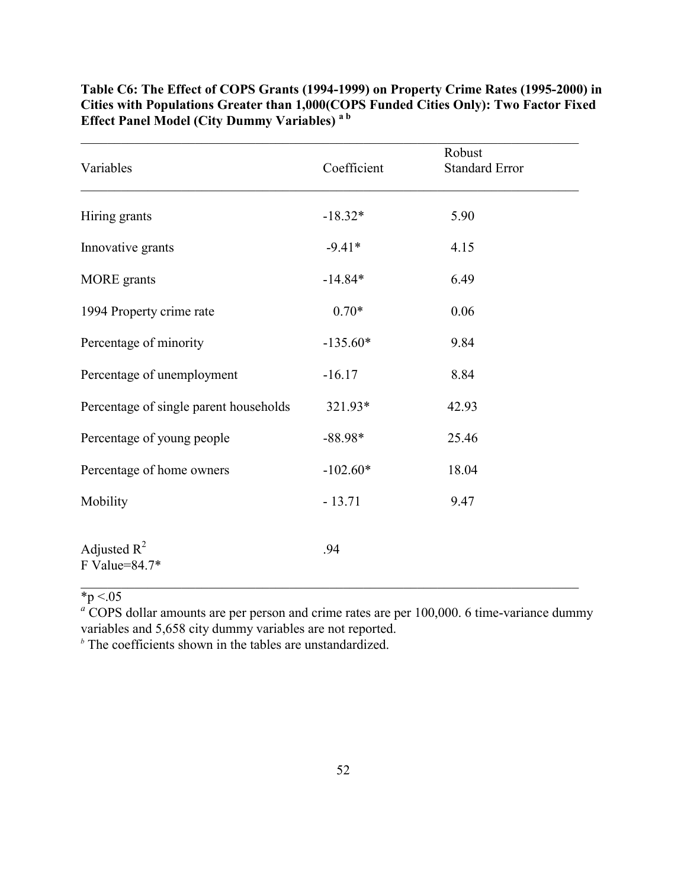**Table C6: The Effect of COPS Grants (1994-1999) on Property Crime Rates (1995-2000) in Cities with Populations Greater than 1,000(COPS Funded Cities Only): Two Factor Fixed Effect Panel Model (City Dummy Variables) [a b]**

| Variables | Coefficient | Robust Standard Error |
|---|---|---|
| Hiring grants | -18.32* | 5.90 |
| Innovative grants | -9.41* | 4.15 |
| MORE grants | -14.84* | 6.49 |
| 1994 Property crime rate | 0.70* | 0.06 |
| Percentage of minority | -135.60* | 9.84 |
| Percentage of unemployment | -16.17 | 8.84 |
| Percentage of single parent households | 321.93* | 42.93 |
| Percentage of young people | -88.98* | 25.46 |
| Percentage of home owners | -102.60* | 18.04 |
| Mobility | - 13.71 | 9.47 |
| Adjusted $R^2$<br>F Value=84.7* | .94 | |

*$p < .05$

[a] COPS dollar amounts are per person and crime rates are per 100,000. 6 time-variance dummy variables and 5,658 city dummy variables are not reported.

[b] The coefficients shown in the tables are unstandardized.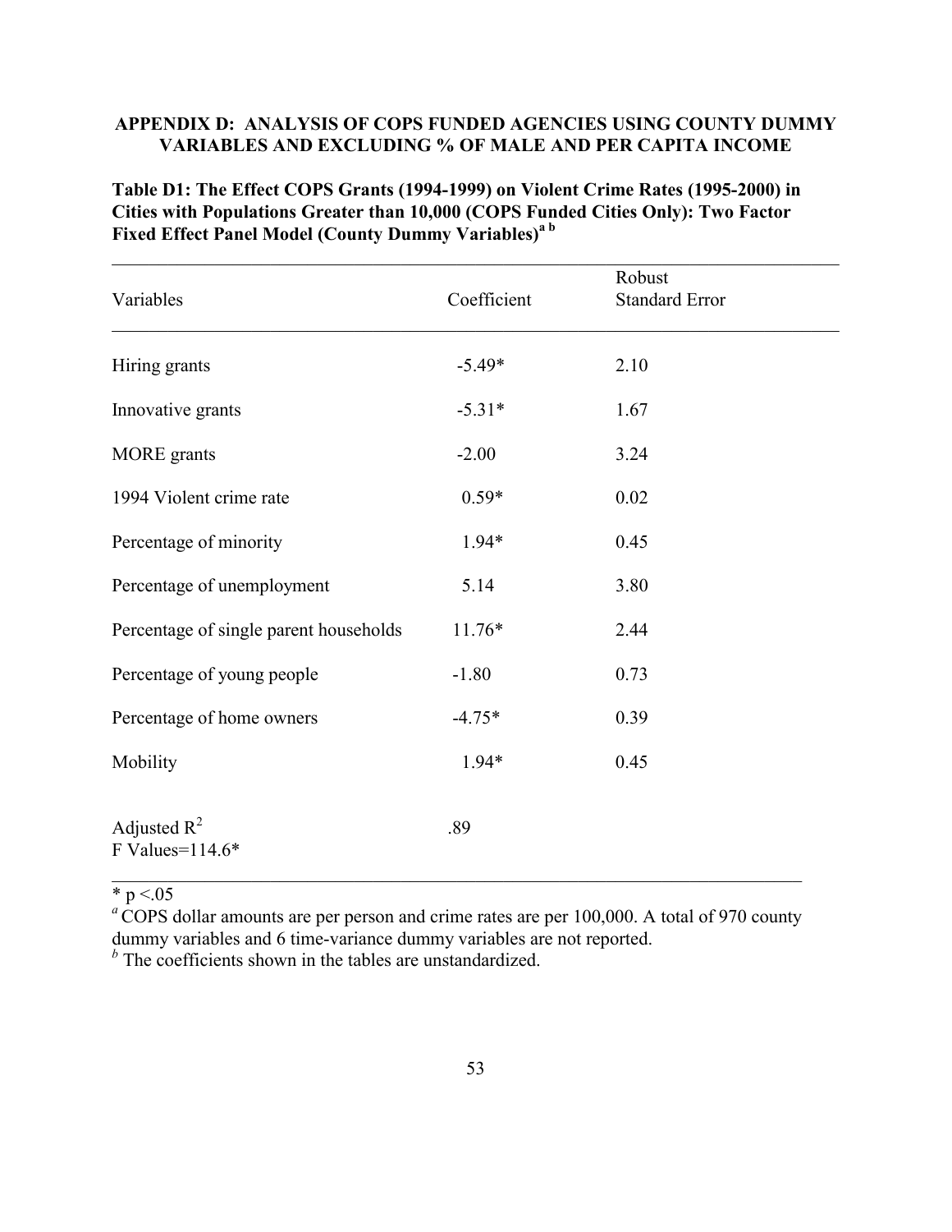## APPENDIX D: ANALYSIS OF COPS FUNDED AGENCIES USING COUNTY DUMMY VARIABLES AND EXCLUDING % OF MALE AND PER CAPITA INCOME

**Table D1: The Effect COPS Grants (1994-1999) on Violent Crime Rates (1995-2000) in Cities with Populations Greater than 10,000 (COPS Funded Cities Only): Two Factor Fixed Effect Panel Model (County Dummy Variables)[a b]**

| Variables | Coefficient | Robust Standard Error |
|---|---|---|
| Hiring grants | -5.49* | 2.10 |
| Innovative grants | -5.31* | 1.67 |
| MORE grants | -2.00 | 3.24 |
| 1994 Violent crime rate | 0.59* | 0.02 |
| Percentage of minority | 1.94* | 0.45 |
| Percentage of unemployment | 5.14 | 3.80 |
| Percentage of single parent households | 11.76* | 2.44 |
| Percentage of young people | -1.80 | 0.73 |
| Percentage of home owners | -4.75* | 0.39 |
| Mobility | 1.94* | 0.45 |
| Adjusted $R^2$ | .89 | |
| F Values=114.6* | | |

* $p < .05$

[a] COPS dollar amounts are per person and crime rates are per 100,000. A total of 970 county dummy variables and 6 time-variance dummy variables are not reported.

[b] The coefficients shown in the tables are unstandardized.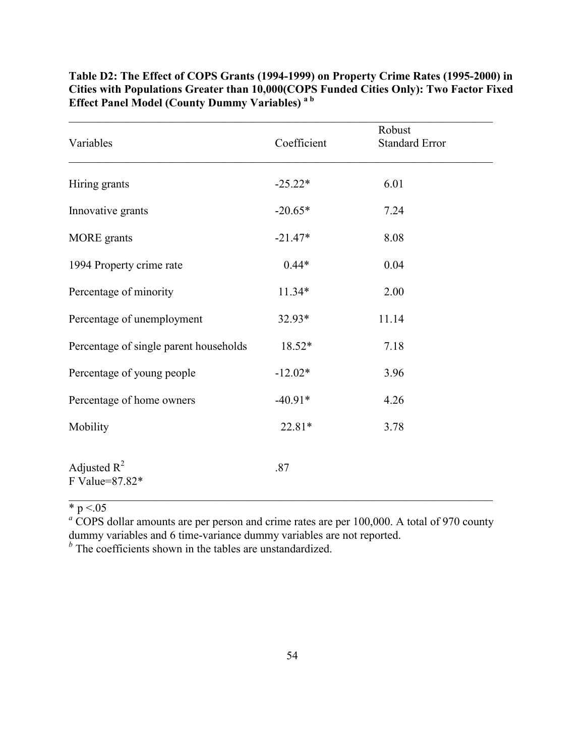**Table D2: The Effect of COPS Grants (1994-1999) on Property Crime Rates (1995-2000) in Cities with Populations Greater than 10,000(COPS Funded Cities Only): Two Factor Fixed Effect Panel Model (County Dummy Variables) [a b]**

| Variables | Coefficient | Robust Standard Error |
|---|---|---|
| Hiring grants | -25.22* | 6.01 |
| Innovative grants | -20.65* | 7.24 |
| MORE grants | -21.47* | 8.08 |
| 1994 Property crime rate | 0.44* | 0.04 |
| Percentage of minority | 11.34* | 2.00 |
| Percentage of unemployment | 32.93* | 11.14 |
| Percentage of single parent households | 18.52* | 7.18 |
| Percentage of young people | -12.02* | 3.96 |
| Percentage of home owners | -40.91* | 4.26 |
| Mobility | 22.81* | 3.78 |
| Adjusted $R^2$ | .87 | |
| F Value=87.82* | | |

\* $p < .05$

[a] COPS dollar amounts are per person and crime rates are per 100,000. A total of 970 county dummy variables and 6 time-variance dummy variables are not reported.

[b] The coefficients shown in the tables are unstandardized.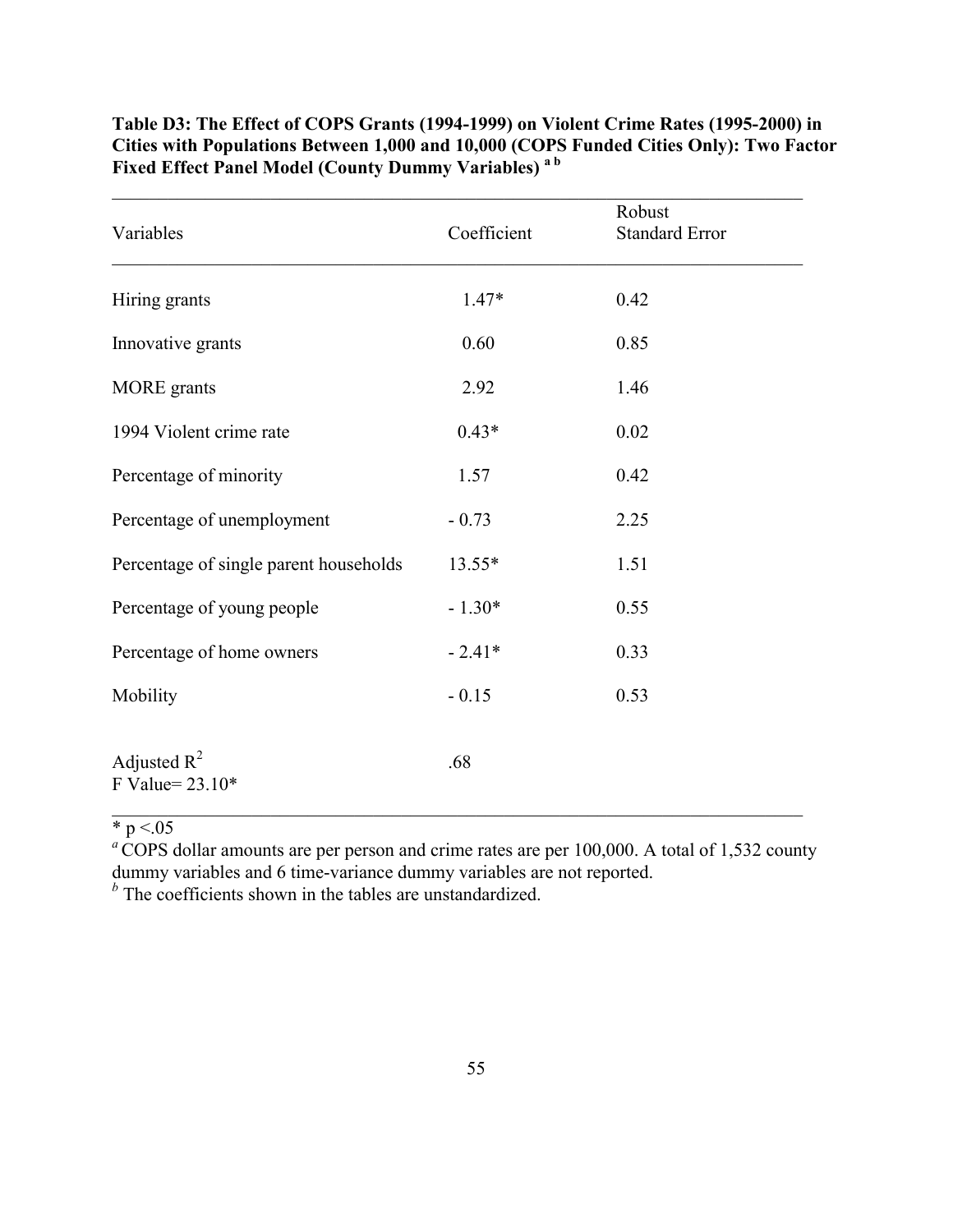**Table D3: The Effect of COPS Grants (1994-1999) on Violent Crime Rates (1995-2000) in Cities with Populations Between 1,000 and 10,000 (COPS Funded Cities Only): Two Factor Fixed Effect Panel Model (County Dummy Variables) [a b]**

| Variables | Coefficient | Robust Standard Error |
|---|---|---|
| Hiring grants | 1.47* | 0.42 |
| Innovative grants | 0.60 | 0.85 |
| MORE grants | 2.92 | 1.46 |
| 1994 Violent crime rate | 0.43* | 0.02 |
| Percentage of minority | 1.57 | 0.42 |
| Percentage of unemployment | - 0.73 | 2.25 |
| Percentage of single parent households | 13.55* | 1.51 |
| Percentage of young people | - 1.30* | 0.55 |
| Percentage of home owners | - 2.41* | 0.33 |
| Mobility | - 0.15 | 0.53 |
| Adjusted $R^2$ | .68 | |
| F Value= 23.10* | | |

* $p < .05$

[a] COPS dollar amounts are per person and crime rates are per 100,000. A total of 1,532 county dummy variables and 6 time-variance dummy variables are not reported.

[b] The coefficients shown in the tables are unstandardized.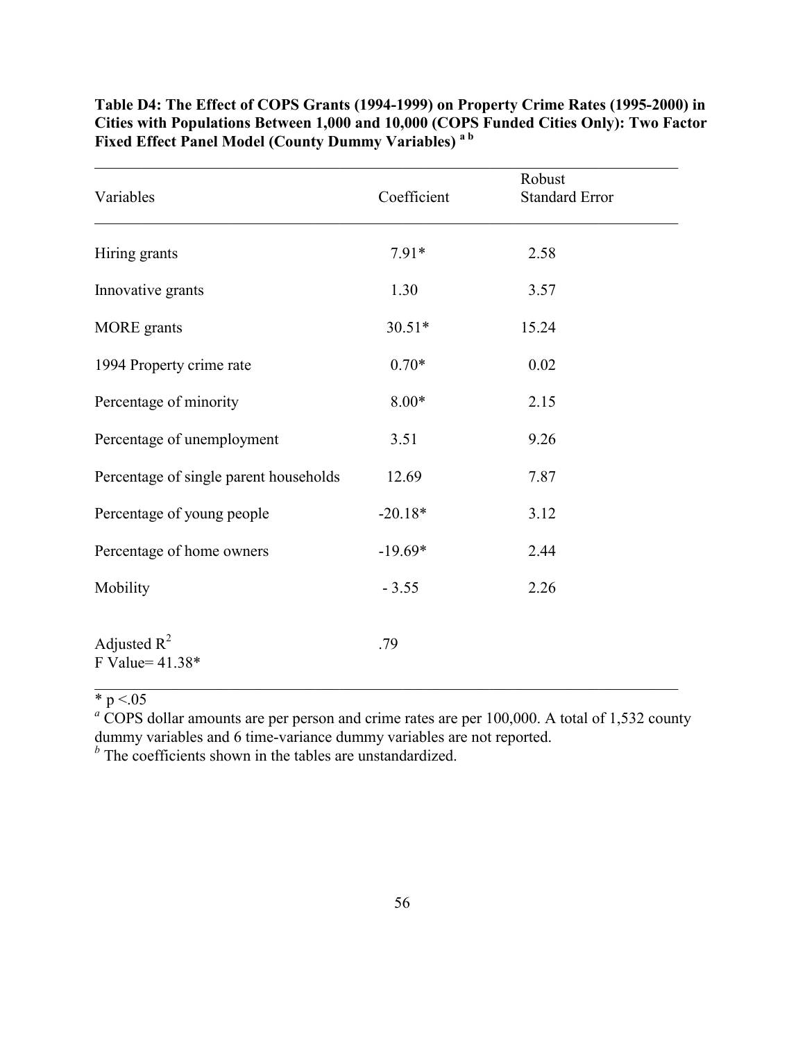**Table D4: The Effect of COPS Grants (1994-1999) on Property Crime Rates (1995-2000) in Cities with Populations Between 1,000 and 10,000 (COPS Funded Cities Only): Two Factor Fixed Effect Panel Model (County Dummy Variables) [a b]**

| Variables | Coefficient | Robust Standard Error |
|---|---|---|
| Hiring grants | 7.91* | 2.58 |
| Innovative grants | 1.30 | 3.57 |
| MORE grants | 30.51* | 15.24 |
| 1994 Property crime rate | 0.70* | 0.02 |
| Percentage of minority | 8.00* | 2.15 |
| Percentage of unemployment | 3.51 | 9.26 |
| Percentage of single parent households | 12.69 | 7.87 |
| Percentage of young people | -20.18* | 3.12 |
| Percentage of home owners | -19.69* | 2.44 |
| Mobility | - 3.55 | 2.26 |
| Adjusted $R^2$ | .79 | |
| F Value= 41.38* | | |

\* $p < .05$

[a] COPS dollar amounts are per person and crime rates are per 100,000. A total of 1,532 county dummy variables and 6 time-variance dummy variables are not reported.

[b] The coefficients shown in the tables are unstandardized.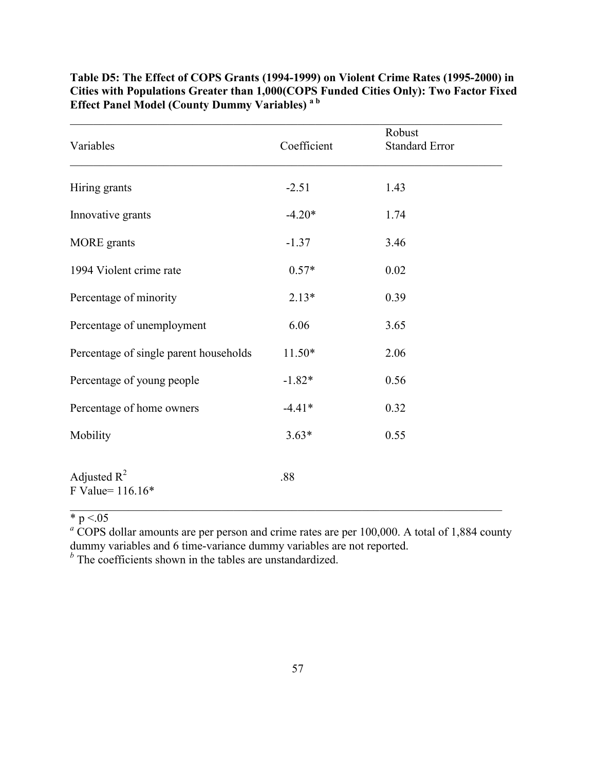**Table D5: The Effect of COPS Grants (1994-1999) on Violent Crime Rates (1995-2000) in Cities with Populations Greater than 1,000(COPS Funded Cities Only): Two Factor Fixed Effect Panel Model (County Dummy Variables) [a b]**

| Variables | Coefficient | Robust Standard Error |
|---|---|---|
| Hiring grants | -2.51 | 1.43 |
| Innovative grants | -4.20* | 1.74 |
| MORE grants | -1.37 | 3.46 |
| 1994 Violent crime rate | 0.57* | 0.02 |
| Percentage of minority | 2.13* | 0.39 |
| Percentage of unemployment | 6.06 | 3.65 |
| Percentage of single parent households | 11.50* | 2.06 |
| Percentage of young people | -1.82* | 0.56 |
| Percentage of home owners | -4.41* | 0.32 |
| Mobility | 3.63* | 0.55 |
| Adjusted $R^2$ | .88 | |
| F Value= 116.16* | | |

* $p < .05$

[a] COPS dollar amounts are per person and crime rates are per 100,000. A total of 1,884 county dummy variables and 6 time-variance dummy variables are not reported.

[b] The coefficients shown in the tables are unstandardized.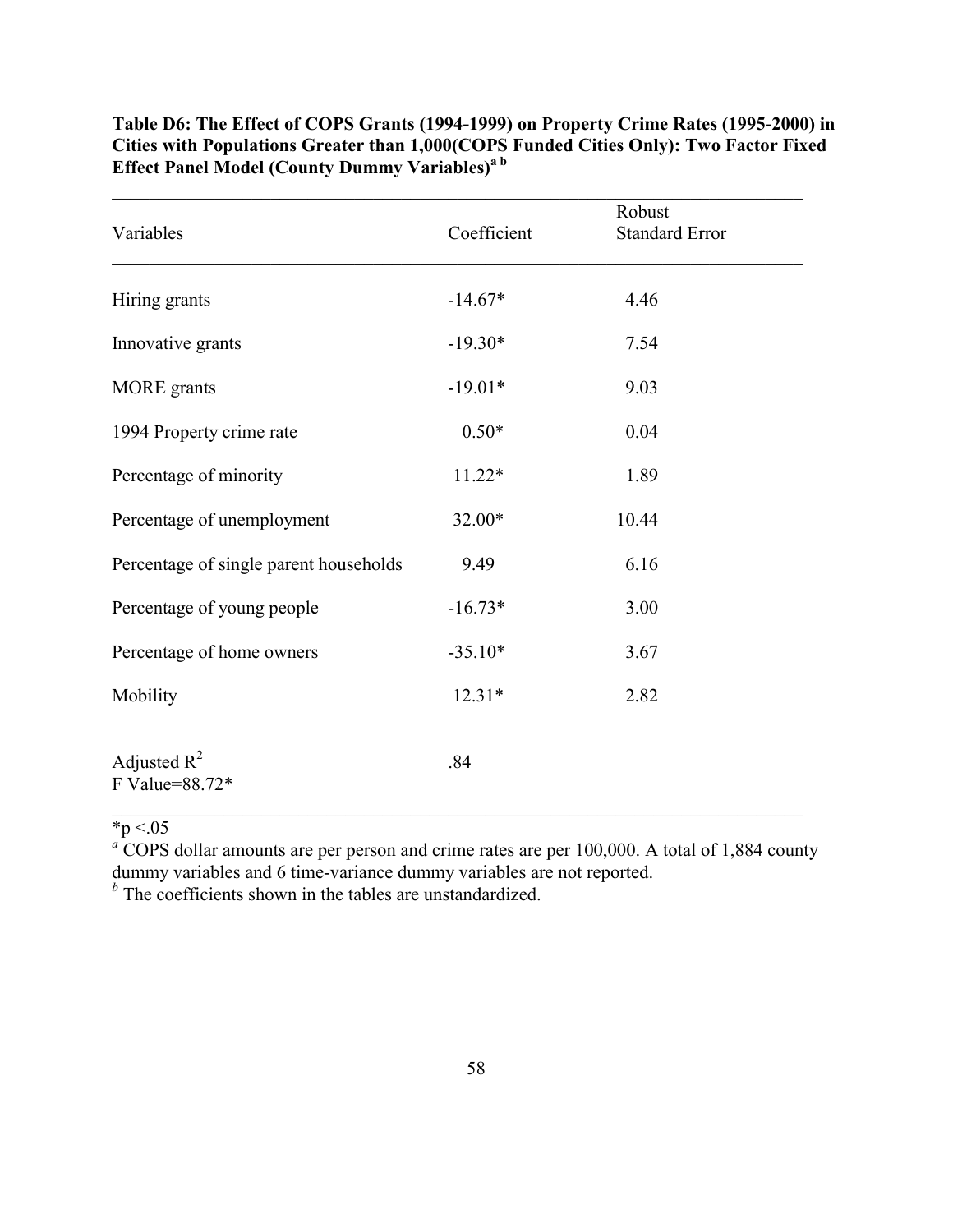**Table D6: The Effect of COPS Grants (1994-1999) on Property Crime Rates (1995-2000) in Cities with Populations Greater than 1,000(COPS Funded Cities Only): Two Factor Fixed Effect Panel Model (County Dummy Variables)[a b]**

| Variables | Coefficient | Robust Standard Error |
|---|---|---|
| Hiring grants | -14.67* | 4.46 |
| Innovative grants | -19.30* | 7.54 |
| MORE grants | -19.01* | 9.03 |
| 1994 Property crime rate | 0.50* | 0.04 |
| Percentage of minority | 11.22* | 1.89 |
| Percentage of unemployment | 32.00* | 10.44 |
| Percentage of single parent households | 9.49 | 6.16 |
| Percentage of young people | -16.73* | 3.00 |
| Percentage of home owners | -35.10* | 3.67 |
| Mobility | 12.31* | 2.82 |
| Adjusted $R^2$ | .84 | |
| F Value=88.72* | | |

*$p < .05$

[a] COPS dollar amounts are per person and crime rates are per 100,000. A total of 1,884 county dummy variables and 6 time-variance dummy variables are not reported.

[b] The coefficients shown in the tables are unstandardized.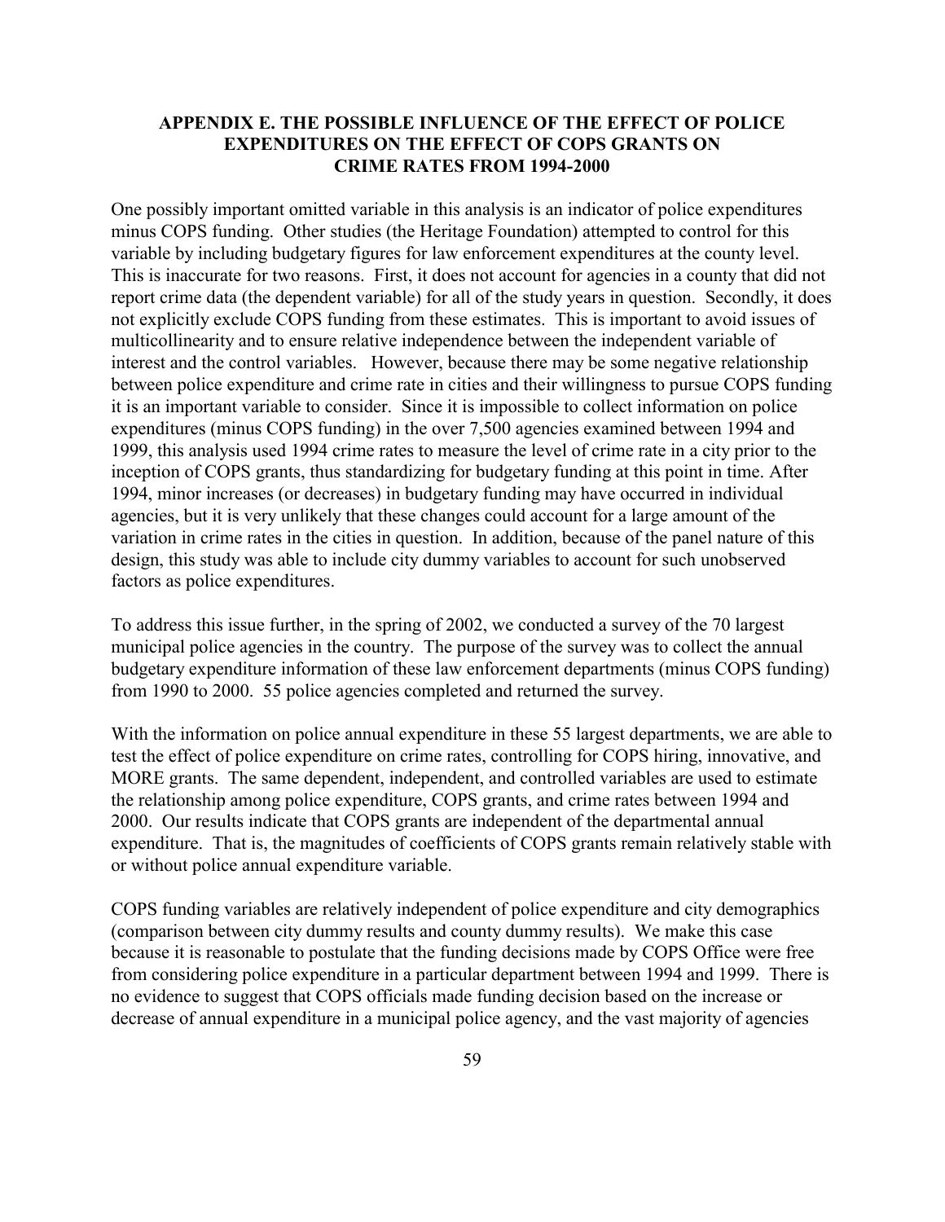## APPENDIX E. THE POSSIBLE INFLUENCE OF THE EFFECT OF POLICE EXPENDITURES ON THE EFFECT OF COPS GRANTS ON CRIME RATES FROM 1994-2000

One possibly important omitted variable in this analysis is an indicator of police expenditures minus COPS funding. Other studies (the Heritage Foundation) attempted to control for this variable by including budgetary figures for law enforcement expenditures at the county level. This is inaccurate for two reasons. First, it does not account for agencies in a county that did not report crime data (the dependent variable) for all of the study years in question. Secondly, it does not explicitly exclude COPS funding from these estimates. This is important to avoid issues of multicollinearity and to ensure relative independence between the independent variable of interest and the control variables. However, because there may be some negative relationship between police expenditure and crime rate in cities and their willingness to pursue COPS funding it is an important variable to consider. Since it is impossible to collect information on police expenditures (minus COPS funding) in the over 7,500 agencies examined between 1994 and 1999, this analysis used 1994 crime rates to measure the level of crime rate in a city prior to the inception of COPS grants, thus standardizing for budgetary funding at this point in time. After 1994, minor increases (or decreases) in budgetary funding may have occurred in individual agencies, but it is very unlikely that these changes could account for a large amount of the variation in crime rates in the cities in question. In addition, because of the panel nature of this design, this study was able to include city dummy variables to account for such unobserved factors as police expenditures.

To address this issue further, in the spring of 2002, we conducted a survey of the 70 largest municipal police agencies in the country. The purpose of the survey was to collect the annual budgetary expenditure information of these law enforcement departments (minus COPS funding) from 1990 to 2000. 55 police agencies completed and returned the survey.

With the information on police annual expenditure in these 55 largest departments, we are able to test the effect of police expenditure on crime rates, controlling for COPS hiring, innovative, and MORE grants. The same dependent, independent, and controlled variables are used to estimate the relationship among police expenditure, COPS grants, and crime rates between 1994 and 2000. Our results indicate that COPS grants are independent of the departmental annual expenditure. That is, the magnitudes of coefficients of COPS grants remain relatively stable with or without police annual expenditure variable.

COPS funding variables are relatively independent of police expenditure and city demographics (comparison between city dummy results and county dummy results). We make this case because it is reasonable to postulate that the funding decisions made by COPS Office were free from considering police expenditure in a particular department between 1994 and 1999. There is no evidence to suggest that COPS officials made funding decision based on the increase or decrease of annual expenditure in a municipal police agency, and the vast majority of agencies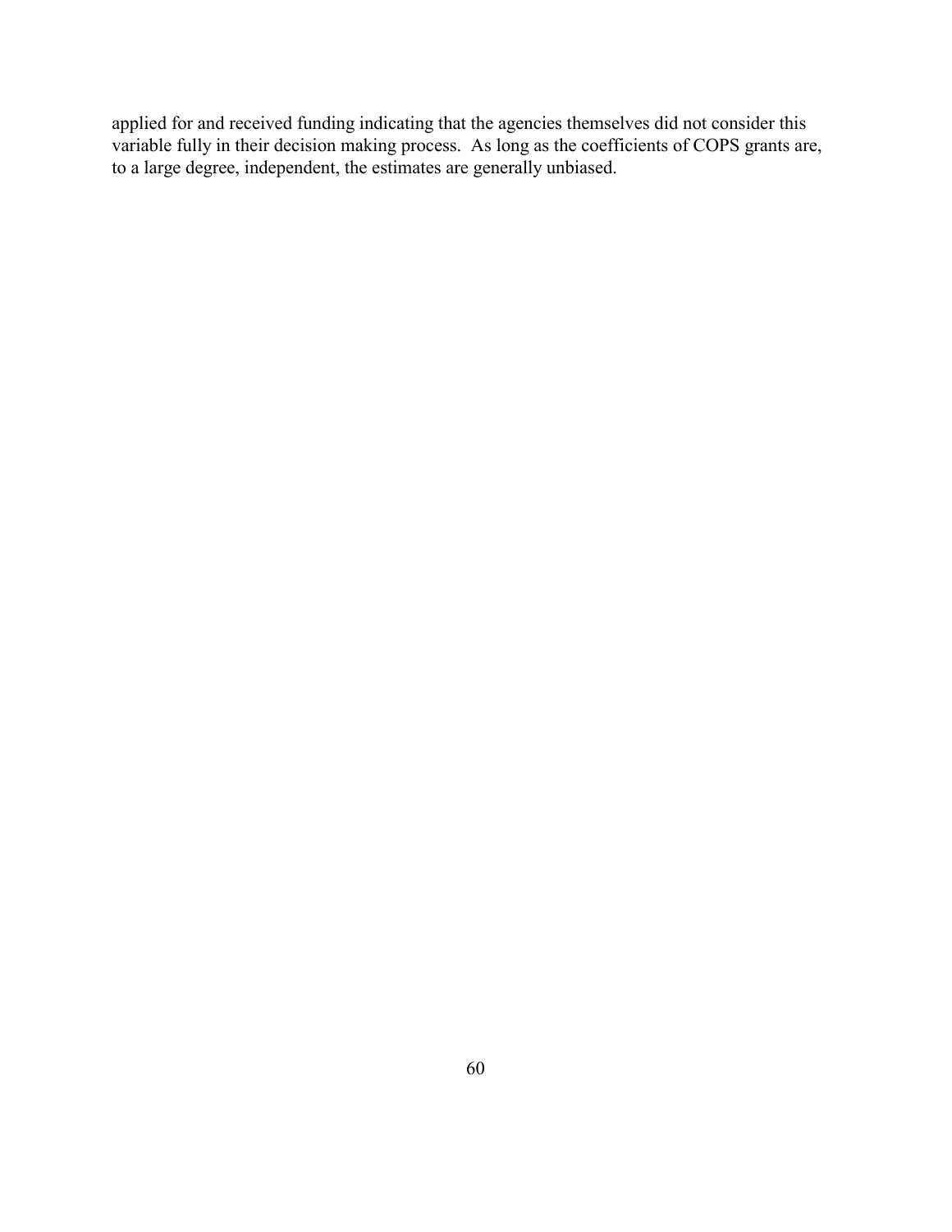applied for and received funding indicating that the agencies themselves did not consider this variable fully in their decision making process. As long as the coefficients of COPS grants are, to a large degree, independent, the estimates are generally unbiased.